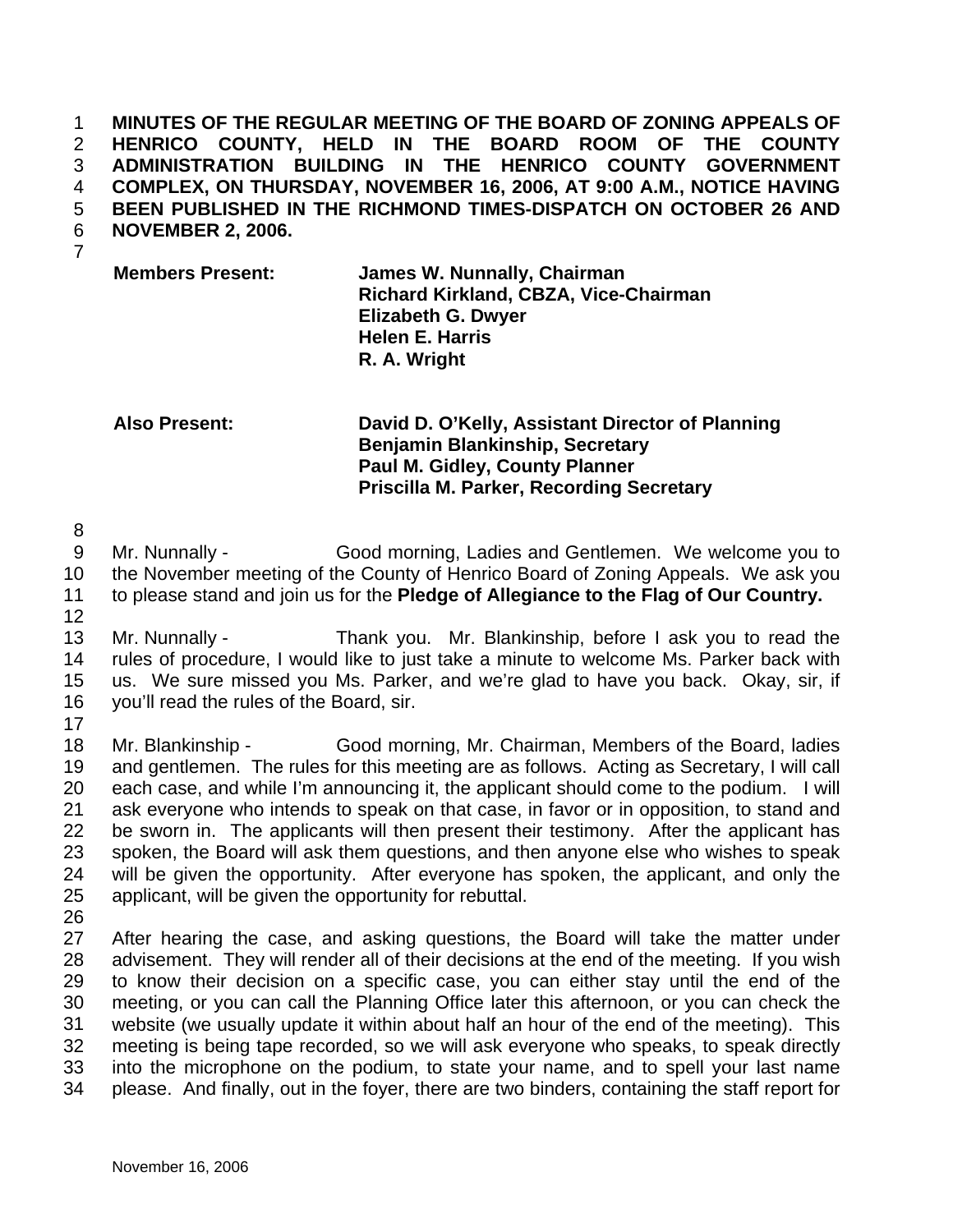**MINUTES OF THE REGULAR MEETING OF THE BOARD OF ZONING APPEALS OF HENRICO COUNTY, HELD IN THE BOARD ROOM OF THE COUNTY ADMINISTRATION BUILDING IN THE HENRICO COUNTY GOVERNMENT COMPLEX, ON THURSDAY, NOVEMBER 16, 2006, AT 9:00 A.M., NOTICE HAVING BEEN PUBLISHED IN THE RICHMOND TIMES-DISPATCH ON OCTOBER 26 AND NOVEMBER 2, 2006.**

| | |
|---|---|
| **Members Present:** | **James W. Nunnally, Chairman** |
| | **Richard Kirkland, CBZA, Vice-Chairman** |
| | **Elizabeth G. Dwyer** |
| | **Helen E. Harris** |
| | **R. A. Wright** |
| **Also Present:** | **David D. O'Kelly, Assistant Director of Planning** |
| | **Benjamin Blankinship, Secretary** |
| | **Paul M. Gidley, County Planner** |
| | **Priscilla M. Parker, Recording Secretary** |

Mr. Nunnally - Good morning, Ladies and Gentlemen. We welcome you to the November meeting of the County of Henrico Board of Zoning Appeals. We ask you to please stand and join us for the **Pledge of Allegiance to the Flag of Our Country.**

Mr. Nunnally - Thank you. Mr. Blankinship, before I ask you to read the rules of procedure, I would like to just take a minute to welcome Ms. Parker back with us. We sure missed you Ms. Parker, and we're glad to have you back. Okay, sir, if you'll read the rules of the Board, sir.

Mr. Blankinship - Good morning, Mr. Chairman, Members of the Board, ladies and gentlemen. The rules for this meeting are as follows. Acting as Secretary, I will call each case, and while I'm announcing it, the applicant should come to the podium. I will ask everyone who intends to speak on that case, in favor or in opposition, to stand and be sworn in. The applicants will then present their testimony. After the applicant has spoken, the Board will ask them questions, and then anyone else who wishes to speak will be given the opportunity. After everyone has spoken, the applicant, and only the applicant, will be given the opportunity for rebuttal.

After hearing the case, and asking questions, the Board will take the matter under advisement. They will render all of their decisions at the end of the meeting. If you wish to know their decision on a specific case, you can either stay until the end of the meeting, or you can call the Planning Office later this afternoon, or you can check the website (we usually update it within about half an hour of the end of the meeting). This meeting is being tape recorded, so we will ask everyone who speaks, to speak directly into the microphone on the podium, to state your name, and to spell your last name please. And finally, out in the foyer, there are two binders, containing the staff report for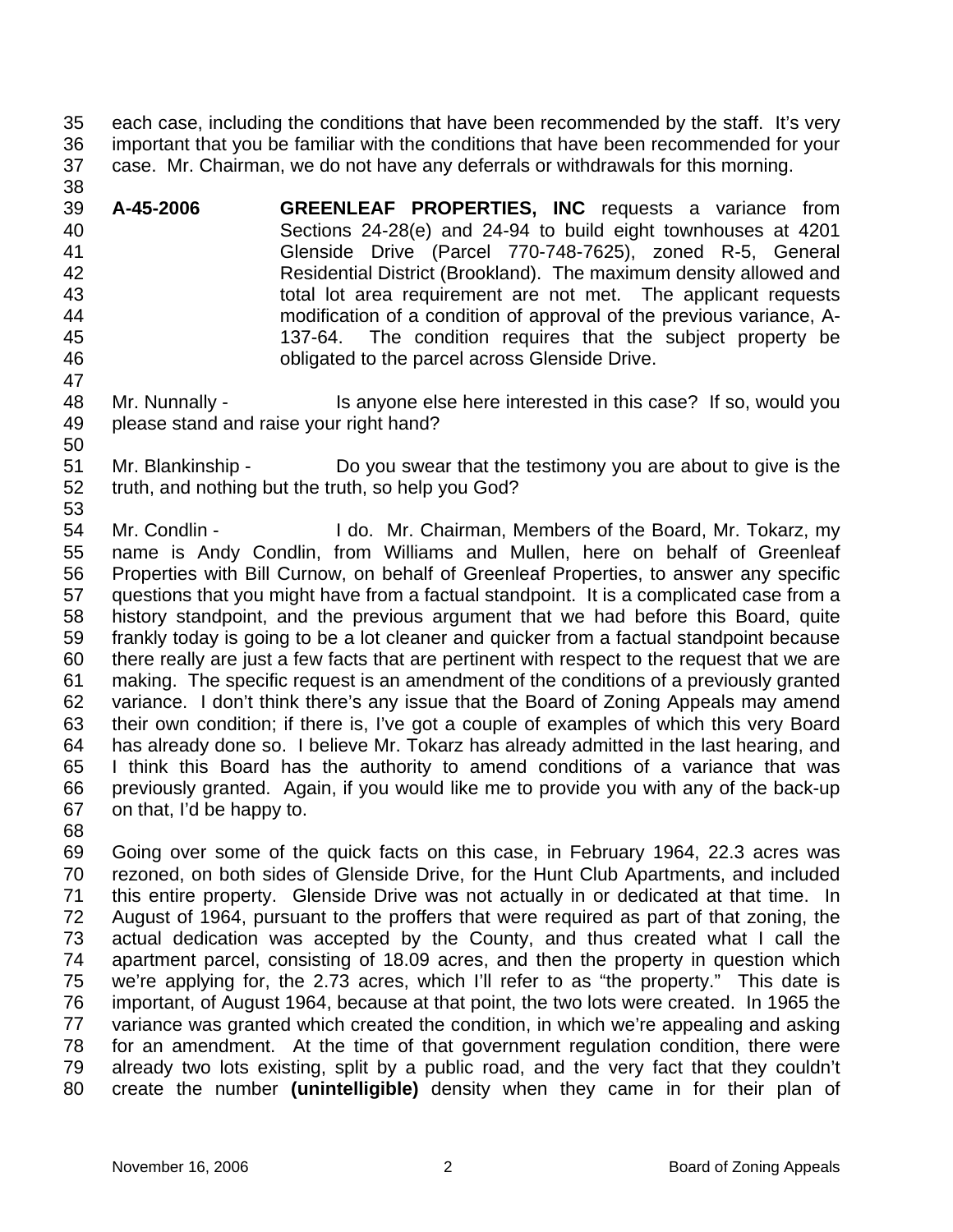each case, including the conditions that have been recommended by the staff. It's very important that you be familiar with the conditions that have been recommended for your case. Mr. Chairman, we do not have any deferrals or withdrawals for this morning.

**A-45-2006** **GREENLEAF PROPERTIES, INC** requests a variance from Sections 24-28(e) and 24-94 to build eight townhouses at 4201 Glenside Drive (Parcel 770-748-7625), zoned R-5, General Residential District (Brookland). The maximum density allowed and total lot area requirement are not met. The applicant requests modification of a condition of approval of the previous variance, A-137-64. The condition requires that the subject property be obligated to the parcel across Glenside Drive.

Mr. Nunnally - Is anyone else here interested in this case? If so, would you please stand and raise your right hand?

Mr. Blankinship - Do you swear that the testimony you are about to give is the truth, and nothing but the truth, so help you God?

Mr. Condlin - I do. Mr. Chairman, Members of the Board, Mr. Tokarz, my name is Andy Condlin, from Williams and Mullen, here on behalf of Greenleaf Properties with Bill Curnow, on behalf of Greenleaf Properties, to answer any specific questions that you might have from a factual standpoint. It is a complicated case from a history standpoint, and the previous argument that we had before this Board, quite frankly today is going to be a lot cleaner and quicker from a factual standpoint because there really are just a few facts that are pertinent with respect to the request that we are making. The specific request is an amendment of the conditions of a previously granted variance. I don't think there's any issue that the Board of Zoning Appeals may amend their own condition; if there is, I've got a couple of examples of which this very Board has already done so. I believe Mr. Tokarz has already admitted in the last hearing, and I think this Board has the authority to amend conditions of a variance that was previously granted. Again, if you would like me to provide you with any of the back-up on that, I'd be happy to.

Going over some of the quick facts on this case, in February 1964, 22.3 acres was rezoned, on both sides of Glenside Drive, for the Hunt Club Apartments, and included this entire property. Glenside Drive was not actually in or dedicated at that time. In August of 1964, pursuant to the proffers that were required as part of that zoning, the actual dedication was accepted by the County, and thus created what I call the apartment parcel, consisting of 18.09 acres, and then the property in question which we're applying for, the 2.73 acres, which I'll refer to as "the property." This date is important, of August 1964, because at that point, the two lots were created. In 1965 the variance was granted which created the condition, in which we're appealing and asking for an amendment. At the time of that government regulation condition, there were already two lots existing, split by a public road, and the very fact that they couldn't create the number **(unintelligible)** density when they came in for their plan of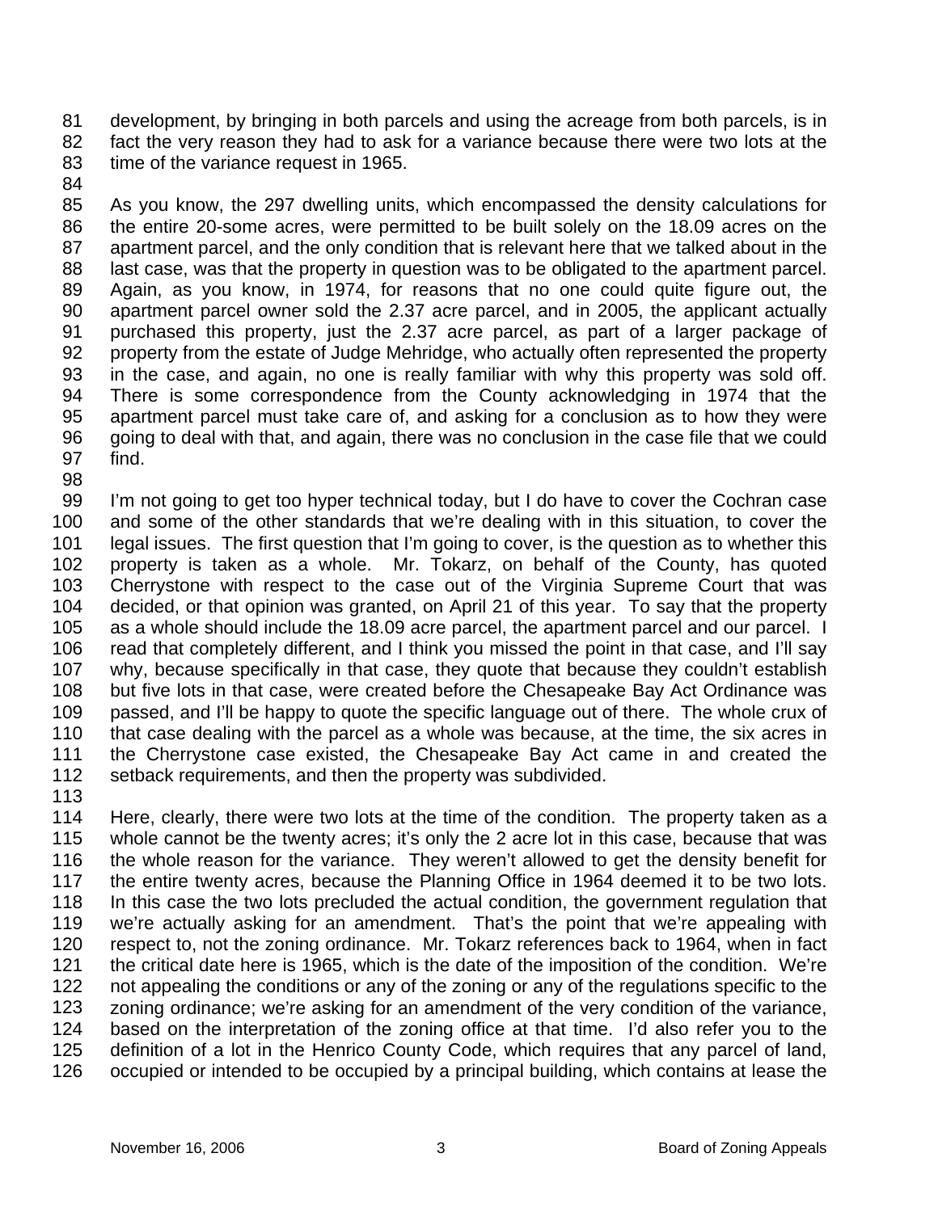development, by bringing in both parcels and using the acreage from both parcels, is in fact the very reason they had to ask for a variance because there were two lots at the time of the variance request in 1965.

As you know, the 297 dwelling units, which encompassed the density calculations for the entire 20-some acres, were permitted to be built solely on the 18.09 acres on the apartment parcel, and the only condition that is relevant here that we talked about in the last case, was that the property in question was to be obligated to the apartment parcel. Again, as you know, in 1974, for reasons that no one could quite figure out, the apartment parcel owner sold the 2.37 acre parcel, and in 2005, the applicant actually purchased this property, just the 2.37 acre parcel, as part of a larger package of property from the estate of Judge Mehridge, who actually often represented the property in the case, and again, no one is really familiar with why this property was sold off. There is some correspondence from the County acknowledging in 1974 that the apartment parcel must take care of, and asking for a conclusion as to how they were going to deal with that, and again, there was no conclusion in the case file that we could find.

I'm not going to get too hyper technical today, but I do have to cover the Cochran case and some of the other standards that we're dealing with in this situation, to cover the legal issues. The first question that I'm going to cover, is the question as to whether this property is taken as a whole. Mr. Tokarz, on behalf of the County, has quoted Cherrystone with respect to the case out of the Virginia Supreme Court that was decided, or that opinion was granted, on April 21 of this year. To say that the property as a whole should include the 18.09 acre parcel, the apartment parcel and our parcel. I read that completely different, and I think you missed the point in that case, and I'll say why, because specifically in that case, they quote that because they couldn't establish but five lots in that case, were created before the Chesapeake Bay Act Ordinance was passed, and I'll be happy to quote the specific language out of there. The whole crux of that case dealing with the parcel as a whole was because, at the time, the six acres in the Cherrystone case existed, the Chesapeake Bay Act came in and created the setback requirements, and then the property was subdivided.

Here, clearly, there were two lots at the time of the condition. The property taken as a whole cannot be the twenty acres; it's only the 2 acre lot in this case, because that was the whole reason for the variance. They weren't allowed to get the density benefit for the entire twenty acres, because the Planning Office in 1964 deemed it to be two lots. In this case the two lots precluded the actual condition, the government regulation that we're actually asking for an amendment. That's the point that we're appealing with respect to, not the zoning ordinance. Mr. Tokarz references back to 1964, when in fact the critical date here is 1965, which is the date of the imposition of the condition. We're not appealing the conditions or any of the zoning or any of the regulations specific to the zoning ordinance; we're asking for an amendment of the very condition of the variance, based on the interpretation of the zoning office at that time. I'd also refer you to the definition of a lot in the Henrico County Code, which requires that any parcel of land, occupied or intended to be occupied by a principal building, which contains at lease the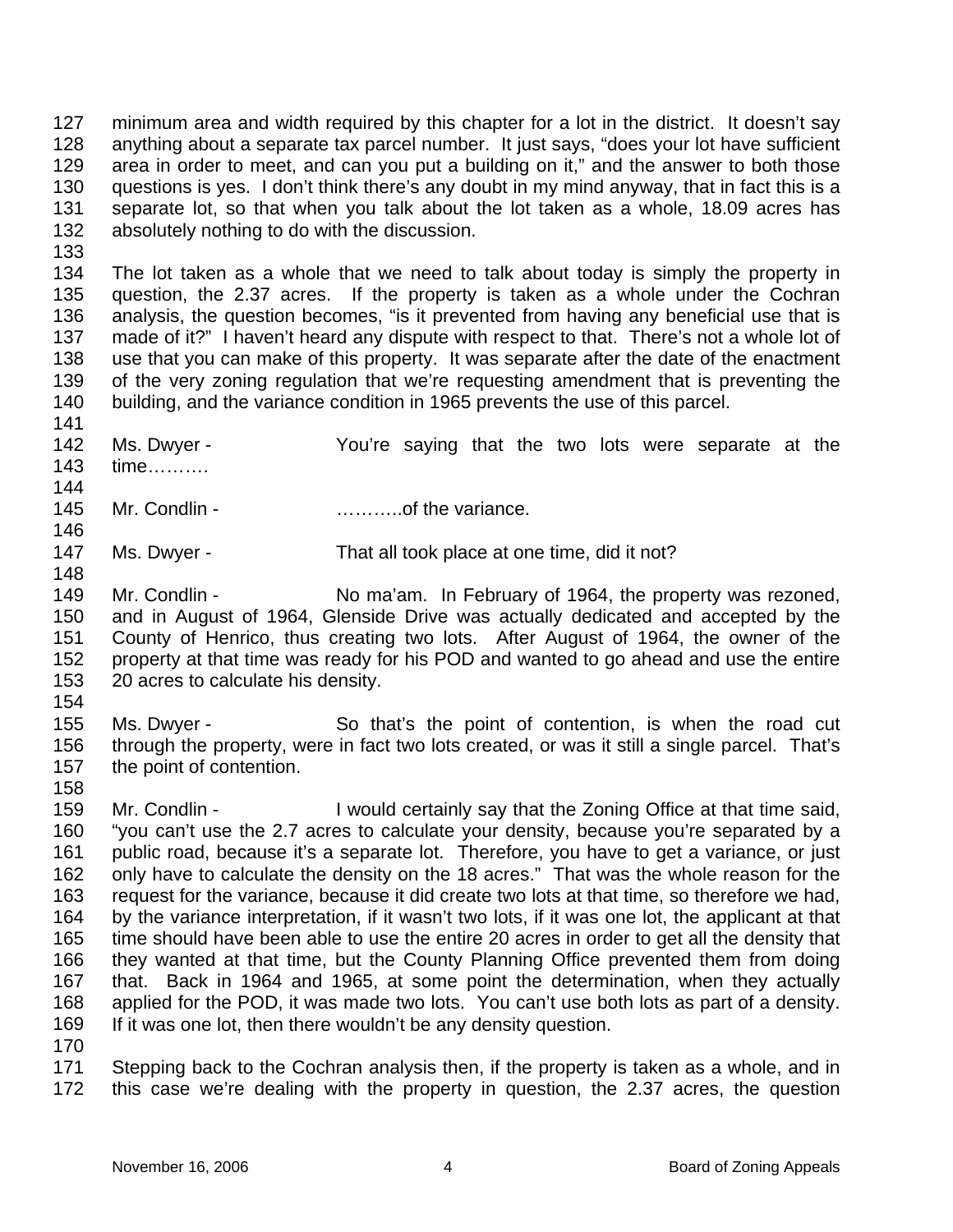minimum area and width required by this chapter for a lot in the district. It doesn't say anything about a separate tax parcel number. It just says, "does your lot have sufficient area in order to meet, and can you put a building on it," and the answer to both those questions is yes. I don't think there's any doubt in my mind anyway, that in fact this is a separate lot, so that when you talk about the lot taken as a whole, 18.09 acres has absolutely nothing to do with the discussion.

The lot taken as a whole that we need to talk about today is simply the property in question, the 2.37 acres. If the property is taken as a whole under the Cochran analysis, the question becomes, "is it prevented from having any beneficial use that is made of it?" I haven't heard any dispute with respect to that. There's not a whole lot of use that you can make of this property. It was separate after the date of the enactment of the very zoning regulation that we're requesting amendment that is preventing the building, and the variance condition in 1965 prevents the use of this parcel.

Ms. Dwyer - You're saying that the two lots were separate at the time……….

Mr. Condlin - ………..of the variance.

Ms. Dwyer - That all took place at one time, did it not?

Mr. Condlin - No ma'am. In February of 1964, the property was rezoned, and in August of 1964, Glenside Drive was actually dedicated and accepted by the County of Henrico, thus creating two lots. After August of 1964, the owner of the property at that time was ready for his POD and wanted to go ahead and use the entire 20 acres to calculate his density.

Ms. Dwyer - So that's the point of contention, is when the road cut through the property, were in fact two lots created, or was it still a single parcel. That's the point of contention.

Mr. Condlin - I would certainly say that the Zoning Office at that time said, "you can't use the 2.7 acres to calculate your density, because you're separated by a public road, because it's a separate lot. Therefore, you have to get a variance, or just only have to calculate the density on the 18 acres." That was the whole reason for the request for the variance, because it did create two lots at that time, so therefore we had, by the variance interpretation, if it wasn't two lots, if it was one lot, the applicant at that time should have been able to use the entire 20 acres in order to get all the density that they wanted at that time, but the County Planning Office prevented them from doing that. Back in 1964 and 1965, at some point the determination, when they actually applied for the POD, it was made two lots. You can't use both lots as part of a density. If it was one lot, then there wouldn't be any density question.

Stepping back to the Cochran analysis then, if the property is taken as a whole, and in this case we're dealing with the property in question, the 2.37 acres, the question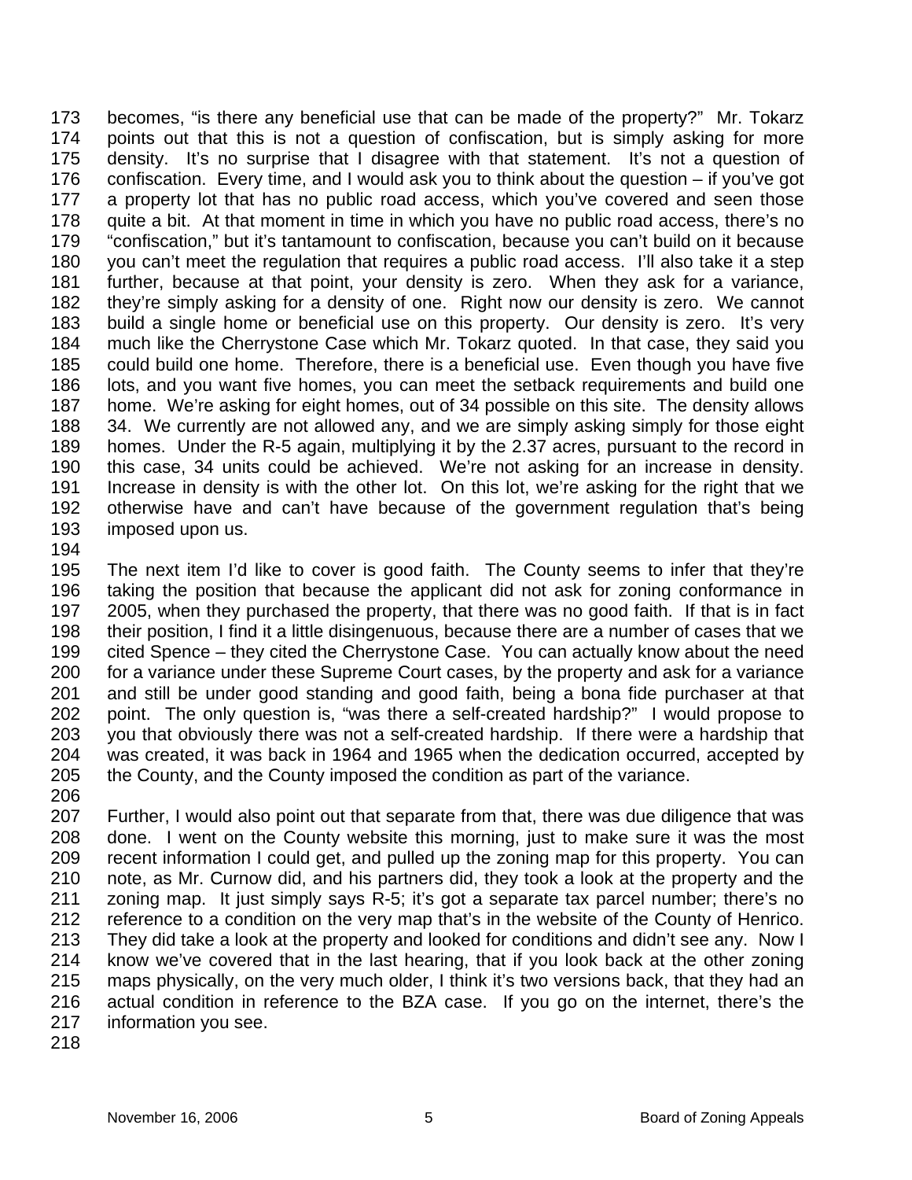becomes, "is there any beneficial use that can be made of the property?" Mr. Tokarz points out that this is not a question of confiscation, but is simply asking for more density. It's no surprise that I disagree with that statement. It's not a question of confiscation. Every time, and I would ask you to think about the question – if you've got a property lot that has no public road access, which you've covered and seen those quite a bit. At that moment in time in which you have no public road access, there's no "confiscation," but it's tantamount to confiscation, because you can't build on it because you can't meet the regulation that requires a public road access. I'll also take it a step further, because at that point, your density is zero. When they ask for a variance, they're simply asking for a density of one. Right now our density is zero. We cannot build a single home or beneficial use on this property. Our density is zero. It's very much like the Cherrystone Case which Mr. Tokarz quoted. In that case, they said you could build one home. Therefore, there is a beneficial use. Even though you have five lots, and you want five homes, you can meet the setback requirements and build one home. We're asking for eight homes, out of 34 possible on this site. The density allows 34. We currently are not allowed any, and we are simply asking simply for those eight homes. Under the R-5 again, multiplying it by the 2.37 acres, pursuant to the record in this case, 34 units could be achieved. We're not asking for an increase in density. Increase in density is with the other lot. On this lot, we're asking for the right that we otherwise have and can't have because of the government regulation that's being imposed upon us.

The next item I'd like to cover is good faith. The County seems to infer that they're taking the position that because the applicant did not ask for zoning conformance in 2005, when they purchased the property, that there was no good faith. If that is in fact their position, I find it a little disingenuous, because there are a number of cases that we cited Spence – they cited the Cherrystone Case. You can actually know about the need for a variance under these Supreme Court cases, by the property and ask for a variance and still be under good standing and good faith, being a bona fide purchaser at that point. The only question is, "was there a self-created hardship?" I would propose to you that obviously there was not a self-created hardship. If there were a hardship that was created, it was back in 1964 and 1965 when the dedication occurred, accepted by the County, and the County imposed the condition as part of the variance.

Further, I would also point out that separate from that, there was due diligence that was done. I went on the County website this morning, just to make sure it was the most recent information I could get, and pulled up the zoning map for this property. You can note, as Mr. Curnow did, and his partners did, they took a look at the property and the zoning map. It just simply says R-5; it's got a separate tax parcel number; there's no reference to a condition on the very map that's in the website of the County of Henrico. They did take a look at the property and looked for conditions and didn't see any. Now I know we've covered that in the last hearing, that if you look back at the other zoning maps physically, on the very much older, I think it's two versions back, that they had an actual condition in reference to the BZA case. If you go on the internet, there's the information you see.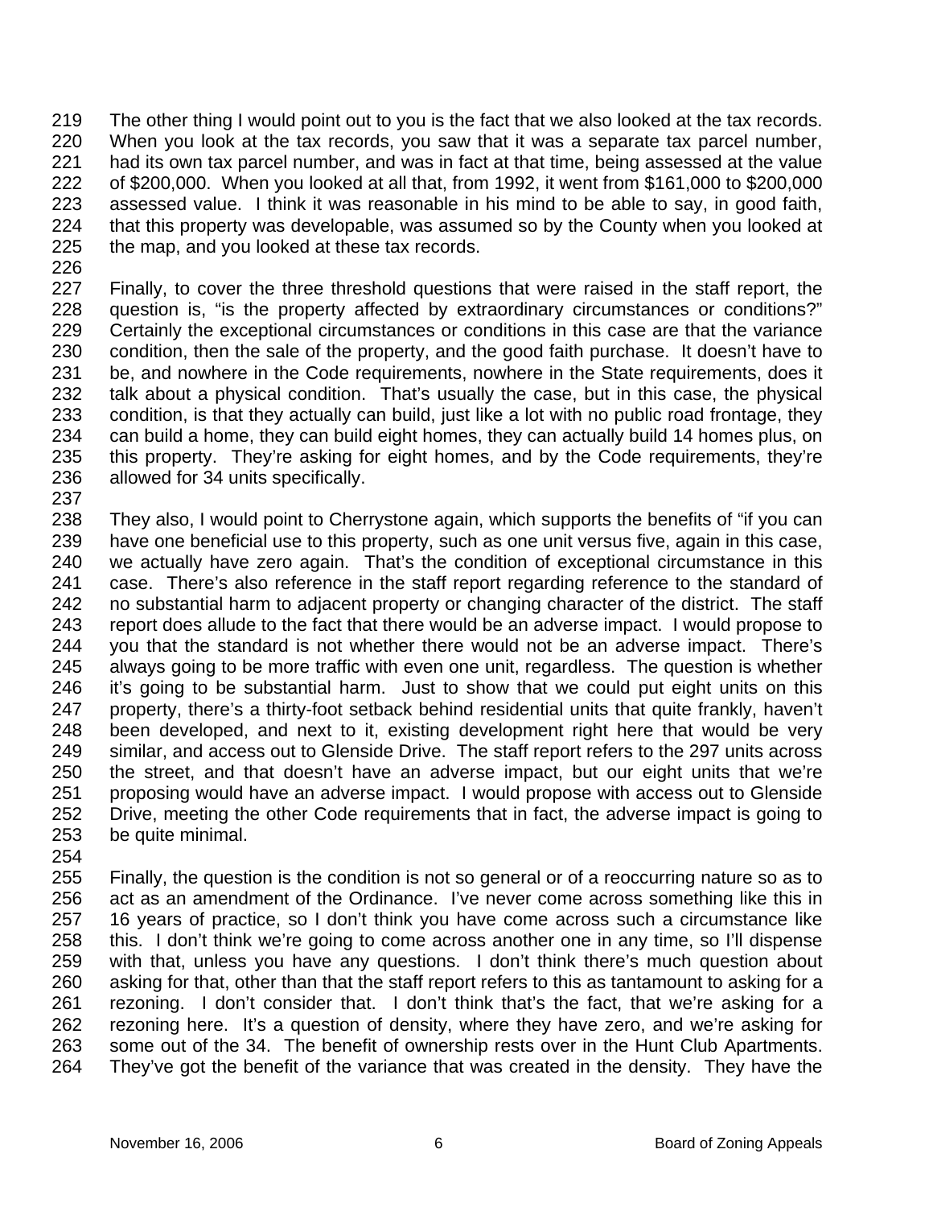The other thing I would point out to you is the fact that we also looked at the tax records. When you look at the tax records, you saw that it was a separate tax parcel number, had its own tax parcel number, and was in fact at that time, being assessed at the value of $200,000. When you looked at all that, from 1992, it went from $161,000 to $200,000 assessed value. I think it was reasonable in his mind to be able to say, in good faith, that this property was developable, was assumed so by the County when you looked at the map, and you looked at these tax records.

Finally, to cover the three threshold questions that were raised in the staff report, the question is, "is the property affected by extraordinary circumstances or conditions?" Certainly the exceptional circumstances or conditions in this case are that the variance condition, then the sale of the property, and the good faith purchase. It doesn't have to be, and nowhere in the Code requirements, nowhere in the State requirements, does it talk about a physical condition. That's usually the case, but in this case, the physical condition, is that they actually can build, just like a lot with no public road frontage, they can build a home, they can build eight homes, they can actually build 14 homes plus, on this property. They're asking for eight homes, and by the Code requirements, they're allowed for 34 units specifically.

They also, I would point to Cherrystone again, which supports the benefits of "if you can have one beneficial use to this property, such as one unit versus five, again in this case, we actually have zero again. That's the condition of exceptional circumstance in this case. There's also reference in the staff report regarding reference to the standard of no substantial harm to adjacent property or changing character of the district. The staff report does allude to the fact that there would be an adverse impact. I would propose to you that the standard is not whether there would not be an adverse impact. There's always going to be more traffic with even one unit, regardless. The question is whether it's going to be substantial harm. Just to show that we could put eight units on this property, there's a thirty-foot setback behind residential units that quite frankly, haven't been developed, and next to it, existing development right here that would be very similar, and access out to Glenside Drive. The staff report refers to the 297 units across the street, and that doesn't have an adverse impact, but our eight units that we're proposing would have an adverse impact. I would propose with access out to Glenside Drive, meeting the other Code requirements that in fact, the adverse impact is going to be quite minimal.

Finally, the question is the condition is not so general or of a reoccurring nature so as to act as an amendment of the Ordinance. I've never come across something like this in 16 years of practice, so I don't think you have come across such a circumstance like this. I don't think we're going to come across another one in any time, so I'll dispense with that, unless you have any questions. I don't think there's much question about asking for that, other than that the staff report refers to this as tantamount to asking for a rezoning. I don't consider that. I don't think that's the fact, that we're asking for a rezoning here. It's a question of density, where they have zero, and we're asking for some out of the 34. The benefit of ownership rests over in the Hunt Club Apartments. They've got the benefit of the variance that was created in the density. They have the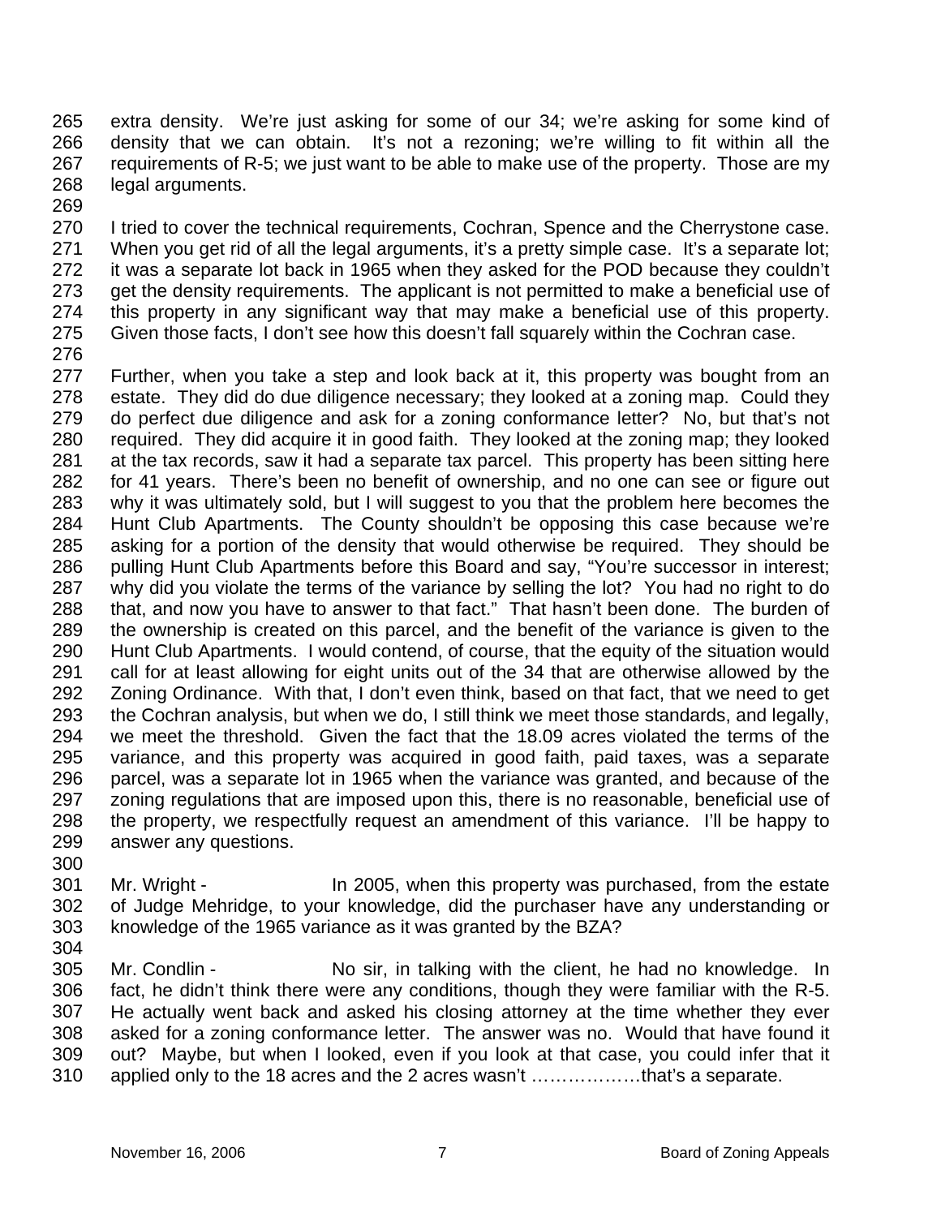265 extra density. We're just asking for some of our 34; we're asking for some kind of
266 density that we can obtain. It's not a rezoning; we're willing to fit within all the
267 requirements of R-5; we just want to be able to make use of the property. Those are my
268 legal arguments.
269
270 I tried to cover the technical requirements, Cochran, Spence and the Cherrystone case.
271 When you get rid of all the legal arguments, it's a pretty simple case. It's a separate lot;
272 it was a separate lot back in 1965 when they asked for the POD because they couldn't
273 get the density requirements. The applicant is not permitted to make a beneficial use of
274 this property in any significant way that may make a beneficial use of this property.
275 Given those facts, I don't see how this doesn't fall squarely within the Cochran case.
276
277 Further, when you take a step and look back at it, this property was bought from an
278 estate. They did do due diligence necessary; they looked at a zoning map. Could they
279 do perfect due diligence and ask for a zoning conformance letter? No, but that's not
280 required. They did acquire it in good faith. They looked at the zoning map; they looked
281 at the tax records, saw it had a separate tax parcel. This property has been sitting here
282 for 41 years. There's been no benefit of ownership, and no one can see or figure out
283 why it was ultimately sold, but I will suggest to you that the problem here becomes the
284 Hunt Club Apartments. The County shouldn't be opposing this case because we're
285 asking for a portion of the density that would otherwise be required. They should be
286 pulling Hunt Club Apartments before this Board and say, "You're successor in interest;
287 why did you violate the terms of the variance by selling the lot? You had no right to do
288 that, and now you have to answer to that fact." That hasn't been done. The burden of
289 the ownership is created on this parcel, and the benefit of the variance is given to the
290 Hunt Club Apartments. I would contend, of course, that the equity of the situation would
291 call for at least allowing for eight units out of the 34 that are otherwise allowed by the
292 Zoning Ordinance. With that, I don't even think, based on that fact, that we need to get
293 the Cochran analysis, but when we do, I still think we meet those standards, and legally,
294 we meet the threshold. Given the fact that the 18.09 acres violated the terms of the
295 variance, and this property was acquired in good faith, paid taxes, was a separate
296 parcel, was a separate lot in 1965 when the variance was granted, and because of the
297 zoning regulations that are imposed upon this, there is no reasonable, beneficial use of
298 the property, we respectfully request an amendment of this variance. I'll be happy to
299 answer any questions.
300
301 Mr. Wright - In 2005, when this property was purchased, from the estate
302 of Judge Mehridge, to your knowledge, did the purchaser have any understanding or
303 knowledge of the 1965 variance as it was granted by the BZA?
304
305 Mr. Condlin - No sir, in talking with the client, he had no knowledge. In
306 fact, he didn't think there were any conditions, though they were familiar with the R-5.
307 He actually went back and asked his closing attorney at the time whether they ever
308 asked for a zoning conformance letter. The answer was no. Would that have found it
309 out? Maybe, but when I looked, even if you look at that case, you could infer that it
310 applied only to the 18 acres and the 2 acres wasn't ………………that's a separate.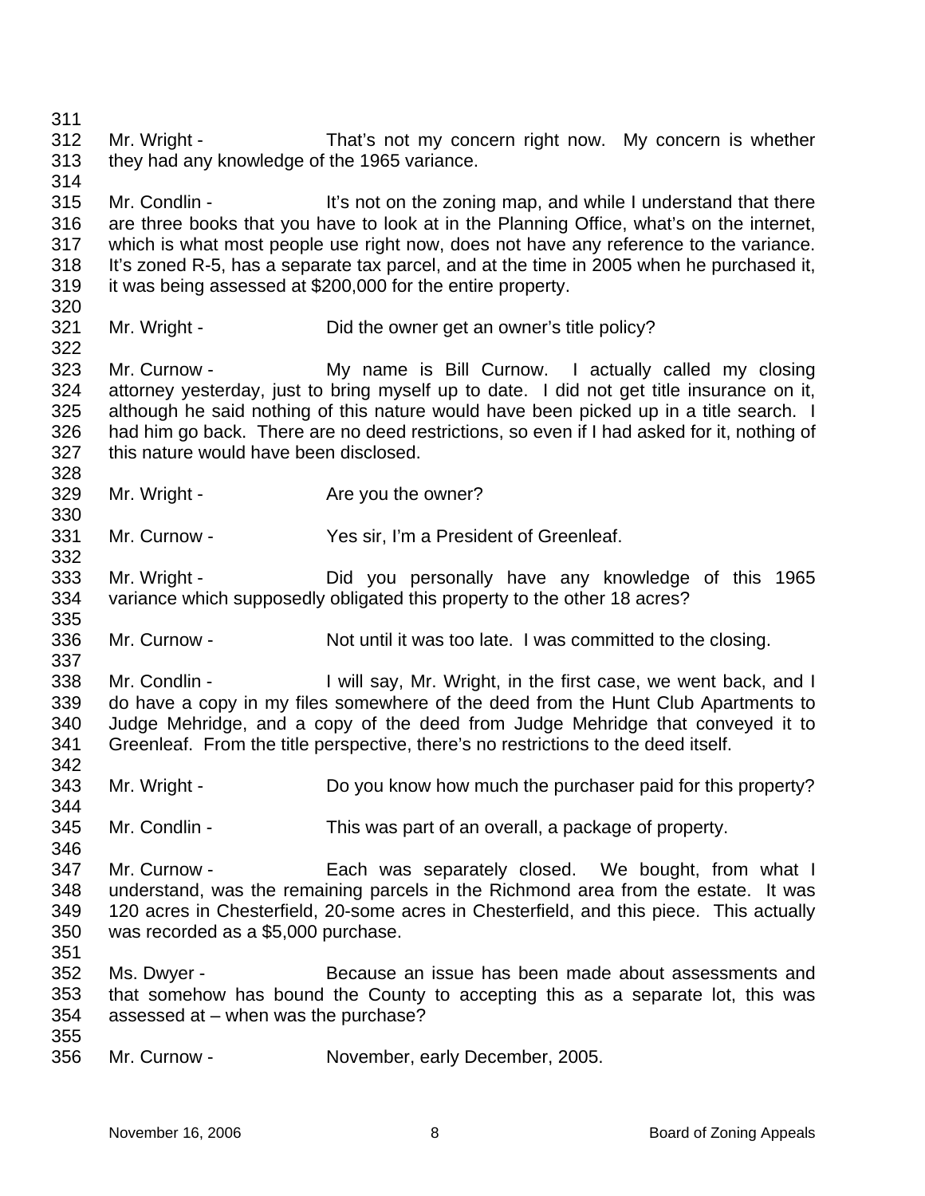Mr. Wright - That's not my concern right now. My concern is whether they had any knowledge of the 1965 variance.

Mr. Condlin - It's not on the zoning map, and while I understand that there are three books that you have to look at in the Planning Office, what's on the internet, which is what most people use right now, does not have any reference to the variance. It's zoned R-5, has a separate tax parcel, and at the time in 2005 when he purchased it, it was being assessed at $200,000 for the entire property.

Mr. Wright - Did the owner get an owner's title policy?

Mr. Curnow - My name is Bill Curnow. I actually called my closing attorney yesterday, just to bring myself up to date. I did not get title insurance on it, although he said nothing of this nature would have been picked up in a title search. I had him go back. There are no deed restrictions, so even if I had asked for it, nothing of this nature would have been disclosed.

Mr. Wright - Are you the owner?

Mr. Curnow - Yes sir, I'm a President of Greenleaf.

Mr. Wright - Did you personally have any knowledge of this 1965 variance which supposedly obligated this property to the other 18 acres?

Mr. Curnow - Not until it was too late. I was committed to the closing.

Mr. Condlin - I will say, Mr. Wright, in the first case, we went back, and I do have a copy in my files somewhere of the deed from the Hunt Club Apartments to Judge Mehridge, and a copy of the deed from Judge Mehridge that conveyed it to Greenleaf. From the title perspective, there's no restrictions to the deed itself.

Mr. Wright - Do you know how much the purchaser paid for this property?

Mr. Condlin - This was part of an overall, a package of property.

Mr. Curnow - Each was separately closed. We bought, from what I understand, was the remaining parcels in the Richmond area from the estate. It was 120 acres in Chesterfield, 20-some acres in Chesterfield, and this piece. This actually was recorded as a $5,000 purchase.

Ms. Dwyer - Because an issue has been made about assessments and that somehow has bound the County to accepting this as a separate lot, this was assessed at – when was the purchase?

Mr. Curnow - November, early December, 2005.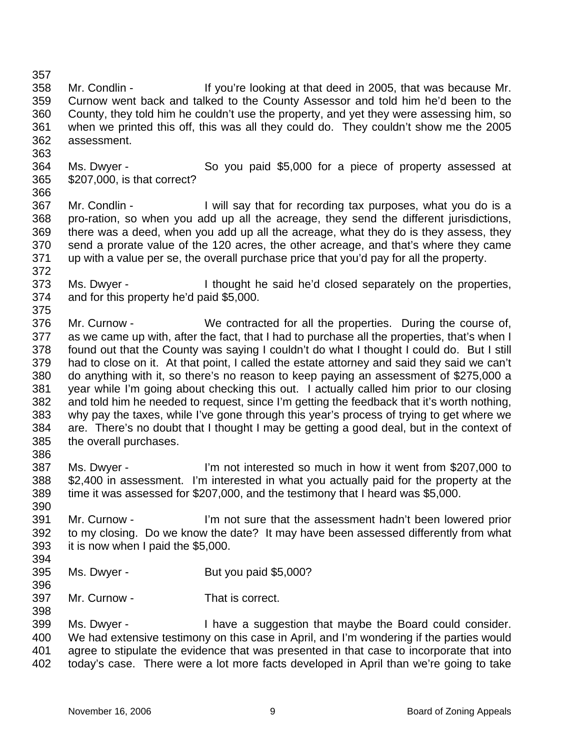Mr. Condlin - If you're looking at that deed in 2005, that was because Mr. Curnow went back and talked to the County Assessor and told him he'd been to the County, they told him he couldn't use the property, and yet they were assessing him, so when we printed this off, this was all they could do. They couldn't show me the 2005 assessment.

Ms. Dwyer - So you paid $5,000 for a piece of property assessed at $207,000, is that correct?

Mr. Condlin - I will say that for recording tax purposes, what you do is a pro-ration, so when you add up all the acreage, they send the different jurisdictions, there was a deed, when you add up all the acreage, what they do is they assess, they send a prorate value of the 120 acres, the other acreage, and that's where they came up with a value per se, the overall purchase price that you'd pay for all the property.

Ms. Dwyer - I thought he said he'd closed separately on the properties, and for this property he'd paid $5,000.

Mr. Curnow - We contracted for all the properties. During the course of, as we came up with, after the fact, that I had to purchase all the properties, that's when I found out that the County was saying I couldn't do what I thought I could do. But I still had to close on it. At that point, I called the estate attorney and said they said we can't do anything with it, so there's no reason to keep paying an assessment of $275,000 a year while I'm going about checking this out. I actually called him prior to our closing and told him he needed to request, since I'm getting the feedback that it's worth nothing, why pay the taxes, while I've gone through this year's process of trying to get where we are. There's no doubt that I thought I may be getting a good deal, but in the context of the overall purchases.

Ms. Dwyer - I'm not interested so much in how it went from $207,000 to $2,400 in assessment. I'm interested in what you actually paid for the property at the time it was assessed for $207,000, and the testimony that I heard was $5,000.

Mr. Curnow - I'm not sure that the assessment hadn't been lowered prior to my closing. Do we know the date? It may have been assessed differently from what it is now when I paid the $5,000.

Ms. Dwyer - But you paid $5,000?

Mr. Curnow - That is correct.

Ms. Dwyer - I have a suggestion that maybe the Board could consider. We had extensive testimony on this case in April, and I'm wondering if the parties would agree to stipulate the evidence that was presented in that case to incorporate that into today's case. There were a lot more facts developed in April than we're going to take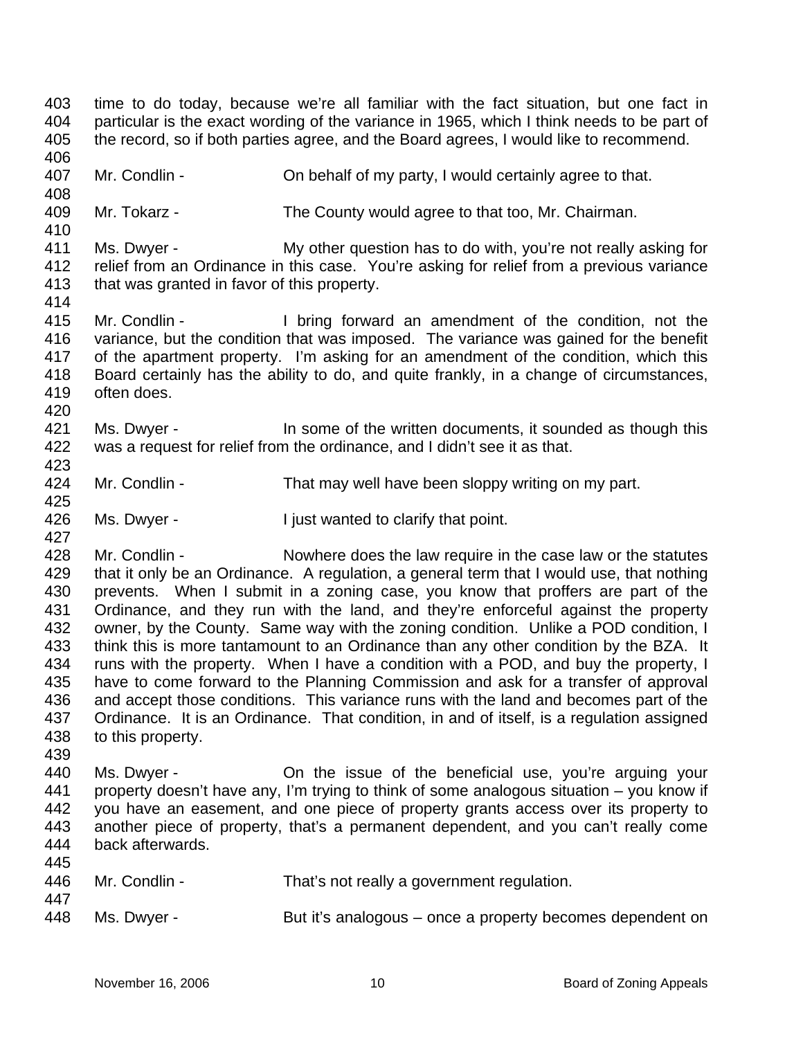time to do today, because we're all familiar with the fact situation, but one fact in particular is the exact wording of the variance in 1965, which I think needs to be part of the record, so if both parties agree, and the Board agrees, I would like to recommend.

Mr. Condlin - On behalf of my party, I would certainly agree to that.

Mr. Tokarz - The County would agree to that too, Mr. Chairman.

Ms. Dwyer - My other question has to do with, you're not really asking for relief from an Ordinance in this case. You're asking for relief from a previous variance that was granted in favor of this property.

Mr. Condlin - I bring forward an amendment of the condition, not the variance, but the condition that was imposed. The variance was gained for the benefit of the apartment property. I'm asking for an amendment of the condition, which this Board certainly has the ability to do, and quite frankly, in a change of circumstances, often does.

Ms. Dwyer - In some of the written documents, it sounded as though this was a request for relief from the ordinance, and I didn't see it as that.

Mr. Condlin - That may well have been sloppy writing on my part.

Ms. Dwyer - I just wanted to clarify that point.

Mr. Condlin - Nowhere does the law require in the case law or the statutes that it only be an Ordinance. A regulation, a general term that I would use, that nothing prevents. When I submit in a zoning case, you know that proffers are part of the Ordinance, and they run with the land, and they're enforceful against the property owner, by the County. Same way with the zoning condition. Unlike a POD condition, I think this is more tantamount to an Ordinance than any other condition by the BZA. It runs with the property. When I have a condition with a POD, and buy the property, I have to come forward to the Planning Commission and ask for a transfer of approval and accept those conditions. This variance runs with the land and becomes part of the Ordinance. It is an Ordinance. That condition, in and of itself, is a regulation assigned to this property.

Ms. Dwyer - On the issue of the beneficial use, you're arguing your property doesn't have any, I'm trying to think of some analogous situation – you know if you have an easement, and one piece of property grants access over its property to another piece of property, that's a permanent dependent, and you can't really come back afterwards.

Mr. Condlin - That's not really a government regulation.

Ms. Dwyer - But it's analogous – once a property becomes dependent on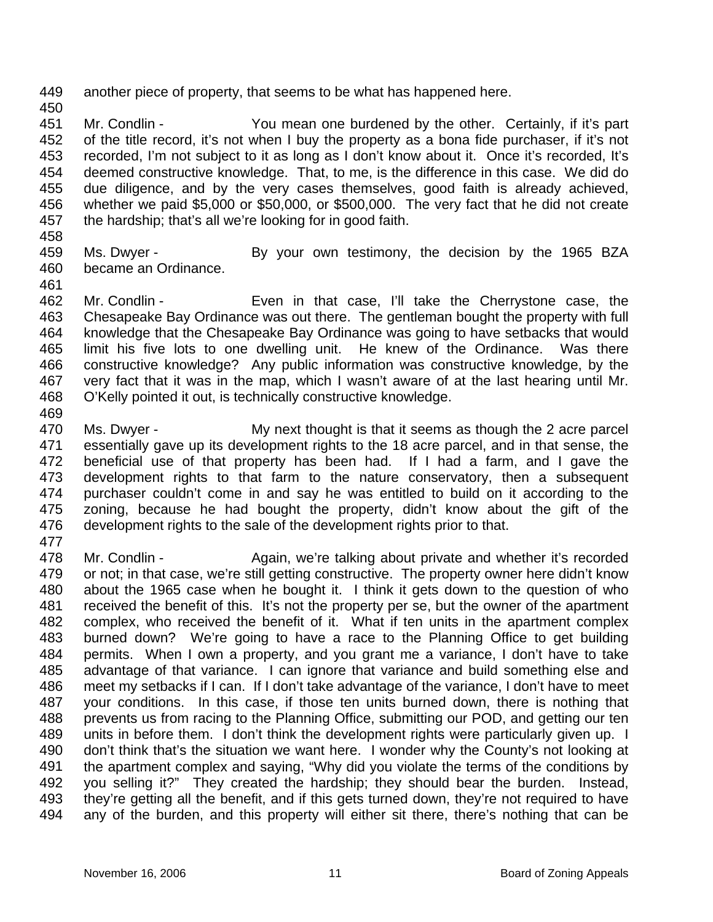another piece of property, that seems to be what has happened here.

Mr. Condlin - You mean one burdened by the other. Certainly, if it's part of the title record, it's not when I buy the property as a bona fide purchaser, if it's not recorded, I'm not subject to it as long as I don't know about it. Once it's recorded, It's deemed constructive knowledge. That, to me, is the difference in this case. We did do due diligence, and by the very cases themselves, good faith is already achieved, whether we paid $5,000 or $50,000, or $500,000. The very fact that he did not create the hardship; that's all we're looking for in good faith.

Ms. Dwyer - By your own testimony, the decision by the 1965 BZA became an Ordinance.

Mr. Condlin - Even in that case, I'll take the Cherrystone case, the Chesapeake Bay Ordinance was out there. The gentleman bought the property with full knowledge that the Chesapeake Bay Ordinance was going to have setbacks that would limit his five lots to one dwelling unit. He knew of the Ordinance. Was there constructive knowledge? Any public information was constructive knowledge, by the very fact that it was in the map, which I wasn't aware of at the last hearing until Mr. O'Kelly pointed it out, is technically constructive knowledge.

Ms. Dwyer - My next thought is that it seems as though the 2 acre parcel essentially gave up its development rights to the 18 acre parcel, and in that sense, the beneficial use of that property has been had. If I had a farm, and I gave the development rights to that farm to the nature conservatory, then a subsequent purchaser couldn't come in and say he was entitled to build on it according to the zoning, because he had bought the property, didn't know about the gift of the development rights to the sale of the development rights prior to that.

Mr. Condlin - Again, we're talking about private and whether it's recorded or not; in that case, we're still getting constructive. The property owner here didn't know about the 1965 case when he bought it. I think it gets down to the question of who received the benefit of this. It's not the property per se, but the owner of the apartment complex, who received the benefit of it. What if ten units in the apartment complex burned down? We're going to have a race to the Planning Office to get building permits. When I own a property, and you grant me a variance, I don't have to take advantage of that variance. I can ignore that variance and build something else and meet my setbacks if I can. If I don't take advantage of the variance, I don't have to meet your conditions. In this case, if those ten units burned down, there is nothing that prevents us from racing to the Planning Office, submitting our POD, and getting our ten units in before them. I don't think the development rights were particularly given up. I don't think that's the situation we want here. I wonder why the County's not looking at the apartment complex and saying, "Why did you violate the terms of the conditions by you selling it?" They created the hardship; they should bear the burden. Instead, they're getting all the benefit, and if this gets turned down, they're not required to have any of the burden, and this property will either sit there, there's nothing that can be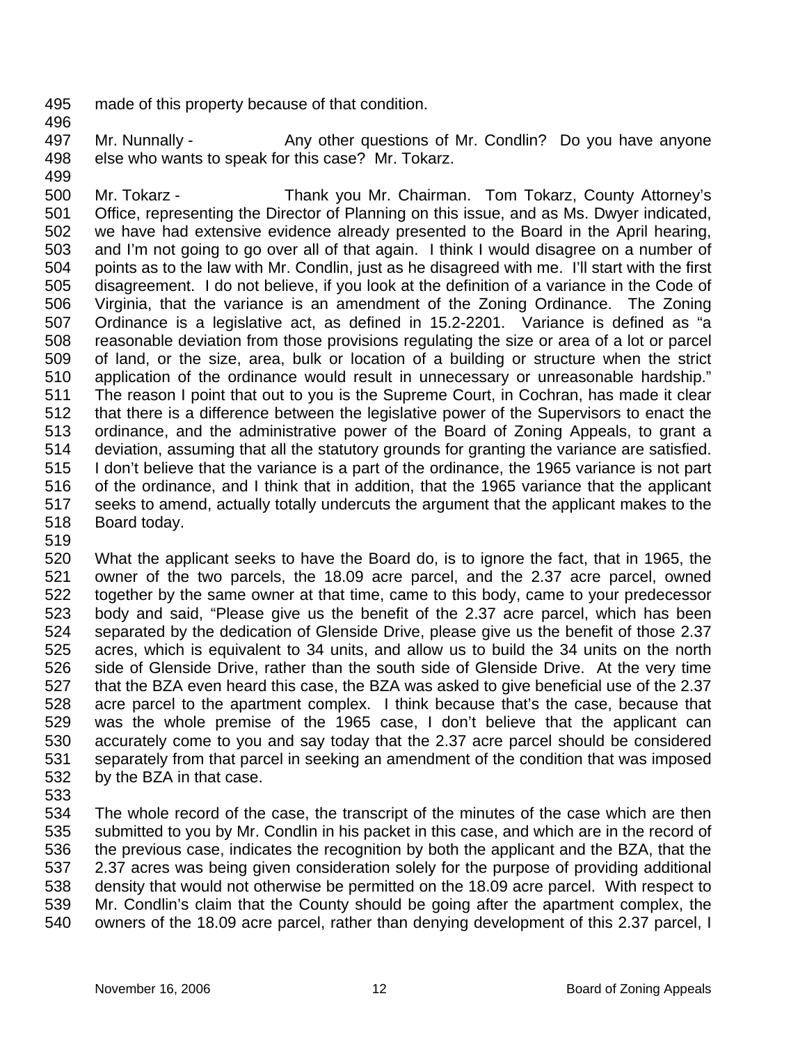495 made of this property because of that condition.
496
497 Mr. Nunnally - Any other questions of Mr. Condlin? Do you have anyone
498 else who wants to speak for this case? Mr. Tokarz.
499
500 Mr. Tokarz - Thank you Mr. Chairman. Tom Tokarz, County Attorney's
501 Office, representing the Director of Planning on this issue, and as Ms. Dwyer indicated,
502 we have had extensive evidence already presented to the Board in the April hearing,
503 and I'm not going to go over all of that again. I think I would disagree on a number of
504 points as to the law with Mr. Condlin, just as he disagreed with me. I'll start with the first
505 disagreement. I do not believe, if you look at the definition of a variance in the Code of
506 Virginia, that the variance is an amendment of the Zoning Ordinance. The Zoning
507 Ordinance is a legislative act, as defined in 15.2-2201. Variance is defined as "a
508 reasonable deviation from those provisions regulating the size or area of a lot or parcel
509 of land, or the size, area, bulk or location of a building or structure when the strict
510 application of the ordinance would result in unnecessary or unreasonable hardship."
511 The reason I point that out to you is the Supreme Court, in Cochran, has made it clear
512 that there is a difference between the legislative power of the Supervisors to enact the
513 ordinance, and the administrative power of the Board of Zoning Appeals, to grant a
514 deviation, assuming that all the statutory grounds for granting the variance are satisfied.
515 I don't believe that the variance is a part of the ordinance, the 1965 variance is not part
516 of the ordinance, and I think that in addition, that the 1965 variance that the applicant
517 seeks to amend, actually totally undercuts the argument that the applicant makes to the
518 Board today.
519
520 What the applicant seeks to have the Board do, is to ignore the fact, that in 1965, the
521 owner of the two parcels, the 18.09 acre parcel, and the 2.37 acre parcel, owned
522 together by the same owner at that time, came to this body, came to your predecessor
523 body and said, "Please give us the benefit of the 2.37 acre parcel, which has been
524 separated by the dedication of Glenside Drive, please give us the benefit of those 2.37
525 acres, which is equivalent to 34 units, and allow us to build the 34 units on the north
526 side of Glenside Drive, rather than the south side of Glenside Drive. At the very time
527 that the BZA even heard this case, the BZA was asked to give beneficial use of the 2.37
528 acre parcel to the apartment complex. I think because that's the case, because that
529 was the whole premise of the 1965 case, I don't believe that the applicant can
530 accurately come to you and say today that the 2.37 acre parcel should be considered
531 separately from that parcel in seeking an amendment of the condition that was imposed
532 by the BZA in that case.
533
534 The whole record of the case, the transcript of the minutes of the case which are then
535 submitted to you by Mr. Condlin in his packet in this case, and which are in the record of
536 the previous case, indicates the recognition by both the applicant and the BZA, that the
537 2.37 acres was being given consideration solely for the purpose of providing additional
538 density that would not otherwise be permitted on the 18.09 acre parcel. With respect to
539 Mr. Condlin's claim that the County should be going after the apartment complex, the
540 owners of the 18.09 acre parcel, rather than denying development of this 2.37 parcel, I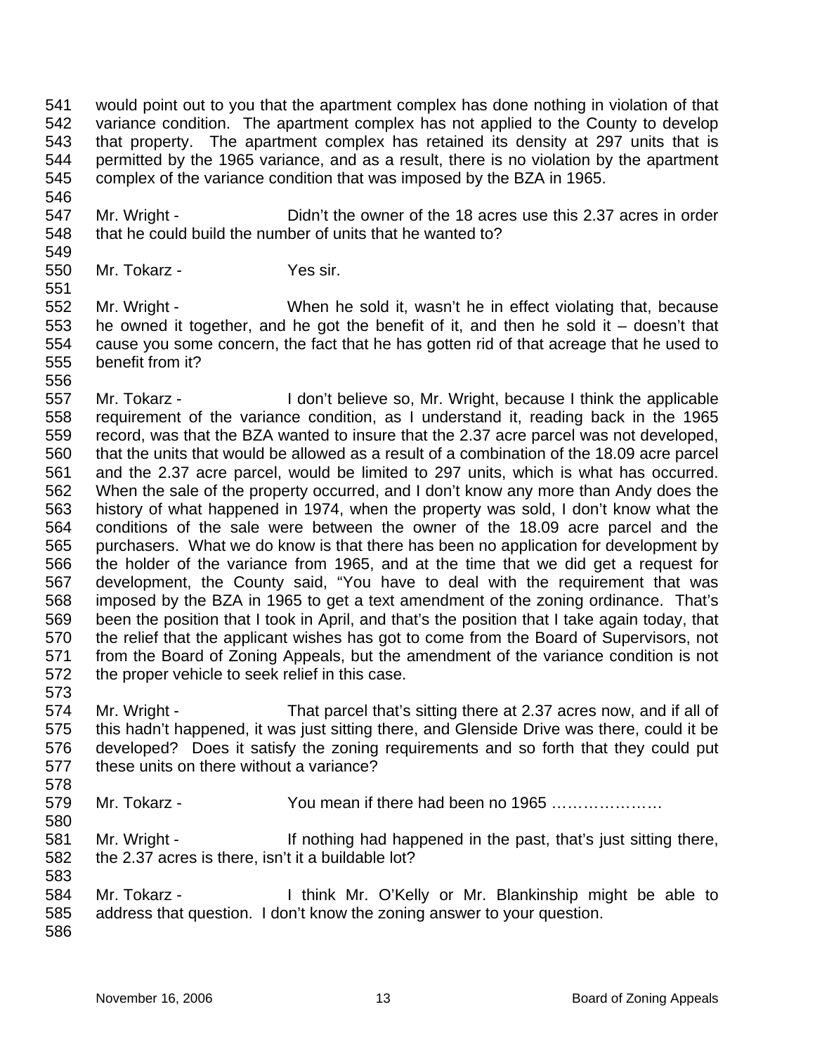would point out to you that the apartment complex has done nothing in violation of that variance condition. The apartment complex has not applied to the County to develop that property. The apartment complex has retained its density at 297 units that is permitted by the 1965 variance, and as a result, there is no violation by the apartment complex of the variance condition that was imposed by the BZA in 1965.

Mr. Wright - Didn't the owner of the 18 acres use this 2.37 acres in order that he could build the number of units that he wanted to?

Mr. Tokarz - Yes sir.

Mr. Wright - When he sold it, wasn't he in effect violating that, because he owned it together, and he got the benefit of it, and then he sold it – doesn't that cause you some concern, the fact that he has gotten rid of that acreage that he used to benefit from it?

Mr. Tokarz - I don't believe so, Mr. Wright, because I think the applicable requirement of the variance condition, as I understand it, reading back in the 1965 record, was that the BZA wanted to insure that the 2.37 acre parcel was not developed, that the units that would be allowed as a result of a combination of the 18.09 acre parcel and the 2.37 acre parcel, would be limited to 297 units, which is what has occurred. When the sale of the property occurred, and I don't know any more than Andy does the history of what happened in 1974, when the property was sold, I don't know what the conditions of the sale were between the owner of the 18.09 acre parcel and the purchasers. What we do know is that there has been no application for development by the holder of the variance from 1965, and at the time that we did get a request for development, the County said, "You have to deal with the requirement that was imposed by the BZA in 1965 to get a text amendment of the zoning ordinance. That's been the position that I took in April, and that's the position that I take again today, that the relief that the applicant wishes has got to come from the Board of Supervisors, not from the Board of Zoning Appeals, but the amendment of the variance condition is not the proper vehicle to seek relief in this case.

Mr. Wright - That parcel that's sitting there at 2.37 acres now, and if all of this hadn't happened, it was just sitting there, and Glenside Drive was there, could it be developed? Does it satisfy the zoning requirements and so forth that they could put these units on there without a variance?

Mr. Tokarz - You mean if there had been no 1965 …………………

Mr. Wright - If nothing had happened in the past, that's just sitting there, the 2.37 acres is there, isn't it a buildable lot?

Mr. Tokarz - I think Mr. O'Kelly or Mr. Blankinship might be able to address that question. I don't know the zoning answer to your question.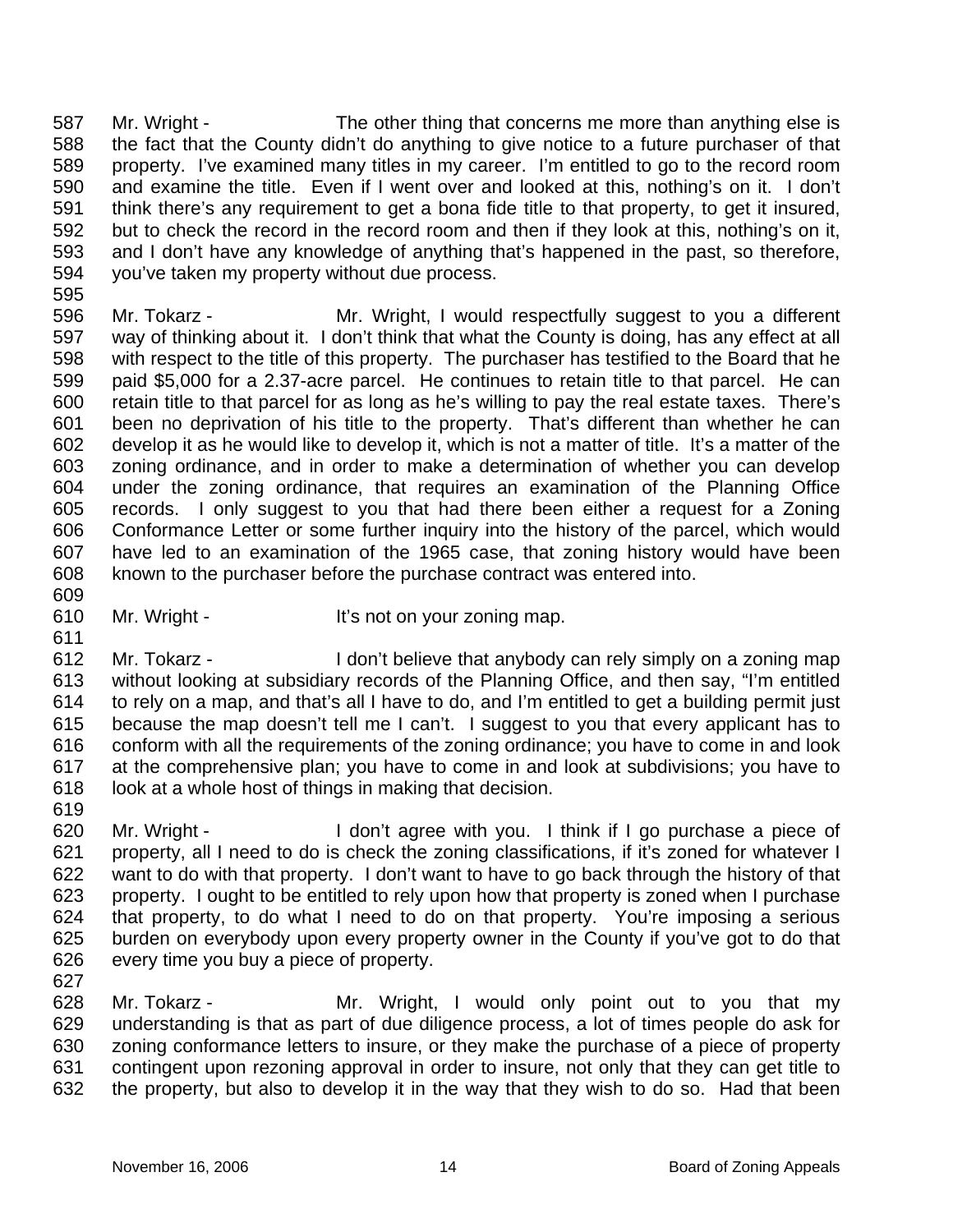Mr. Wright - The other thing that concerns me more than anything else is the fact that the County didn't do anything to give notice to a future purchaser of that property. I've examined many titles in my career. I'm entitled to go to the record room and examine the title. Even if I went over and looked at this, nothing's on it. I don't think there's any requirement to get a bona fide title to that property, to get it insured, but to check the record in the record room and then if they look at this, nothing's on it, and I don't have any knowledge of anything that's happened in the past, so therefore, you've taken my property without due process.

Mr. Tokarz - Mr. Wright, I would respectfully suggest to you a different way of thinking about it. I don't think that what the County is doing, has any effect at all with respect to the title of this property. The purchaser has testified to the Board that he paid $5,000 for a 2.37-acre parcel. He continues to retain title to that parcel. He can retain title to that parcel for as long as he's willing to pay the real estate taxes. There's been no deprivation of his title to the property. That's different than whether he can develop it as he would like to develop it, which is not a matter of title. It's a matter of the zoning ordinance, and in order to make a determination of whether you can develop under the zoning ordinance, that requires an examination of the Planning Office records. I only suggest to you that had there been either a request for a Zoning Conformance Letter or some further inquiry into the history of the parcel, which would have led to an examination of the 1965 case, that zoning history would have been known to the purchaser before the purchase contract was entered into.

Mr. Wright - It's not on your zoning map.

Mr. Tokarz - I don't believe that anybody can rely simply on a zoning map without looking at subsidiary records of the Planning Office, and then say, "I'm entitled to rely on a map, and that's all I have to do, and I'm entitled to get a building permit just because the map doesn't tell me I can't. I suggest to you that every applicant has to conform with all the requirements of the zoning ordinance; you have to come in and look at the comprehensive plan; you have to come in and look at subdivisions; you have to look at a whole host of things in making that decision.

Mr. Wright - I don't agree with you. I think if I go purchase a piece of property, all I need to do is check the zoning classifications, if it's zoned for whatever I want to do with that property. I don't want to have to go back through the history of that property. I ought to be entitled to rely upon how that property is zoned when I purchase that property, to do what I need to do on that property. You're imposing a serious burden on everybody upon every property owner in the County if you've got to do that every time you buy a piece of property.

Mr. Tokarz - Mr. Wright, I would only point out to you that my understanding is that as part of due diligence process, a lot of times people do ask for zoning conformance letters to insure, or they make the purchase of a piece of property contingent upon rezoning approval in order to insure, not only that they can get title to the property, but also to develop it in the way that they wish to do so. Had that been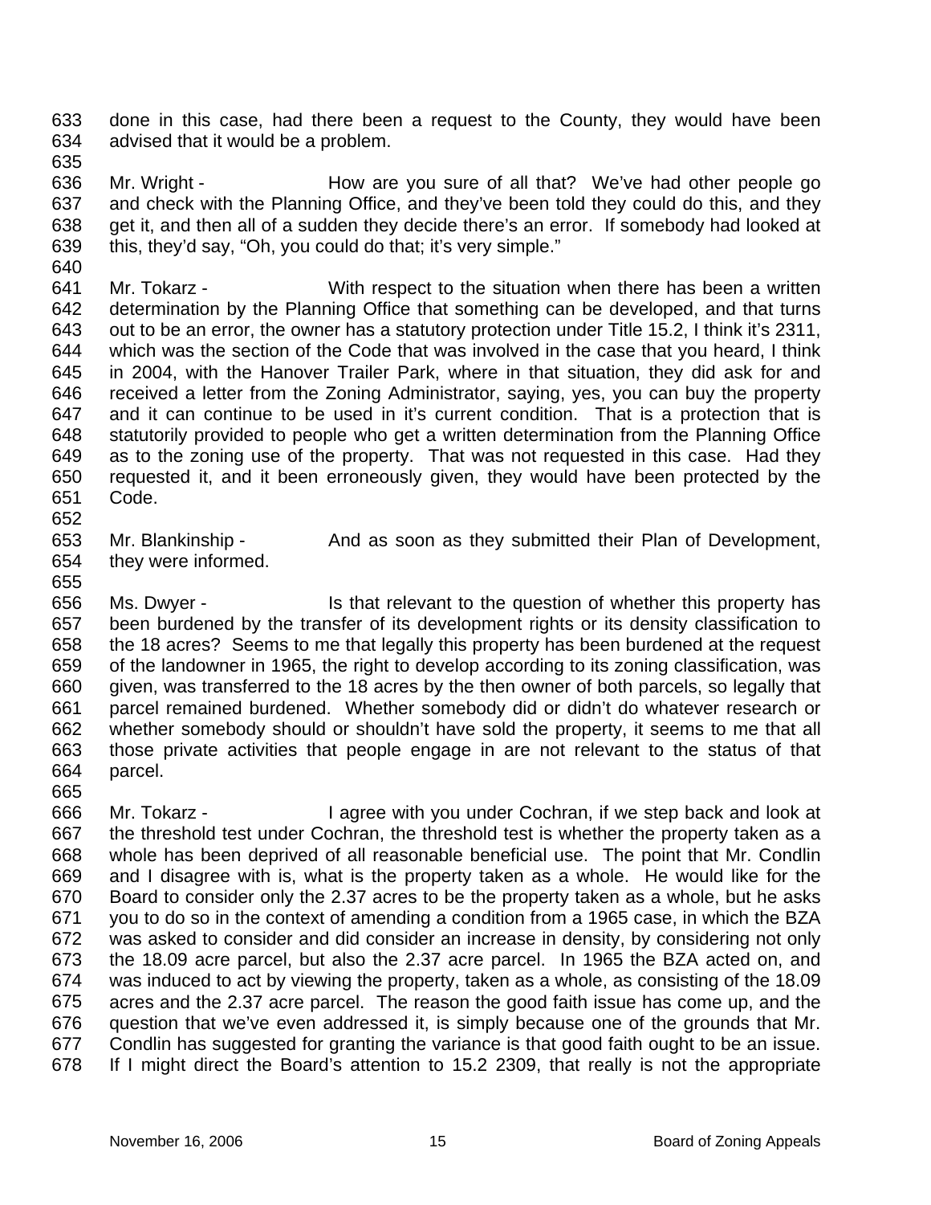done in this case, had there been a request to the County, they would have been advised that it would be a problem.

Mr. Wright - How are you sure of all that? We've had other people go and check with the Planning Office, and they've been told they could do this, and they get it, and then all of a sudden they decide there's an error. If somebody had looked at this, they'd say, "Oh, you could do that; it's very simple."

Mr. Tokarz - With respect to the situation when there has been a written determination by the Planning Office that something can be developed, and that turns out to be an error, the owner has a statutory protection under Title 15.2, I think it's 2311, which was the section of the Code that was involved in the case that you heard, I think in 2004, with the Hanover Trailer Park, where in that situation, they did ask for and received a letter from the Zoning Administrator, saying, yes, you can buy the property and it can continue to be used in it's current condition. That is a protection that is statutorily provided to people who get a written determination from the Planning Office as to the zoning use of the property. That was not requested in this case. Had they requested it, and it been erroneously given, they would have been protected by the Code.

Mr. Blankinship - And as soon as they submitted their Plan of Development, they were informed.

Ms. Dwyer - Is that relevant to the question of whether this property has been burdened by the transfer of its development rights or its density classification to the 18 acres? Seems to me that legally this property has been burdened at the request of the landowner in 1965, the right to develop according to its zoning classification, was given, was transferred to the 18 acres by the then owner of both parcels, so legally that parcel remained burdened. Whether somebody did or didn't do whatever research or whether somebody should or shouldn't have sold the property, it seems to me that all those private activities that people engage in are not relevant to the status of that parcel.

Mr. Tokarz - I agree with you under Cochran, if we step back and look at the threshold test under Cochran, the threshold test is whether the property taken as a whole has been deprived of all reasonable beneficial use. The point that Mr. Condlin and I disagree with is, what is the property taken as a whole. He would like for the Board to consider only the 2.37 acres to be the property taken as a whole, but he asks you to do so in the context of amending a condition from a 1965 case, in which the BZA was asked to consider and did consider an increase in density, by considering not only the 18.09 acre parcel, but also the 2.37 acre parcel. In 1965 the BZA acted on, and was induced to act by viewing the property, taken as a whole, as consisting of the 18.09 acres and the 2.37 acre parcel. The reason the good faith issue has come up, and the question that we've even addressed it, is simply because one of the grounds that Mr. Condlin has suggested for granting the variance is that good faith ought to be an issue. If I might direct the Board's attention to 15.2 2309, that really is not the appropriate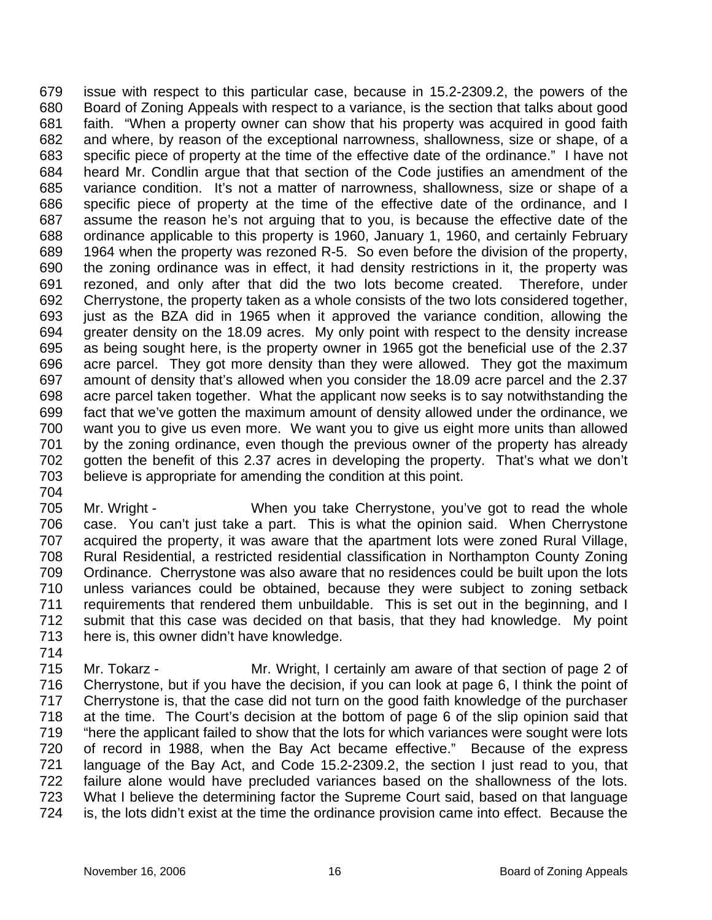679 issue with respect to this particular case, because in 15.2-2309.2, the powers of the
680 Board of Zoning Appeals with respect to a variance, is the section that talks about good
681 faith. "When a property owner can show that his property was acquired in good faith
682 and where, by reason of the exceptional narrowness, shallowness, size or shape, of a
683 specific piece of property at the time of the effective date of the ordinance." I have not
684 heard Mr. Condlin argue that that section of the Code justifies an amendment of the
685 variance condition. It's not a matter of narrowness, shallowness, size or shape of a
686 specific piece of property at the time of the effective date of the ordinance, and I
687 assume the reason he's not arguing that to you, is because the effective date of the
688 ordinance applicable to this property is 1960, January 1, 1960, and certainly February
689 1964 when the property was rezoned R-5. So even before the division of the property,
690 the zoning ordinance was in effect, it had density restrictions in it, the property was
691 rezoned, and only after that did the two lots become created. Therefore, under
692 Cherrystone, the property taken as a whole consists of the two lots considered together,
693 just as the BZA did in 1965 when it approved the variance condition, allowing the
694 greater density on the 18.09 acres. My only point with respect to the density increase
695 as being sought here, is the property owner in 1965 got the beneficial use of the 2.37
696 acre parcel. They got more density than they were allowed. They got the maximum
697 amount of density that's allowed when you consider the 18.09 acre parcel and the 2.37
698 acre parcel taken together. What the applicant now seeks is to say notwithstanding the
699 fact that we've gotten the maximum amount of density allowed under the ordinance, we
700 want you to give us even more. We want you to give us eight more units than allowed
701 by the zoning ordinance, even though the previous owner of the property has already
702 gotten the benefit of this 2.37 acres in developing the property. That's what we don't
703 believe is appropriate for amending the condition at this point.
704
705 Mr. Wright - When you take Cherrystone, you've got to read the whole
706 case. You can't just take a part. This is what the opinion said. When Cherrystone
707 acquired the property, it was aware that the apartment lots were zoned Rural Village,
708 Rural Residential, a restricted residential classification in Northampton County Zoning
709 Ordinance. Cherrystone was also aware that no residences could be built upon the lots
710 unless variances could be obtained, because they were subject to zoning setback
711 requirements that rendered them unbuildable. This is set out in the beginning, and I
712 submit that this case was decided on that basis, that they had knowledge. My point
713 here is, this owner didn't have knowledge.
714
715 Mr. Tokarz - Mr. Wright, I certainly am aware of that section of page 2 of
716 Cherrystone, but if you have the decision, if you can look at page 6, I think the point of
717 Cherrystone is, that the case did not turn on the good faith knowledge of the purchaser
718 at the time. The Court's decision at the bottom of page 6 of the slip opinion said that
719 "here the applicant failed to show that the lots for which variances were sought were lots
720 of record in 1988, when the Bay Act became effective." Because of the express
721 language of the Bay Act, and Code 15.2-2309.2, the section I just read to you, that
722 failure alone would have precluded variances based on the shallowness of the lots.
723 What I believe the determining factor the Supreme Court said, based on that language
724 is, the lots didn't exist at the time the ordinance provision came into effect. Because the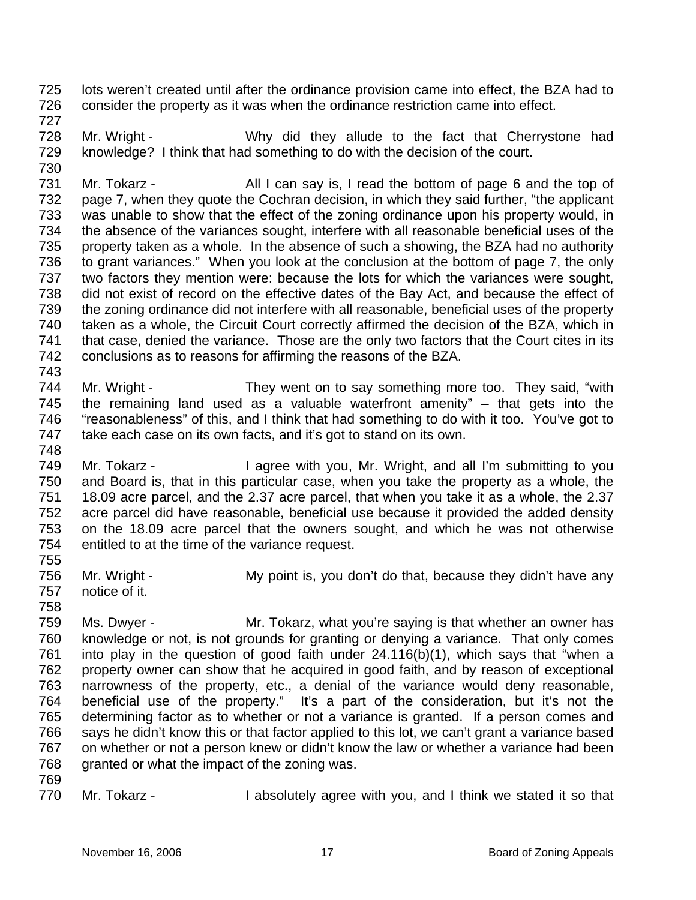lots weren't created until after the ordinance provision came into effect, the BZA had to consider the property as it was when the ordinance restriction came into effect.

Mr. Wright - Why did they allude to the fact that Cherrystone had knowledge? I think that had something to do with the decision of the court.

Mr. Tokarz - All I can say is, I read the bottom of page 6 and the top of page 7, when they quote the Cochran decision, in which they said further, "the applicant was unable to show that the effect of the zoning ordinance upon his property would, in the absence of the variances sought, interfere with all reasonable beneficial uses of the property taken as a whole. In the absence of such a showing, the BZA had no authority to grant variances." When you look at the conclusion at the bottom of page 7, the only two factors they mention were: because the lots for which the variances were sought, did not exist of record on the effective dates of the Bay Act, and because the effect of the zoning ordinance did not interfere with all reasonable, beneficial uses of the property taken as a whole, the Circuit Court correctly affirmed the decision of the BZA, which in that case, denied the variance. Those are the only two factors that the Court cites in its conclusions as to reasons for affirming the reasons of the BZA.

Mr. Wright - They went on to say something more too. They said, "with the remaining land used as a valuable waterfront amenity" – that gets into the "reasonableness" of this, and I think that had something to do with it too. You've got to take each case on its own facts, and it's got to stand on its own.

Mr. Tokarz - I agree with you, Mr. Wright, and all I'm submitting to you and Board is, that in this particular case, when you take the property as a whole, the 18.09 acre parcel, and the 2.37 acre parcel, that when you take it as a whole, the 2.37 acre parcel did have reasonable, beneficial use because it provided the added density on the 18.09 acre parcel that the owners sought, and which he was not otherwise entitled to at the time of the variance request.

Mr. Wright - My point is, you don't do that, because they didn't have any notice of it.

Ms. Dwyer - Mr. Tokarz, what you're saying is that whether an owner has knowledge or not, is not grounds for granting or denying a variance. That only comes into play in the question of good faith under 24.116(b)(1), which says that "when a property owner can show that he acquired in good faith, and by reason of exceptional narrowness of the property, etc., a denial of the variance would deny reasonable, beneficial use of the property." It's a part of the consideration, but it's not the determining factor as to whether or not a variance is granted. If a person comes and says he didn't know this or that factor applied to this lot, we can't grant a variance based on whether or not a person knew or didn't know the law or whether a variance had been granted or what the impact of the zoning was.

Mr. Tokarz - I absolutely agree with you, and I think we stated it so that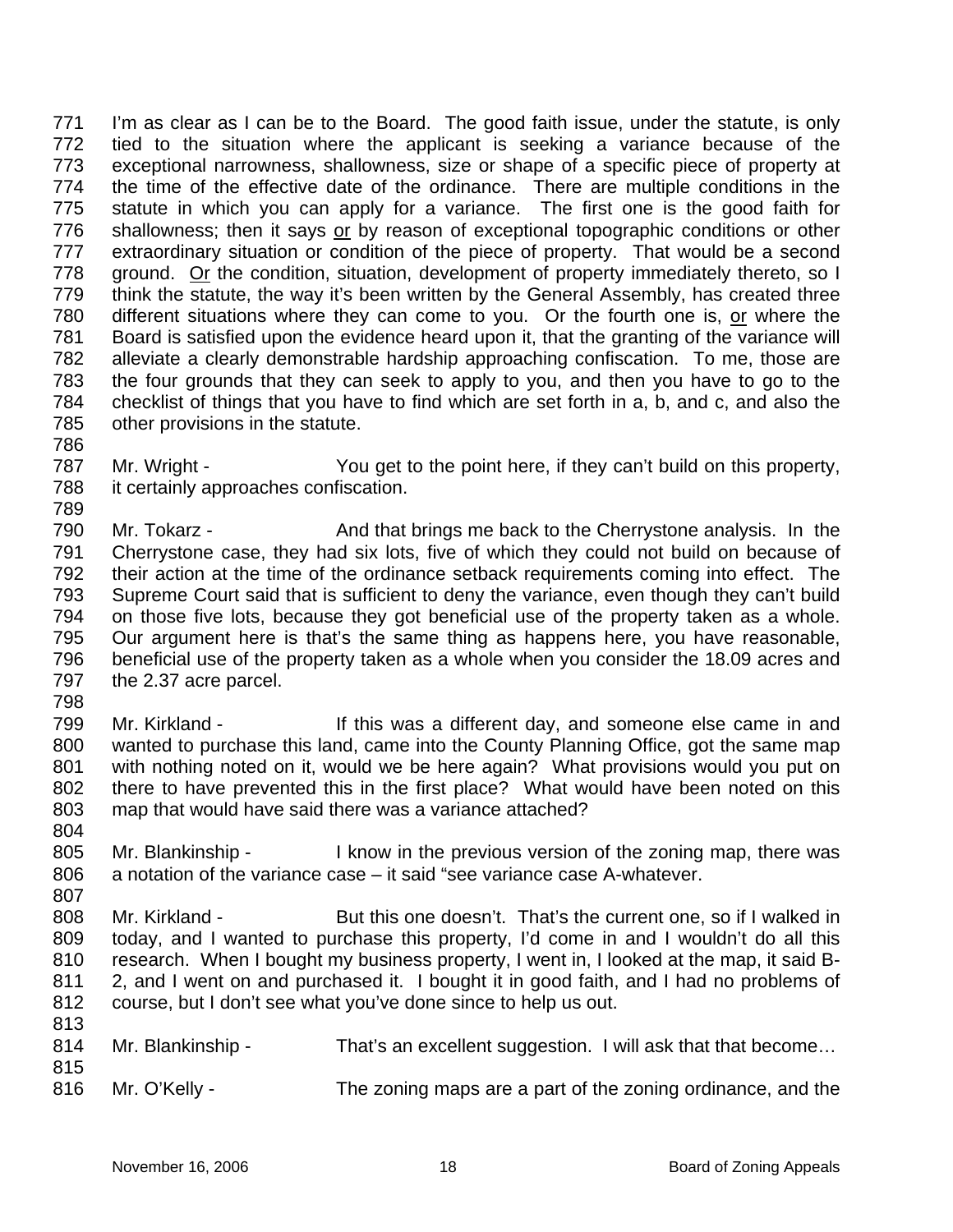I'm as clear as I can be to the Board. The good faith issue, under the statute, is only tied to the situation where the applicant is seeking a variance because of the exceptional narrowness, shallowness, size or shape of a specific piece of property at the time of the effective date of the ordinance. There are multiple conditions in the statute in which you can apply for a variance. The first one is the good faith for shallowness; then it says or by reason of exceptional topographic conditions or other extraordinary situation or condition of the piece of property. That would be a second ground. Or the condition, situation, development of property immediately thereto, so I think the statute, the way it's been written by the General Assembly, has created three different situations where they can come to you. Or the fourth one is, or where the Board is satisfied upon the evidence heard upon it, that the granting of the variance will alleviate a clearly demonstrable hardship approaching confiscation. To me, those are the four grounds that they can seek to apply to you, and then you have to go to the checklist of things that you have to find which are set forth in a, b, and c, and also the other provisions in the statute.

Mr. Wright - You get to the point here, if they can't build on this property, it certainly approaches confiscation.

Mr. Tokarz - And that brings me back to the Cherrystone analysis. In the Cherrystone case, they had six lots, five of which they could not build on because of their action at the time of the ordinance setback requirements coming into effect. The Supreme Court said that is sufficient to deny the variance, even though they can't build on those five lots, because they got beneficial use of the property taken as a whole. Our argument here is that's the same thing as happens here, you have reasonable, beneficial use of the property taken as a whole when you consider the 18.09 acres and the 2.37 acre parcel.

Mr. Kirkland - If this was a different day, and someone else came in and wanted to purchase this land, came into the County Planning Office, got the same map with nothing noted on it, would we be here again? What provisions would you put on there to have prevented this in the first place? What would have been noted on this map that would have said there was a variance attached?

Mr. Blankinship - I know in the previous version of the zoning map, there was a notation of the variance case – it said "see variance case A-whatever.

Mr. Kirkland - But this one doesn't. That's the current one, so if I walked in today, and I wanted to purchase this property, I'd come in and I wouldn't do all this research. When I bought my business property, I went in, I looked at the map, it said B-2, and I went on and purchased it. I bought it in good faith, and I had no problems of course, but I don't see what you've done since to help us out.

Mr. Blankinship - That's an excellent suggestion. I will ask that that become…

Mr. O'Kelly - The zoning maps are a part of the zoning ordinance, and the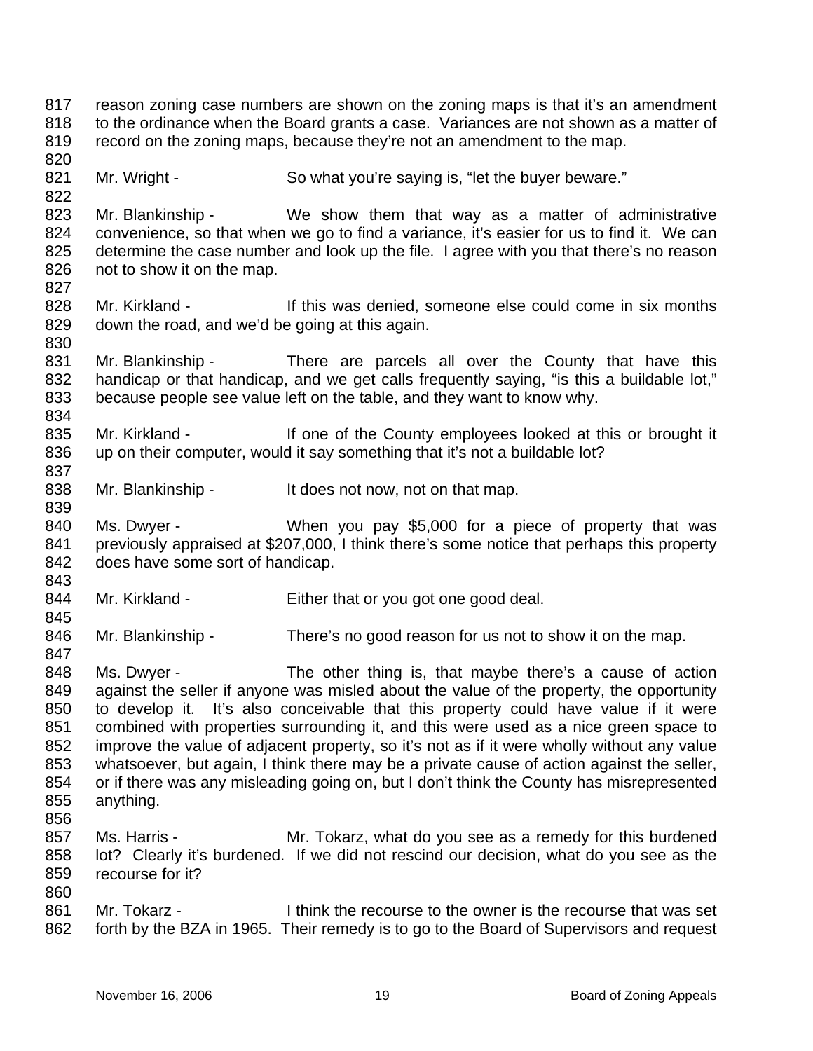reason zoning case numbers are shown on the zoning maps is that it's an amendment to the ordinance when the Board grants a case. Variances are not shown as a matter of record on the zoning maps, because they're not an amendment to the map.

Mr. Wright - So what you're saying is, "let the buyer beware."

Mr. Blankinship - We show them that way as a matter of administrative convenience, so that when we go to find a variance, it's easier for us to find it. We can determine the case number and look up the file. I agree with you that there's no reason not to show it on the map.

Mr. Kirkland - If this was denied, someone else could come in six months down the road, and we'd be going at this again.

Mr. Blankinship - There are parcels all over the County that have this handicap or that handicap, and we get calls frequently saying, "is this a buildable lot," because people see value left on the table, and they want to know why.

Mr. Kirkland - If one of the County employees looked at this or brought it up on their computer, would it say something that it's not a buildable lot?

Mr. Blankinship - It does not now, not on that map.

Ms. Dwyer - When you pay $5,000 for a piece of property that was previously appraised at $207,000, I think there's some notice that perhaps this property does have some sort of handicap.

Mr. Kirkland - Either that or you got one good deal.

Mr. Blankinship - There's no good reason for us not to show it on the map.

Ms. Dwyer - The other thing is, that maybe there's a cause of action against the seller if anyone was misled about the value of the property, the opportunity to develop it. It's also conceivable that this property could have value if it were combined with properties surrounding it, and this were used as a nice green space to improve the value of adjacent property, so it's not as if it were wholly without any value whatsoever, but again, I think there may be a private cause of action against the seller, or if there was any misleading going on, but I don't think the County has misrepresented anything.

Ms. Harris - Mr. Tokarz, what do you see as a remedy for this burdened lot? Clearly it's burdened. If we did not rescind our decision, what do you see as the recourse for it?

Mr. Tokarz - I think the recourse to the owner is the recourse that was set forth by the BZA in 1965. Their remedy is to go to the Board of Supervisors and request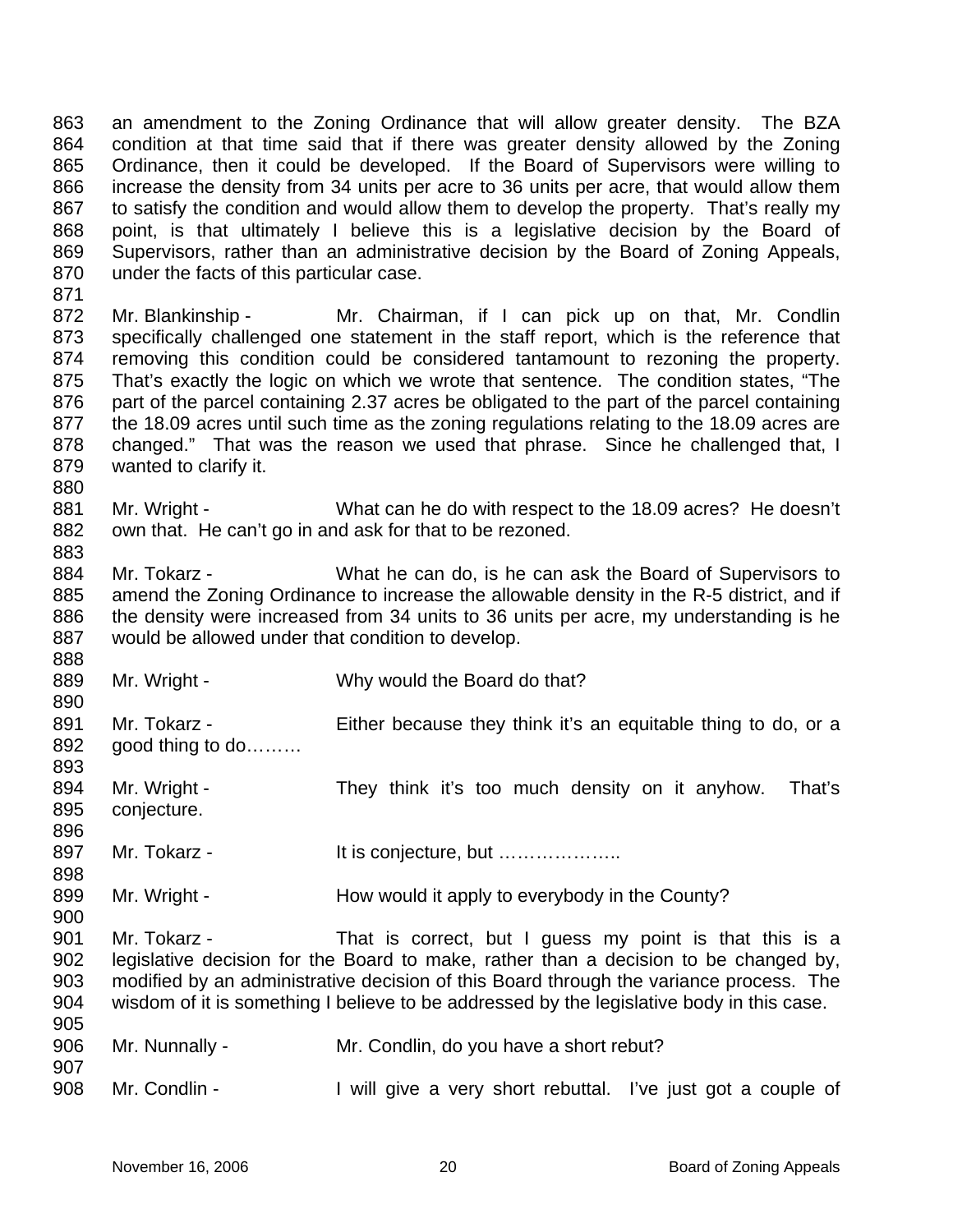863 an amendment to the Zoning Ordinance that will allow greater density. The BZA
864 condition at that time said that if there was greater density allowed by the Zoning
865 Ordinance, then it could be developed. If the Board of Supervisors were willing to
866 increase the density from 34 units per acre to 36 units per acre, that would allow them
867 to satisfy the condition and would allow them to develop the property. That's really my
868 point, is that ultimately I believe this is a legislative decision by the Board of
869 Supervisors, rather than an administrative decision by the Board of Zoning Appeals,
870 under the facts of this particular case.
871
872 Mr. Blankinship - Mr. Chairman, if I can pick up on that, Mr. Condlin
873 specifically challenged one statement in the staff report, which is the reference that
874 removing this condition could be considered tantamount to rezoning the property.
875 That's exactly the logic on which we wrote that sentence. The condition states, "The
876 part of the parcel containing 2.37 acres be obligated to the part of the parcel containing
877 the 18.09 acres until such time as the zoning regulations relating to the 18.09 acres are
878 changed." That was the reason we used that phrase. Since he challenged that, I
879 wanted to clarify it.
880
881 Mr. Wright - What can he do with respect to the 18.09 acres? He doesn't
882 own that. He can't go in and ask for that to be rezoned.
883
884 Mr. Tokarz - What he can do, is he can ask the Board of Supervisors to
885 amend the Zoning Ordinance to increase the allowable density in the R-5 district, and if
886 the density were increased from 34 units to 36 units per acre, my understanding is he
887 would be allowed under that condition to develop.
888
889 Mr. Wright - Why would the Board do that?
890
891 Mr. Tokarz - Either because they think it's an equitable thing to do, or a
892 good thing to do………
893
894 Mr. Wright - They think it's too much density on it anyhow. That's
895 conjecture.
896
897 Mr. Tokarz - It is conjecture, but ………………..
898
899 Mr. Wright - How would it apply to everybody in the County?
900
901 Mr. Tokarz - That is correct, but I guess my point is that this is a
902 legislative decision for the Board to make, rather than a decision to be changed by,
903 modified by an administrative decision of this Board through the variance process. The
904 wisdom of it is something I believe to be addressed by the legislative body in this case.
905
906 Mr. Nunnally - Mr. Condlin, do you have a short rebut?
907
908 Mr. Condlin - I will give a very short rebuttal. I've just got a couple of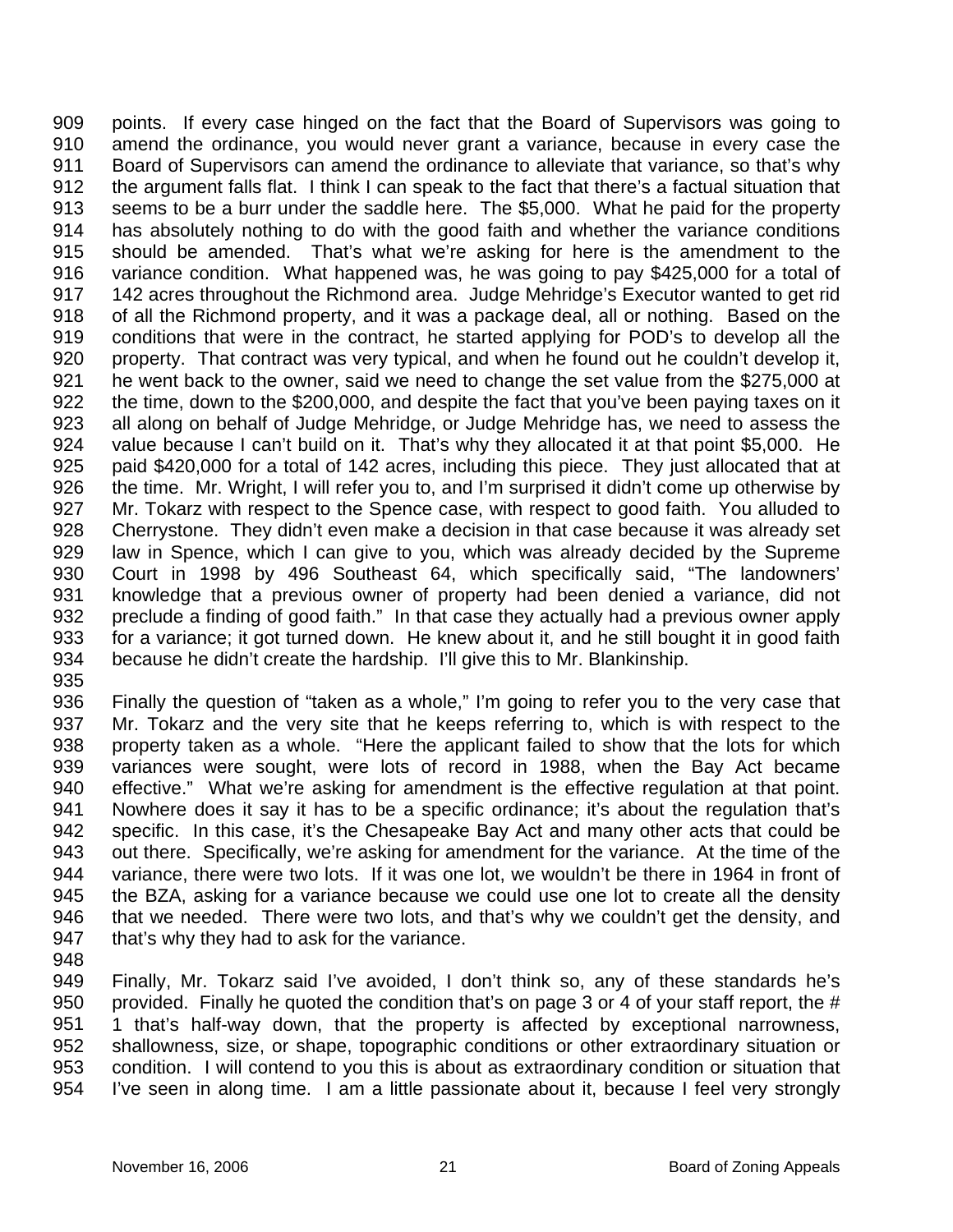909 points. If every case hinged on the fact that the Board of Supervisors was going to
910 amend the ordinance, you would never grant a variance, because in every case the
911 Board of Supervisors can amend the ordinance to alleviate that variance, so that's why
912 the argument falls flat. I think I can speak to the fact that there's a factual situation that
913 seems to be a burr under the saddle here. The $5,000. What he paid for the property
914 has absolutely nothing to do with the good faith and whether the variance conditions
915 should be amended. That's what we're asking for here is the amendment to the
916 variance condition. What happened was, he was going to pay $425,000 for a total of
917 142 acres throughout the Richmond area. Judge Mehridge's Executor wanted to get rid
918 of all the Richmond property, and it was a package deal, all or nothing. Based on the
919 conditions that were in the contract, he started applying for POD's to develop all the
920 property. That contract was very typical, and when he found out he couldn't develop it,
921 he went back to the owner, said we need to change the set value from the $275,000 at
922 the time, down to the $200,000, and despite the fact that you've been paying taxes on it
923 all along on behalf of Judge Mehridge, or Judge Mehridge has, we need to assess the
924 value because I can't build on it. That's why they allocated it at that point $5,000. He
925 paid $420,000 for a total of 142 acres, including this piece. They just allocated that at
926 the time. Mr. Wright, I will refer you to, and I'm surprised it didn't come up otherwise by
927 Mr. Tokarz with respect to the Spence case, with respect to good faith. You alluded to
928 Cherrystone. They didn't even make a decision in that case because it was already set
929 law in Spence, which I can give to you, which was already decided by the Supreme
930 Court in 1998 by 496 Southeast 64, which specifically said, "The landowners'
931 knowledge that a previous owner of property had been denied a variance, did not
932 preclude a finding of good faith." In that case they actually had a previous owner apply
933 for a variance; it got turned down. He knew about it, and he still bought it in good faith
934 because he didn't create the hardship. I'll give this to Mr. Blankinship.
935
936 Finally the question of "taken as a whole," I'm going to refer you to the very case that
937 Mr. Tokarz and the very site that he keeps referring to, which is with respect to the
938 property taken as a whole. "Here the applicant failed to show that the lots for which
939 variances were sought, were lots of record in 1988, when the Bay Act became
940 effective." What we're asking for amendment is the effective regulation at that point.
941 Nowhere does it say it has to be a specific ordinance; it's about the regulation that's
942 specific. In this case, it's the Chesapeake Bay Act and many other acts that could be
943 out there. Specifically, we're asking for amendment for the variance. At the time of the
944 variance, there were two lots. If it was one lot, we wouldn't be there in 1964 in front of
945 the BZA, asking for a variance because we could use one lot to create all the density
946 that we needed. There were two lots, and that's why we couldn't get the density, and
947 that's why they had to ask for the variance.
948
949 Finally, Mr. Tokarz said I've avoided, I don't think so, any of these standards he's
950 provided. Finally he quoted the condition that's on page 3 or 4 of your staff report, the #
951 1 that's half-way down, that the property is affected by exceptional narrowness,
952 shallowness, size, or shape, topographic conditions or other extraordinary situation or
953 condition. I will contend to you this is about as extraordinary condition or situation that
954 I've seen in along time. I am a little passionate about it, because I feel very strongly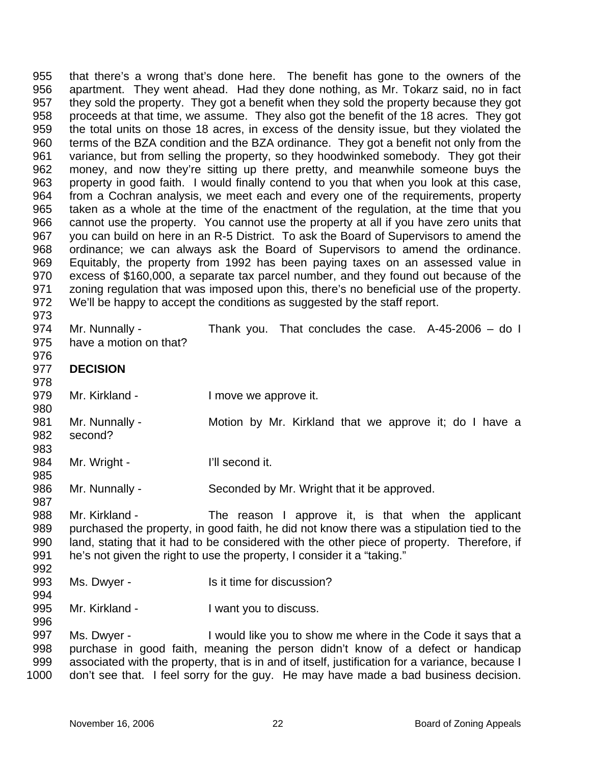that there's a wrong that's done here. The benefit has gone to the owners of the apartment. They went ahead. Had they done nothing, as Mr. Tokarz said, no in fact they sold the property. They got a benefit when they sold the property because they got proceeds at that time, we assume. They also got the benefit of the 18 acres. They got the total units on those 18 acres, in excess of the density issue, but they violated the terms of the BZA condition and the BZA ordinance. They got a benefit not only from the variance, but from selling the property, so they hoodwinked somebody. They got their money, and now they're sitting up there pretty, and meanwhile someone buys the property in good faith. I would finally contend to you that when you look at this case, from a Cochran analysis, we meet each and every one of the requirements, property taken as a whole at the time of the enactment of the regulation, at the time that you cannot use the property. You cannot use the property at all if you have zero units that you can build on here in an R-5 District. To ask the Board of Supervisors to amend the ordinance; we can always ask the Board of Supervisors to amend the ordinance. Equitably, the property from 1992 has been paying taxes on an assessed value in excess of $160,000, a separate tax parcel number, and they found out because of the zoning regulation that was imposed upon this, there's no beneficial use of the property. We'll be happy to accept the conditions as suggested by the staff report.

Mr. Nunnally - Thank you. That concludes the case. A-45-2006 – do I have a motion on that?

**DECISION**

Mr. Kirkland - I move we approve it.

Mr. Nunnally - Motion by Mr. Kirkland that we approve it; do I have a second?

Mr. Wright - I'll second it.

Mr. Nunnally - Seconded by Mr. Wright that it be approved.

Mr. Kirkland - The reason I approve it, is that when the applicant purchased the property, in good faith, he did not know there was a stipulation tied to the land, stating that it had to be considered with the other piece of property. Therefore, if he's not given the right to use the property, I consider it a "taking."

Ms. Dwyer - Is it time for discussion?

Mr. Kirkland - I want you to discuss.

Ms. Dwyer - I would like you to show me where in the Code it says that a purchase in good faith, meaning the person didn't know of a defect or handicap associated with the property, that is in and of itself, justification for a variance, because I don't see that. I feel sorry for the guy. He may have made a bad business decision.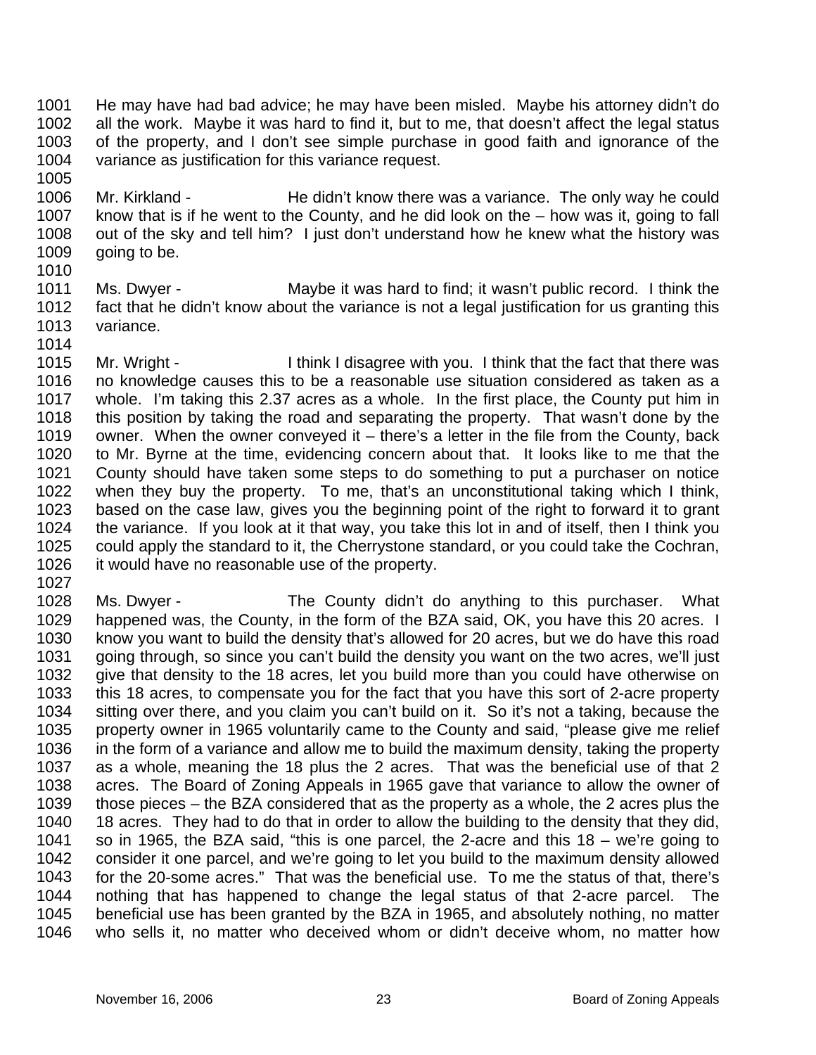He may have had bad advice; he may have been misled. Maybe his attorney didn't do all the work. Maybe it was hard to find it, but to me, that doesn't affect the legal status of the property, and I don't see simple purchase in good faith and ignorance of the variance as justification for this variance request.

Mr. Kirkland - He didn't know there was a variance. The only way he could know that is if he went to the County, and he did look on the – how was it, going to fall out of the sky and tell him? I just don't understand how he knew what the history was going to be.

Ms. Dwyer - Maybe it was hard to find; it wasn't public record. I think the fact that he didn't know about the variance is not a legal justification for us granting this variance.

Mr. Wright - I think I disagree with you. I think that the fact that there was no knowledge causes this to be a reasonable use situation considered as taken as a whole. I'm taking this 2.37 acres as a whole. In the first place, the County put him in this position by taking the road and separating the property. That wasn't done by the owner. When the owner conveyed it – there's a letter in the file from the County, back to Mr. Byrne at the time, evidencing concern about that. It looks like to me that the County should have taken some steps to do something to put a purchaser on notice when they buy the property. To me, that's an unconstitutional taking which I think, based on the case law, gives you the beginning point of the right to forward it to grant the variance. If you look at it that way, you take this lot in and of itself, then I think you could apply the standard to it, the Cherrystone standard, or you could take the Cochran, it would have no reasonable use of the property.

Ms. Dwyer - The County didn't do anything to this purchaser. What happened was, the County, in the form of the BZA said, OK, you have this 20 acres. I know you want to build the density that's allowed for 20 acres, but we do have this road going through, so since you can't build the density you want on the two acres, we'll just give that density to the 18 acres, let you build more than you could have otherwise on this 18 acres, to compensate you for the fact that you have this sort of 2-acre property sitting over there, and you claim you can't build on it. So it's not a taking, because the property owner in 1965 voluntarily came to the County and said, "please give me relief in the form of a variance and allow me to build the maximum density, taking the property as a whole, meaning the 18 plus the 2 acres. That was the beneficial use of that 2 acres. The Board of Zoning Appeals in 1965 gave that variance to allow the owner of those pieces – the BZA considered that as the property as a whole, the 2 acres plus the 18 acres. They had to do that in order to allow the building to the density that they did, so in 1965, the BZA said, "this is one parcel, the 2-acre and this 18 – we're going to consider it one parcel, and we're going to let you build to the maximum density allowed for the 20-some acres." That was the beneficial use. To me the status of that, there's nothing that has happened to change the legal status of that 2-acre parcel. The beneficial use has been granted by the BZA in 1965, and absolutely nothing, no matter who sells it, no matter who deceived whom or didn't deceive whom, no matter how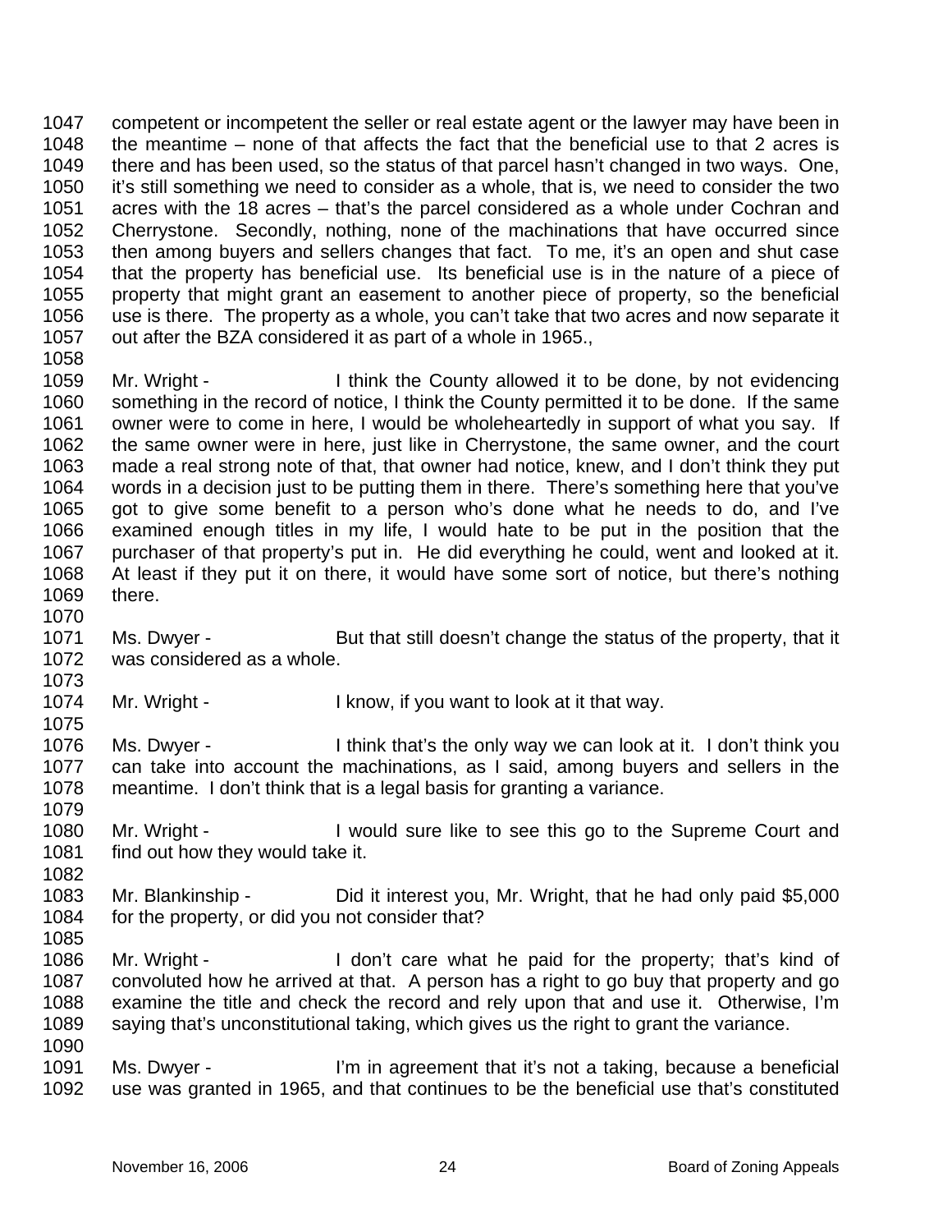1047 competent or incompetent the seller or real estate agent or the lawyer may have been in
1048 the meantime – none of that affects the fact that the beneficial use to that 2 acres is
1049 there and has been used, so the status of that parcel hasn't changed in two ways. One,
1050 it's still something we need to consider as a whole, that is, we need to consider the two
1051 acres with the 18 acres – that's the parcel considered as a whole under Cochran and
1052 Cherrystone. Secondly, nothing, none of the machinations that have occurred since
1053 then among buyers and sellers changes that fact. To me, it's an open and shut case
1054 that the property has beneficial use. Its beneficial use is in the nature of a piece of
1055 property that might grant an easement to another piece of property, so the beneficial
1056 use is there. The property as a whole, you can't take that two acres and now separate it
1057 out after the BZA considered it as part of a whole in 1965.,
1058
1059 Mr. Wright - I think the County allowed it to be done, by not evidencing
1060 something in the record of notice, I think the County permitted it to be done. If the same
1061 owner were to come in here, I would be wholeheartedly in support of what you say. If
1062 the same owner were in here, just like in Cherrystone, the same owner, and the court
1063 made a real strong note of that, that owner had notice, knew, and I don't think they put
1064 words in a decision just to be putting them in there. There's something here that you've
1065 got to give some benefit to a person who's done what he needs to do, and I've
1066 examined enough titles in my life, I would hate to be put in the position that the
1067 purchaser of that property's put in. He did everything he could, went and looked at it.
1068 At least if they put it on there, it would have some sort of notice, but there's nothing
1069 there.
1070
1071 Ms. Dwyer - But that still doesn't change the status of the property, that it
1072 was considered as a whole.
1073
1074 Mr. Wright - I know, if you want to look at it that way.
1075
1076 Ms. Dwyer - I think that's the only way we can look at it. I don't think you
1077 can take into account the machinations, as I said, among buyers and sellers in the
1078 meantime. I don't think that is a legal basis for granting a variance.
1079
1080 Mr. Wright - I would sure like to see this go to the Supreme Court and
1081 find out how they would take it.
1082
1083 Mr. Blankinship - Did it interest you, Mr. Wright, that he had only paid $5,000
1084 for the property, or did you not consider that?
1085
1086 Mr. Wright - I don't care what he paid for the property; that's kind of
1087 convoluted how he arrived at that. A person has a right to go buy that property and go
1088 examine the title and check the record and rely upon that and use it. Otherwise, I'm
1089 saying that's unconstitutional taking, which gives us the right to grant the variance.
1090
1091 Ms. Dwyer - I'm in agreement that it's not a taking, because a beneficial
1092 use was granted in 1965, and that continues to be the beneficial use that's constituted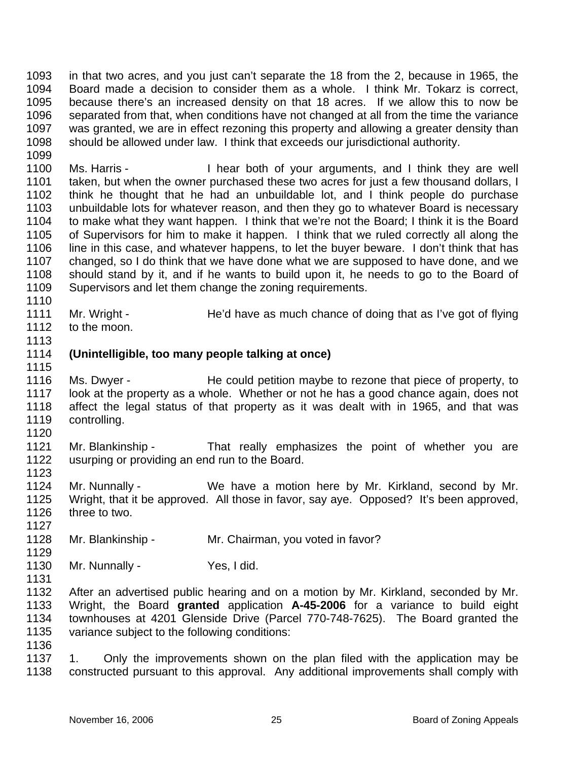1093 in that two acres, and you just can't separate the 18 from the 2, because in 1965, the
1094 Board made a decision to consider them as a whole. I think Mr. Tokarz is correct,
1095 because there's an increased density on that 18 acres. If we allow this to now be
1096 separated from that, when conditions have not changed at all from the time the variance
1097 was granted, we are in effect rezoning this property and allowing a greater density than
1098 should be allowed under law. I think that exceeds our jurisdictional authority.
1099
1100 Ms. Harris - I hear both of your arguments, and I think they are well
1101 taken, but when the owner purchased these two acres for just a few thousand dollars, I
1102 think he thought that he had an unbuildable lot, and I think people do purchase
1103 unbuildable lots for whatever reason, and then they go to whatever Board is necessary
1104 to make what they want happen. I think that we're not the Board; I think it is the Board
1105 of Supervisors for him to make it happen. I think that we ruled correctly all along the
1106 line in this case, and whatever happens, to let the buyer beware. I don't think that has
1107 changed, so I do think that we have done what we are supposed to have done, and we
1108 should stand by it, and if he wants to build upon it, he needs to go to the Board of
1109 Supervisors and let them change the zoning requirements.
1110
1111 Mr. Wright - He'd have as much chance of doing that as I've got of flying
1112 to the moon.
1113
1114 **(Unintelligible, too many people talking at once)**
1115
1116 Ms. Dwyer - He could petition maybe to rezone that piece of property, to
1117 look at the property as a whole. Whether or not he has a good chance again, does not
1118 affect the legal status of that property as it was dealt with in 1965, and that was
1119 controlling.
1120
1121 Mr. Blankinship - That really emphasizes the point of whether you are
1122 usurping or providing an end run to the Board.
1123
1124 Mr. Nunnally - We have a motion here by Mr. Kirkland, second by Mr.
1125 Wright, that it be approved. All those in favor, say aye. Opposed? It's been approved,
1126 three to two.
1127
1128 Mr. Blankinship - Mr. Chairman, you voted in favor?
1129
1130 Mr. Nunnally - Yes, I did.
1131
1132 After an advertised public hearing and on a motion by Mr. Kirkland, seconded by Mr.
1133 Wright, the Board **granted** application **A-45-2006** for a variance to build eight
1134 townhouses at 4201 Glenside Drive (Parcel 770-748-7625). The Board granted the
1135 variance subject to the following conditions:
1136
1137 1. Only the improvements shown on the plan filed with the application may be
1138 constructed pursuant to this approval. Any additional improvements shall comply with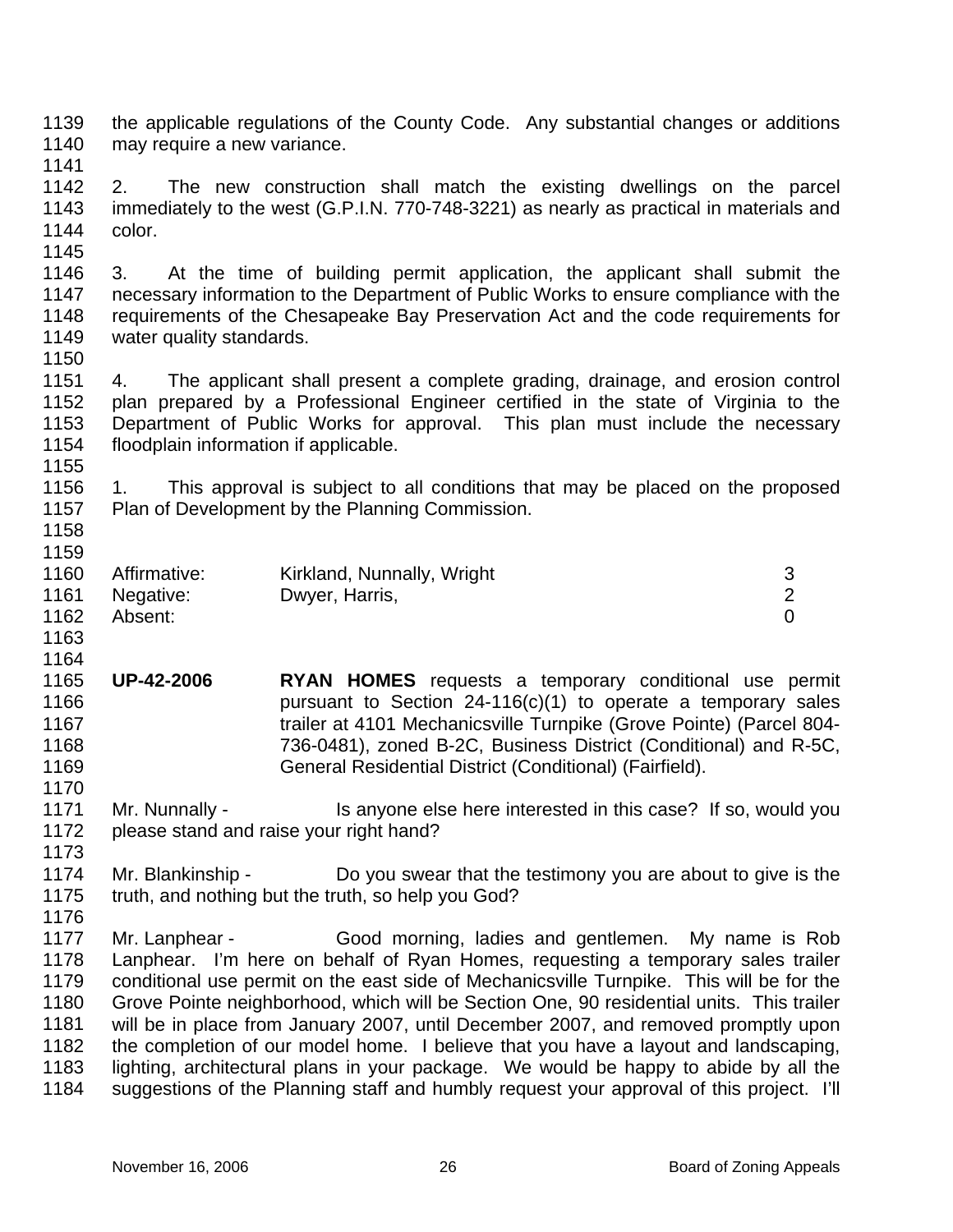the applicable regulations of the County Code. Any substantial changes or additions may require a new variance.

2. The new construction shall match the existing dwellings on the parcel immediately to the west (G.P.I.N. 770-748-3221) as nearly as practical in materials and color.

3. At the time of building permit application, the applicant shall submit the necessary information to the Department of Public Works to ensure compliance with the requirements of the Chesapeake Bay Preservation Act and the code requirements for water quality standards.

4. The applicant shall present a complete grading, drainage, and erosion control plan prepared by a Professional Engineer certified in the state of Virginia to the Department of Public Works for approval. This plan must include the necessary floodplain information if applicable.

1. This approval is subject to all conditions that may be placed on the proposed Plan of Development by the Planning Commission.

| | | |
|---|---|---|
| Affirmative: | Kirkland, Nunnally, Wright | 3 |
| Negative: | Dwyer, Harris, | 2 |
| Absent: | | 0 |

**UP-42-2006** **RYAN HOMES** requests a temporary conditional use permit pursuant to Section 24-116(c)(1) to operate a temporary sales trailer at 4101 Mechanicsville Turnpike (Grove Pointe) (Parcel 804-736-0481), zoned B-2C, Business District (Conditional) and R-5C, General Residential District (Conditional) (Fairfield).

Mr. Nunnally - Is anyone else here interested in this case? If so, would you please stand and raise your right hand?

Mr. Blankinship - Do you swear that the testimony you are about to give is the truth, and nothing but the truth, so help you God?

Mr. Lanphear - Good morning, ladies and gentlemen. My name is Rob Lanphear. I'm here on behalf of Ryan Homes, requesting a temporary sales trailer conditional use permit on the east side of Mechanicsville Turnpike. This will be for the Grove Pointe neighborhood, which will be Section One, 90 residential units. This trailer will be in place from January 2007, until December 2007, and removed promptly upon the completion of our model home. I believe that you have a layout and landscaping, lighting, architectural plans in your package. We would be happy to abide by all the suggestions of the Planning staff and humbly request your approval of this project. I'll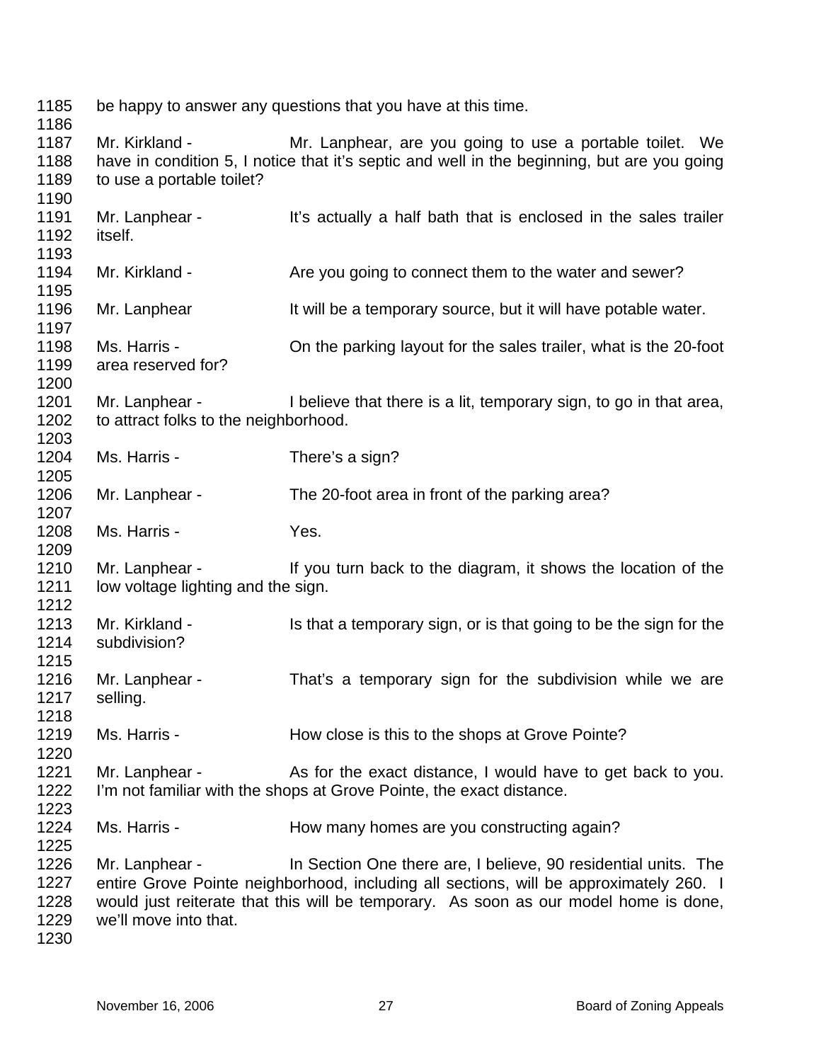be happy to answer any questions that you have at this time.

Mr. Kirkland - Mr. Lanphear, are you going to use a portable toilet. We have in condition 5, I notice that it's septic and well in the beginning, but are you going to use a portable toilet?

Mr. Lanphear - It's actually a half bath that is enclosed in the sales trailer itself.

Mr. Kirkland - Are you going to connect them to the water and sewer?

Mr. Lanphear It will be a temporary source, but it will have potable water.

Ms. Harris - On the parking layout for the sales trailer, what is the 20-foot area reserved for?

Mr. Lanphear - I believe that there is a lit, temporary sign, to go in that area, to attract folks to the neighborhood.

Ms. Harris - There's a sign?

Mr. Lanphear - The 20-foot area in front of the parking area?

Ms. Harris - Yes.

Mr. Lanphear - If you turn back to the diagram, it shows the location of the low voltage lighting and the sign.

Mr. Kirkland - Is that a temporary sign, or is that going to be the sign for the subdivision?

Mr. Lanphear - That's a temporary sign for the subdivision while we are selling.

Ms. Harris - How close is this to the shops at Grove Pointe?

Mr. Lanphear - As for the exact distance, I would have to get back to you. I'm not familiar with the shops at Grove Pointe, the exact distance.

Ms. Harris - How many homes are you constructing again?

Mr. Lanphear - In Section One there are, I believe, 90 residential units. The entire Grove Pointe neighborhood, including all sections, will be approximately 260. I would just reiterate that this will be temporary. As soon as our model home is done, we'll move into that.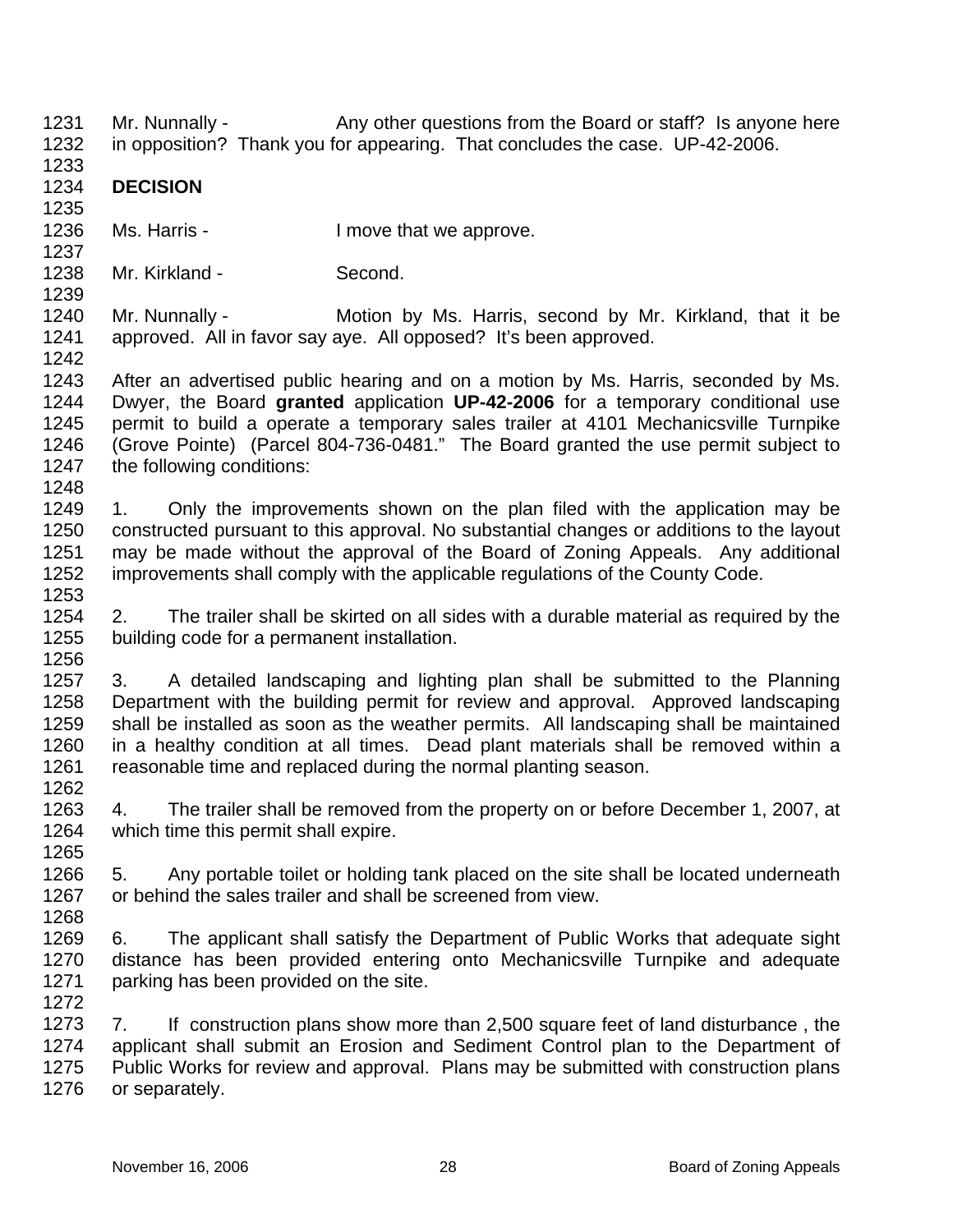Mr. Nunnally - Any other questions from the Board or staff? Is anyone here in opposition? Thank you for appearing. That concludes the case. UP-42-2006.

**DECISION**

Ms. Harris - I move that we approve.

Mr. Kirkland - Second.

Mr. Nunnally - Motion by Ms. Harris, second by Mr. Kirkland, that it be approved. All in favor say aye. All opposed? It's been approved.

After an advertised public hearing and on a motion by Ms. Harris, seconded by Ms. Dwyer, the Board **granted** application **UP-42-2006** for a temporary conditional use permit to build a operate a temporary sales trailer at 4101 Mechanicsville Turnpike (Grove Pointe) (Parcel 804-736-0481." The Board granted the use permit subject to the following conditions:

1. Only the improvements shown on the plan filed with the application may be constructed pursuant to this approval. No substantial changes or additions to the layout may be made without the approval of the Board of Zoning Appeals. Any additional improvements shall comply with the applicable regulations of the County Code.

2. The trailer shall be skirted on all sides with a durable material as required by the building code for a permanent installation.

3. A detailed landscaping and lighting plan shall be submitted to the Planning Department with the building permit for review and approval. Approved landscaping shall be installed as soon as the weather permits. All landscaping shall be maintained in a healthy condition at all times. Dead plant materials shall be removed within a reasonable time and replaced during the normal planting season.

4. The trailer shall be removed from the property on or before December 1, 2007, at which time this permit shall expire.

5. Any portable toilet or holding tank placed on the site shall be located underneath or behind the sales trailer and shall be screened from view.

6. The applicant shall satisfy the Department of Public Works that adequate sight distance has been provided entering onto Mechanicsville Turnpike and adequate parking has been provided on the site.

7. If construction plans show more than 2,500 square feet of land disturbance , the applicant shall submit an Erosion and Sediment Control plan to the Department of Public Works for review and approval. Plans may be submitted with construction plans or separately.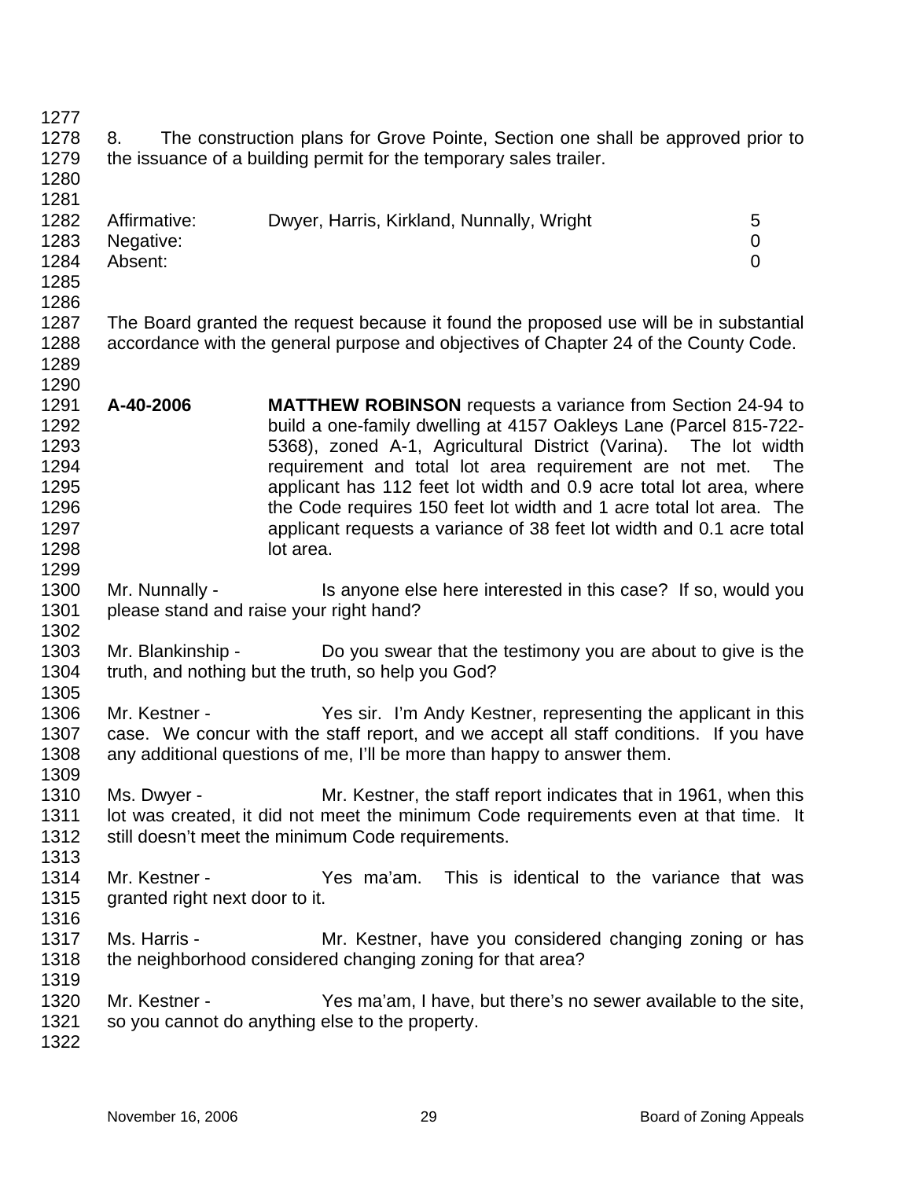8. The construction plans for Grove Pointe, Section one shall be approved prior to the issuance of a building permit for the temporary sales trailer.

| | | |
|---|---|---|
| Affirmative: | Dwyer, Harris, Kirkland, Nunnally, Wright | 5 |
| Negative: | | 0 |
| Absent: | | 0 |

The Board granted the request because it found the proposed use will be in substantial accordance with the general purpose and objectives of Chapter 24 of the County Code.

**A-40-2006** **MATTHEW ROBINSON** requests a variance from Section 24-94 to build a one-family dwelling at 4157 Oakleys Lane (Parcel 815-722-5368), zoned A-1, Agricultural District (Varina). The lot width requirement and total lot area requirement are not met. The applicant has 112 feet lot width and 0.9 acre total lot area, where the Code requires 150 feet lot width and 1 acre total lot area. The applicant requests a variance of 38 feet lot width and 0.1 acre total lot area.

Mr. Nunnally - Is anyone else here interested in this case? If so, would you please stand and raise your right hand?

Mr. Blankinship - Do you swear that the testimony you are about to give is the truth, and nothing but the truth, so help you God?

Mr. Kestner - Yes sir. I'm Andy Kestner, representing the applicant in this case. We concur with the staff report, and we accept all staff conditions. If you have any additional questions of me, I'll be more than happy to answer them.

Ms. Dwyer - Mr. Kestner, the staff report indicates that in 1961, when this lot was created, it did not meet the minimum Code requirements even at that time. It still doesn't meet the minimum Code requirements.

Mr. Kestner - Yes ma'am. This is identical to the variance that was granted right next door to it.

Ms. Harris - Mr. Kestner, have you considered changing zoning or has the neighborhood considered changing zoning for that area?

Mr. Kestner - Yes ma'am, I have, but there's no sewer available to the site, so you cannot do anything else to the property.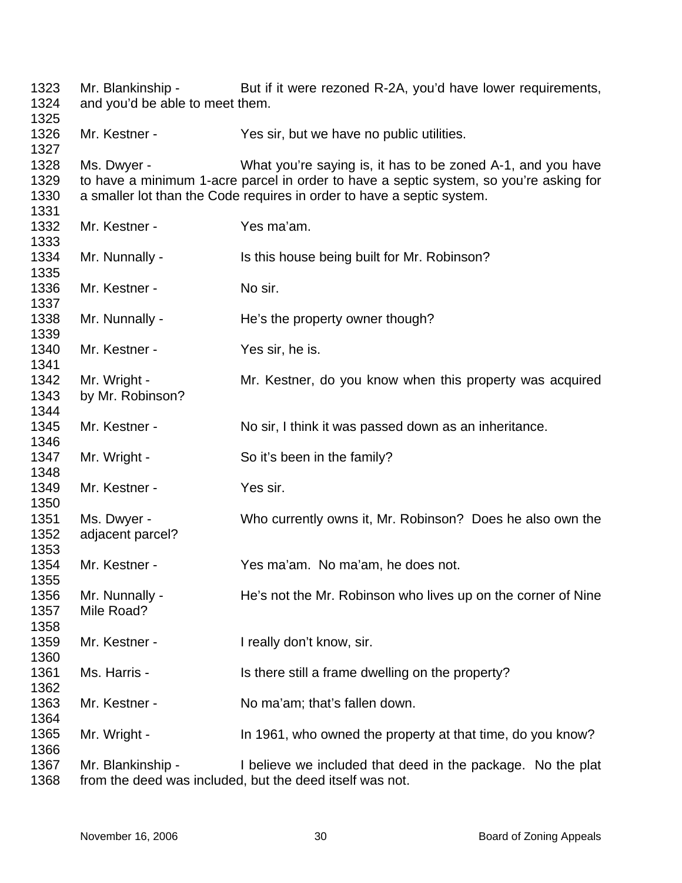1323 Mr. Blankinship - But if it were rezoned R-2A, you'd have lower requirements,
1324 and you'd be able to meet them.
1325
1326 Mr. Kestner - Yes sir, but we have no public utilities.
1327
1328 Ms. Dwyer - What you're saying is, it has to be zoned A-1, and you have
1329 to have a minimum 1-acre parcel in order to have a septic system, so you're asking for
1330 a smaller lot than the Code requires in order to have a septic system.
1331
1332 Mr. Kestner - Yes ma'am.
1333
1334 Mr. Nunnally - Is this house being built for Mr. Robinson?
1335
1336 Mr. Kestner - No sir.
1337
1338 Mr. Nunnally - He's the property owner though?
1339
1340 Mr. Kestner - Yes sir, he is.
1341
1342 Mr. Wright - Mr. Kestner, do you know when this property was acquired
1343 by Mr. Robinson?
1344
1345 Mr. Kestner - No sir, I think it was passed down as an inheritance.
1346
1347 Mr. Wright - So it's been in the family?
1348
1349 Mr. Kestner - Yes sir.
1350
1351 Ms. Dwyer - Who currently owns it, Mr. Robinson? Does he also own the
1352 adjacent parcel?
1353
1354 Mr. Kestner - Yes ma'am. No ma'am, he does not.
1355
1356 Mr. Nunnally - He's not the Mr. Robinson who lives up on the corner of Nine
1357 Mile Road?
1358
1359 Mr. Kestner - I really don't know, sir.
1360
1361 Ms. Harris - Is there still a frame dwelling on the property?
1362
1363 Mr. Kestner - No ma'am; that's fallen down.
1364
1365 Mr. Wright - In 1961, who owned the property at that time, do you know?
1366
1367 Mr. Blankinship - I believe we included that deed in the package. No the plat
1368 from the deed was included, but the deed itself was not.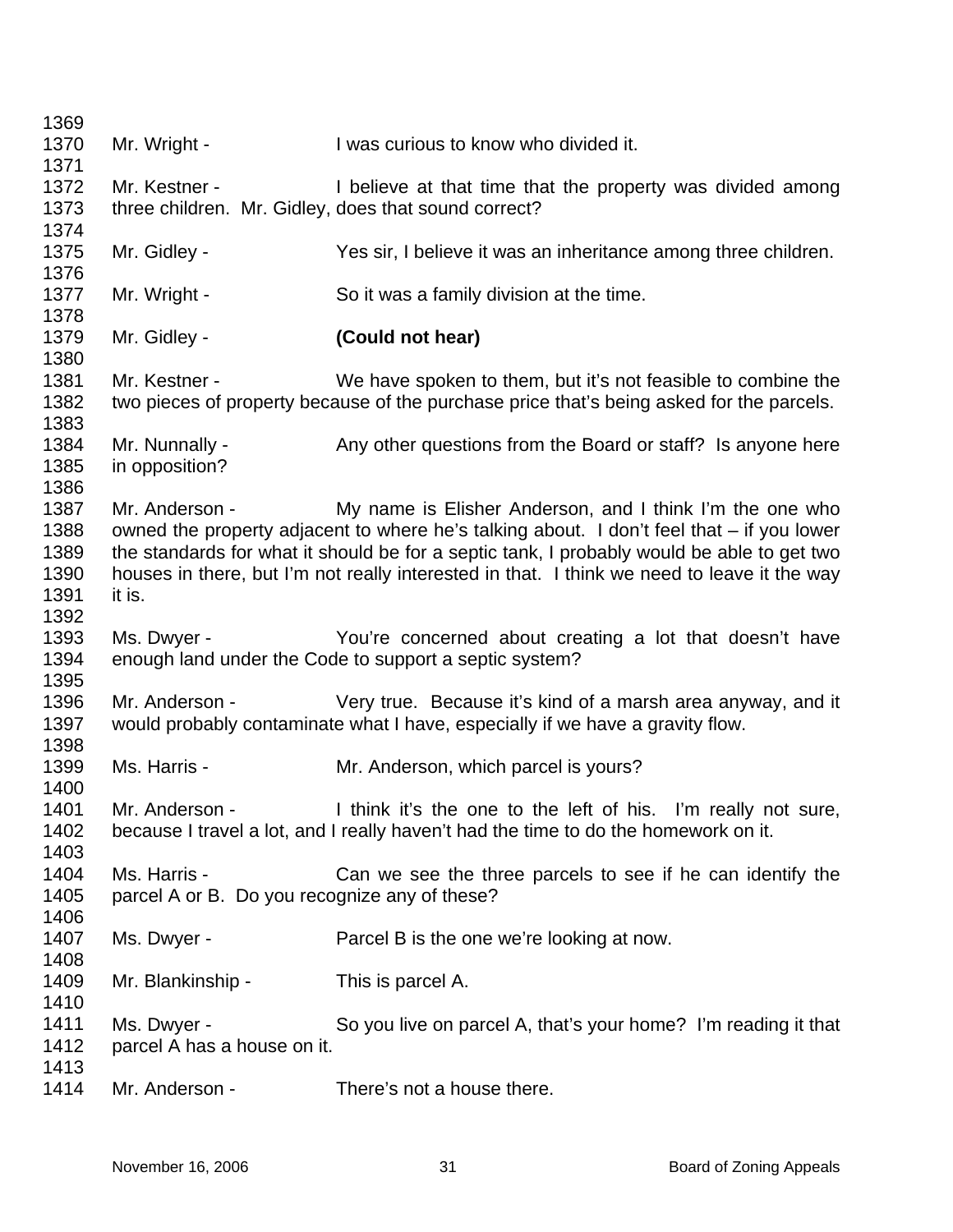1369
1370 Mr. Wright - I was curious to know who divided it.
1371
1372 Mr. Kestner - I believe at that time that the property was divided among
1373 three children. Mr. Gidley, does that sound correct?
1374
1375 Mr. Gidley - Yes sir, I believe it was an inheritance among three children.
1376
1377 Mr. Wright - So it was a family division at the time.
1378
1379 Mr. Gidley - **(Could not hear)**
1380
1381 Mr. Kestner - We have spoken to them, but it's not feasible to combine the
1382 two pieces of property because of the purchase price that's being asked for the parcels.
1383
1384 Mr. Nunnally - Any other questions from the Board or staff? Is anyone here
1385 in opposition?
1386
1387 Mr. Anderson - My name is Elisher Anderson, and I think I'm the one who
1388 owned the property adjacent to where he's talking about. I don't feel that – if you lower
1389 the standards for what it should be for a septic tank, I probably would be able to get two
1390 houses in there, but I'm not really interested in that. I think we need to leave it the way
1391 it is.
1392
1393 Ms. Dwyer - You're concerned about creating a lot that doesn't have
1394 enough land under the Code to support a septic system?
1395
1396 Mr. Anderson - Very true. Because it's kind of a marsh area anyway, and it
1397 would probably contaminate what I have, especially if we have a gravity flow.
1398
1399 Ms. Harris - Mr. Anderson, which parcel is yours?
1400
1401 Mr. Anderson - I think it's the one to the left of his. I'm really not sure,
1402 because I travel a lot, and I really haven't had the time to do the homework on it.
1403
1404 Ms. Harris - Can we see the three parcels to see if he can identify the
1405 parcel A or B. Do you recognize any of these?
1406
1407 Ms. Dwyer - Parcel B is the one we're looking at now.
1408
1409 Mr. Blankinship - This is parcel A.
1410
1411 Ms. Dwyer - So you live on parcel A, that's your home? I'm reading it that
1412 parcel A has a house on it.
1413
1414 Mr. Anderson - There's not a house there.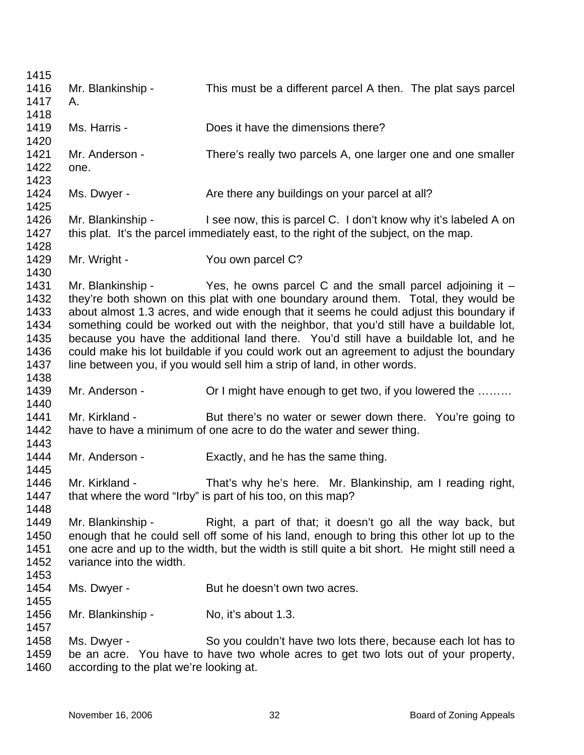1415

1416 Mr. Blankinship - This must be a different parcel A then. The plat says parcel
1417 A.

1418

1419 Ms. Harris - Does it have the dimensions there?

1420

1421 Mr. Anderson - There's really two parcels A, one larger one and one smaller
1422 one.

1423

1424 Ms. Dwyer - Are there any buildings on your parcel at all?

1425

1426 Mr. Blankinship - I see now, this is parcel C. I don't know why it's labeled A on
1427 this plat. It's the parcel immediately east, to the right of the subject, on the map.

1428

1429 Mr. Wright - You own parcel C?

1430

1431 Mr. Blankinship - Yes, he owns parcel C and the small parcel adjoining it –
1432 they're both shown on this plat with one boundary around them. Total, they would be
1433 about almost 1.3 acres, and wide enough that it seems he could adjust this boundary if
1434 something could be worked out with the neighbor, that you'd still have a buildable lot,
1435 because you have the additional land there. You'd still have a buildable lot, and he
1436 could make his lot buildable if you could work out an agreement to adjust the boundary
1437 line between you, if you would sell him a strip of land, in other words.

1438

1439 Mr. Anderson - Or I might have enough to get two, if you lowered the ………

1440

1441 Mr. Kirkland - But there's no water or sewer down there. You're going to
1442 have to have a minimum of one acre to do the water and sewer thing.

1443

1444 Mr. Anderson - Exactly, and he has the same thing.

1445

1446 Mr. Kirkland - That's why he's here. Mr. Blankinship, am I reading right,
1447 that where the word "Irby" is part of his too, on this map?

1448

1449 Mr. Blankinship - Right, a part of that; it doesn't go all the way back, but
1450 enough that he could sell off some of his land, enough to bring this other lot up to the
1451 one acre and up to the width, but the width is still quite a bit short. He might still need a
1452 variance into the width.

1453

1454 Ms. Dwyer - But he doesn't own two acres.

1455

1456 Mr. Blankinship - No, it's about 1.3.

1457

1458 Ms. Dwyer - So you couldn't have two lots there, because each lot has to
1459 be an acre. You have to have two whole acres to get two lots out of your property,
1460 according to the plat we're looking at.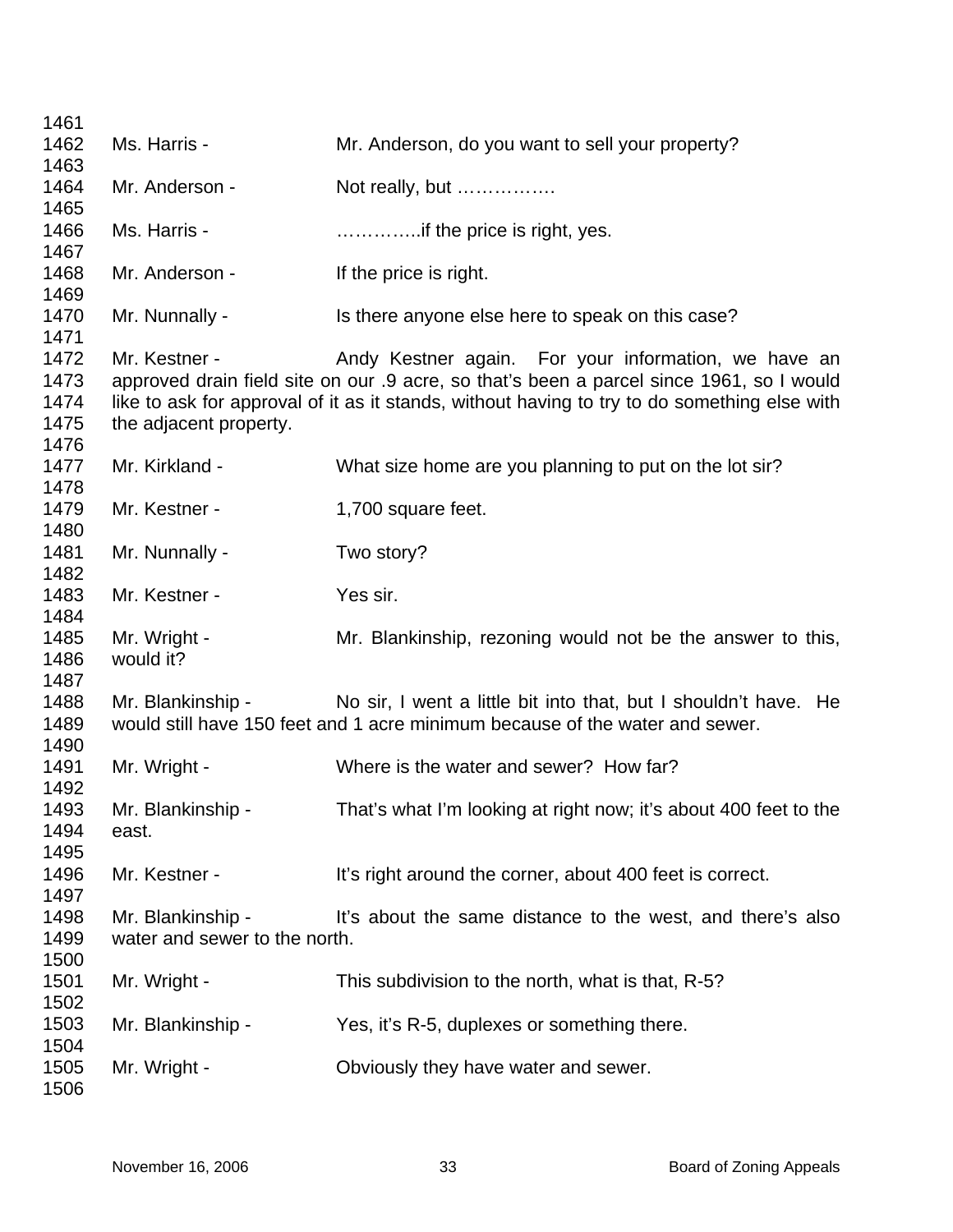1461

1462 Ms. Harris - Mr. Anderson, do you want to sell your property?

1463

1464 Mr. Anderson - Not really, but …………….

1465

1466 Ms. Harris - …………..if the price is right, yes.

1467

1468 Mr. Anderson - If the price is right.

1469

1470 Mr. Nunnally - Is there anyone else here to speak on this case?

1471

1472 Mr. Kestner - Andy Kestner again. For your information, we have an
1473 approved drain field site on our .9 acre, so that's been a parcel since 1961, so I would
1474 like to ask for approval of it as it stands, without having to try to do something else with
1475 the adjacent property.

1476

1477 Mr. Kirkland - What size home are you planning to put on the lot sir?

1478

1479 Mr. Kestner - 1,700 square feet.

1480

1481 Mr. Nunnally - Two story?

1482

1483 Mr. Kestner - Yes sir.

1484

1485 Mr. Wright - Mr. Blankinship, rezoning would not be the answer to this,
1486 would it?

1487

1488 Mr. Blankinship - No sir, I went a little bit into that, but I shouldn't have. He
1489 would still have 150 feet and 1 acre minimum because of the water and sewer.

1490

1491 Mr. Wright - Where is the water and sewer? How far?

1492

1493 Mr. Blankinship - That's what I'm looking at right now; it's about 400 feet to the
1494 east.

1495

1496 Mr. Kestner - It's right around the corner, about 400 feet is correct.

1497

1498 Mr. Blankinship - It's about the same distance to the west, and there's also
1499 water and sewer to the north.

1500

1501 Mr. Wright - This subdivision to the north, what is that, R-5?

1502

1503 Mr. Blankinship - Yes, it's R-5, duplexes or something there.

1504

1505 Mr. Wright - Obviously they have water and sewer.

1506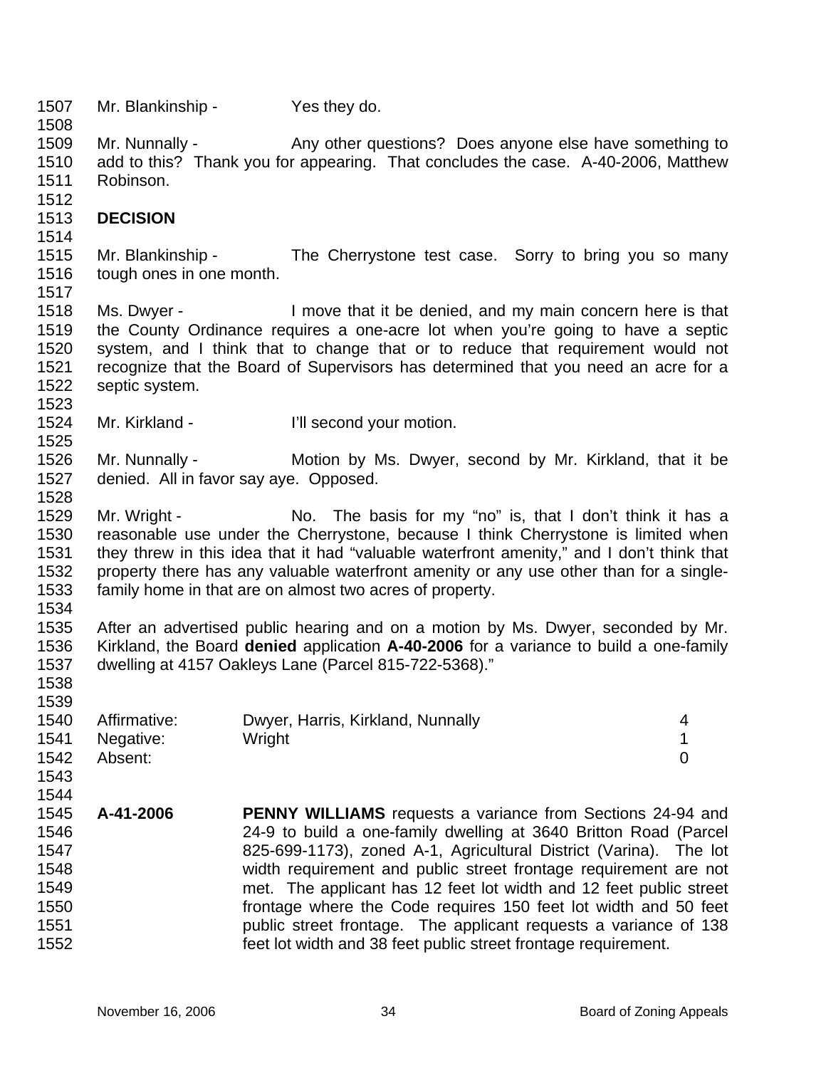Mr. Blankinship - Yes they do.

Mr. Nunnally - Any other questions? Does anyone else have something to add to this? Thank you for appearing. That concludes the case. A-40-2006, Matthew Robinson.

**DECISION**

Mr. Blankinship - The Cherrystone test case. Sorry to bring you so many tough ones in one month.

Ms. Dwyer - I move that it be denied, and my main concern here is that the County Ordinance requires a one-acre lot when you're going to have a septic system, and I think that to change that or to reduce that requirement would not recognize that the Board of Supervisors has determined that you need an acre for a septic system.

Mr. Kirkland - I'll second your motion.

Mr. Nunnally - Motion by Ms. Dwyer, second by Mr. Kirkland, that it be denied. All in favor say aye. Opposed.

Mr. Wright - No. The basis for my "no" is, that I don't think it has a reasonable use under the Cherrystone, because I think Cherrystone is limited when they threw in this idea that it had "valuable waterfront amenity," and I don't think that property there has any valuable waterfront amenity or any use other than for a single-family home in that are on almost two acres of property.

After an advertised public hearing and on a motion by Ms. Dwyer, seconded by Mr. Kirkland, the Board **denied** application **A-40-2006** for a variance to build a one-family dwelling at 4157 Oakleys Lane (Parcel 815-722-5368)."

| | | |
|---|---|---|
| Affirmative: | Dwyer, Harris, Kirkland, Nunnally | 4 |
| Negative: | Wright | 1 |
| Absent: | | 0 |

**A-41-2006** **PENNY WILLIAMS** requests a variance from Sections 24-94 and 24-9 to build a one-family dwelling at 3640 Britton Road (Parcel 825-699-1173), zoned A-1, Agricultural District (Varina). The lot width requirement and public street frontage requirement are not met. The applicant has 12 feet lot width and 12 feet public street frontage where the Code requires 150 feet lot width and 50 feet public street frontage. The applicant requests a variance of 138 feet lot width and 38 feet public street frontage requirement.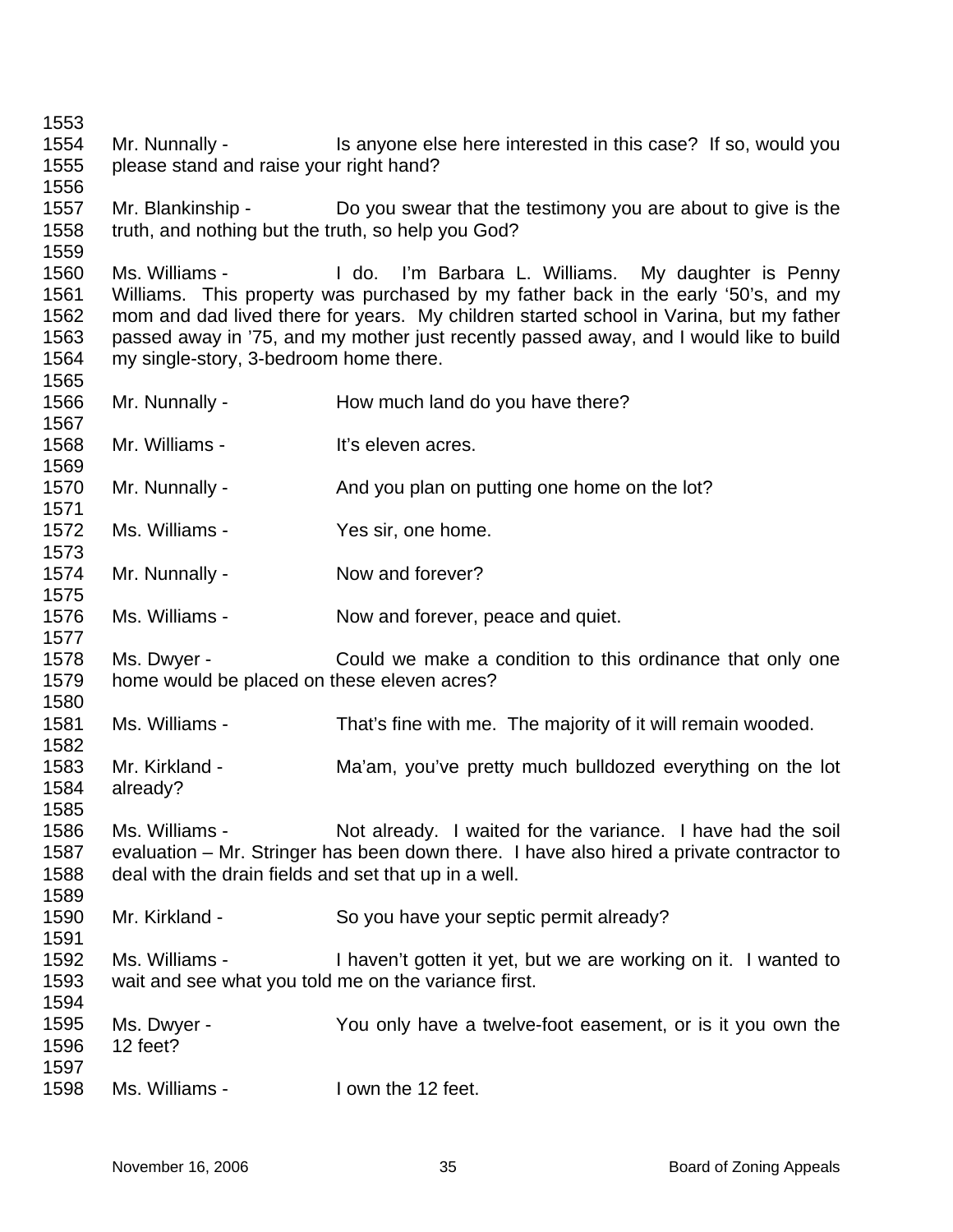Mr. Nunnally - Is anyone else here interested in this case? If so, would you please stand and raise your right hand?

Mr. Blankinship - Do you swear that the testimony you are about to give is the truth, and nothing but the truth, so help you God?

Ms. Williams - I do. I'm Barbara L. Williams. My daughter is Penny Williams. This property was purchased by my father back in the early '50's, and my mom and dad lived there for years. My children started school in Varina, but my father passed away in '75, and my mother just recently passed away, and I would like to build my single-story, 3-bedroom home there.

Mr. Nunnally - How much land do you have there?

Mr. Williams - It's eleven acres.

Mr. Nunnally - And you plan on putting one home on the lot?

Ms. Williams - Yes sir, one home.

Mr. Nunnally - Now and forever?

Ms. Williams - Now and forever, peace and quiet.

Ms. Dwyer - Could we make a condition to this ordinance that only one home would be placed on these eleven acres?

Ms. Williams - That's fine with me. The majority of it will remain wooded.

Mr. Kirkland - Ma'am, you've pretty much bulldozed everything on the lot already?

Ms. Williams - Not already. I waited for the variance. I have had the soil evaluation – Mr. Stringer has been down there. I have also hired a private contractor to deal with the drain fields and set that up in a well.

Mr. Kirkland - So you have your septic permit already?

Ms. Williams - I haven't gotten it yet, but we are working on it. I wanted to wait and see what you told me on the variance first.

Ms. Dwyer - You only have a twelve-foot easement, or is it you own the 12 feet?

Ms. Williams - I own the 12 feet.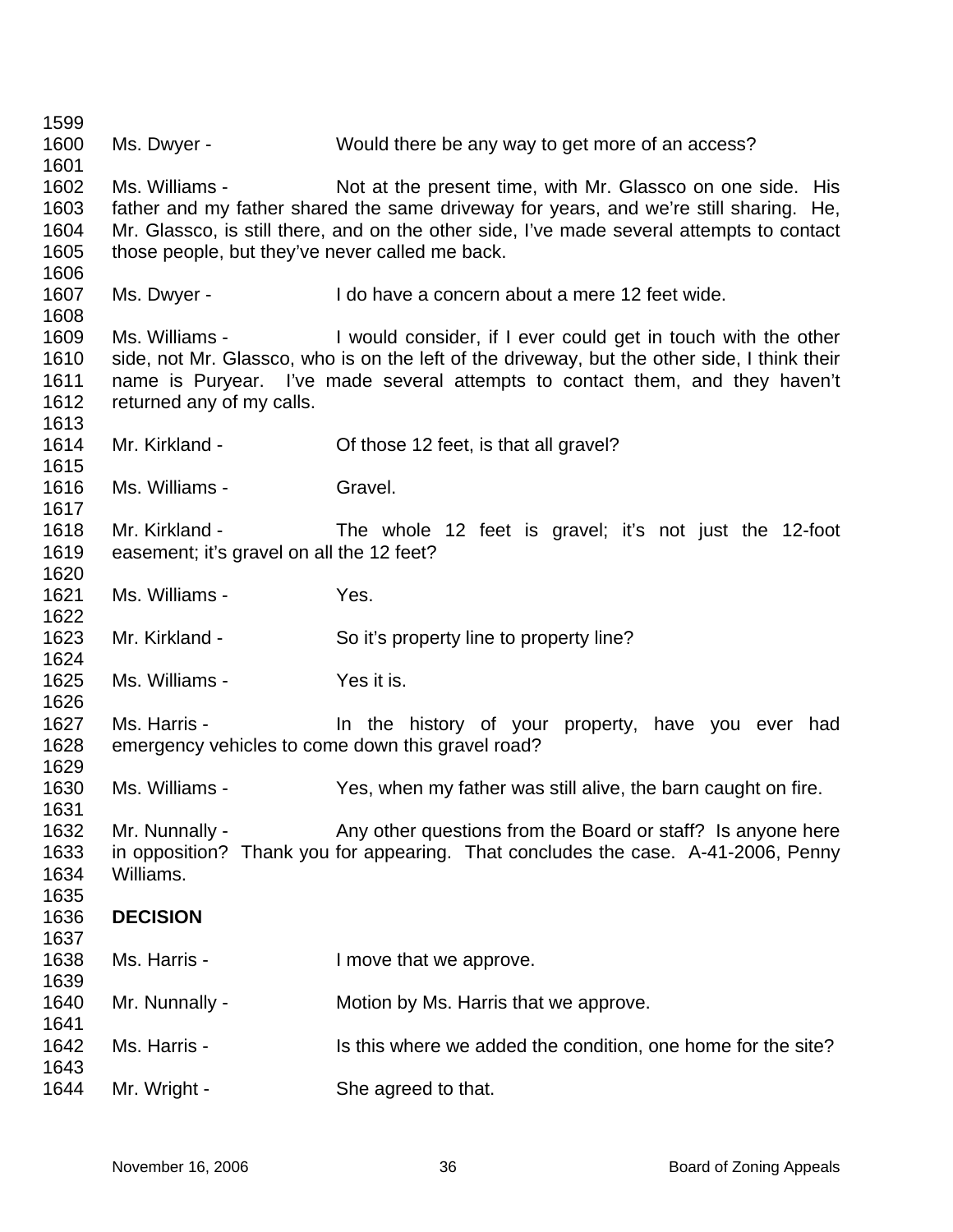Ms. Dwyer - Would there be any way to get more of an access?

Ms. Williams - Not at the present time, with Mr. Glassco on one side. His father and my father shared the same driveway for years, and we're still sharing. He, Mr. Glassco, is still there, and on the other side, I've made several attempts to contact those people, but they've never called me back.

Ms. Dwyer - I do have a concern about a mere 12 feet wide.

Ms. Williams - I would consider, if I ever could get in touch with the other side, not Mr. Glassco, who is on the left of the driveway, but the other side, I think their name is Puryear. I've made several attempts to contact them, and they haven't returned any of my calls.

Mr. Kirkland - Of those 12 feet, is that all gravel?

Ms. Williams - Gravel.

Mr. Kirkland - The whole 12 feet is gravel; it's not just the 12-foot easement; it's gravel on all the 12 feet?

Ms. Williams - Yes.

Mr. Kirkland - So it's property line to property line?

Ms. Williams - Yes it is.

Ms. Harris - In the history of your property, have you ever had emergency vehicles to come down this gravel road?

Ms. Williams - Yes, when my father was still alive, the barn caught on fire.

Mr. Nunnally - Any other questions from the Board or staff? Is anyone here in opposition? Thank you for appearing. That concludes the case. A-41-2006, Penny Williams.

**DECISION**

Ms. Harris - I move that we approve.

Mr. Nunnally - Motion by Ms. Harris that we approve.

Ms. Harris - Is this where we added the condition, one home for the site?

Mr. Wright - She agreed to that.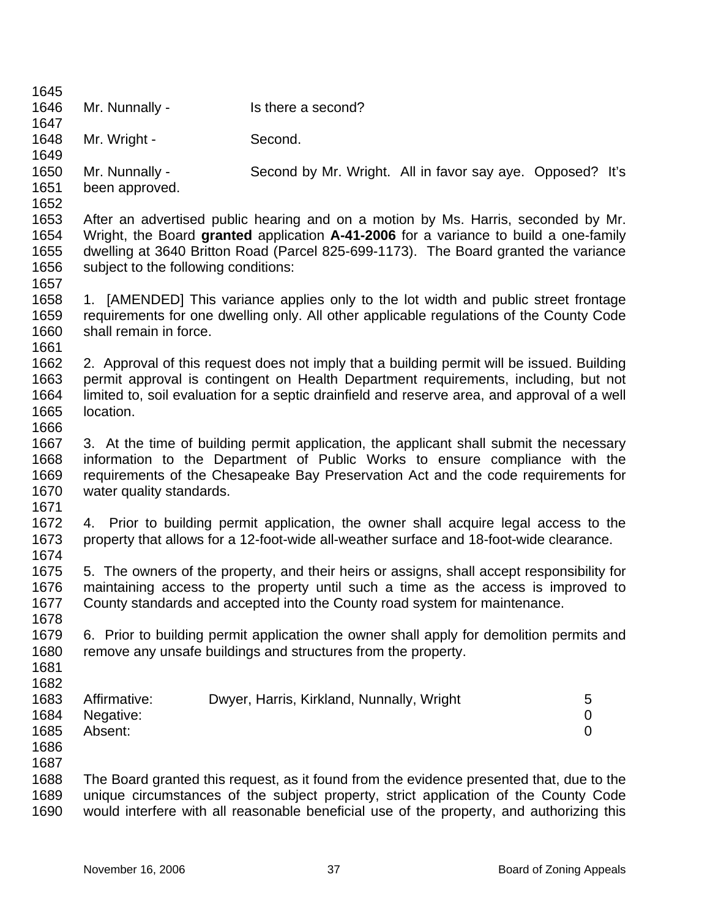Mr. Nunnally - Is there a second?

Mr. Wright - Second.

Mr. Nunnally - Second by Mr. Wright. All in favor say aye. Opposed? It's been approved.

After an advertised public hearing and on a motion by Ms. Harris, seconded by Mr. Wright, the Board **granted** application **A-41-2006** for a variance to build a one-family dwelling at 3640 Britton Road (Parcel 825-699-1173). The Board granted the variance subject to the following conditions:

1. [AMENDED] This variance applies only to the lot width and public street frontage requirements for one dwelling only. All other applicable regulations of the County Code shall remain in force.

2. Approval of this request does not imply that a building permit will be issued. Building permit approval is contingent on Health Department requirements, including, but not limited to, soil evaluation for a septic drainfield and reserve area, and approval of a well location.

3. At the time of building permit application, the applicant shall submit the necessary information to the Department of Public Works to ensure compliance with the requirements of the Chesapeake Bay Preservation Act and the code requirements for water quality standards.

4. Prior to building permit application, the owner shall acquire legal access to the property that allows for a 12-foot-wide all-weather surface and 18-foot-wide clearance.

5. The owners of the property, and their heirs or assigns, shall accept responsibility for maintaining access to the property until such a time as the access is improved to County standards and accepted into the County road system for maintenance.

6. Prior to building permit application the owner shall apply for demolition permits and remove any unsafe buildings and structures from the property.

| | | |
|---|---|---|
| Affirmative: | Dwyer, Harris, Kirkland, Nunnally, Wright | 5 |
| Negative: | | 0 |
| Absent: | | 0 |

The Board granted this request, as it found from the evidence presented that, due to the unique circumstances of the subject property, strict application of the County Code would interfere with all reasonable beneficial use of the property, and authorizing this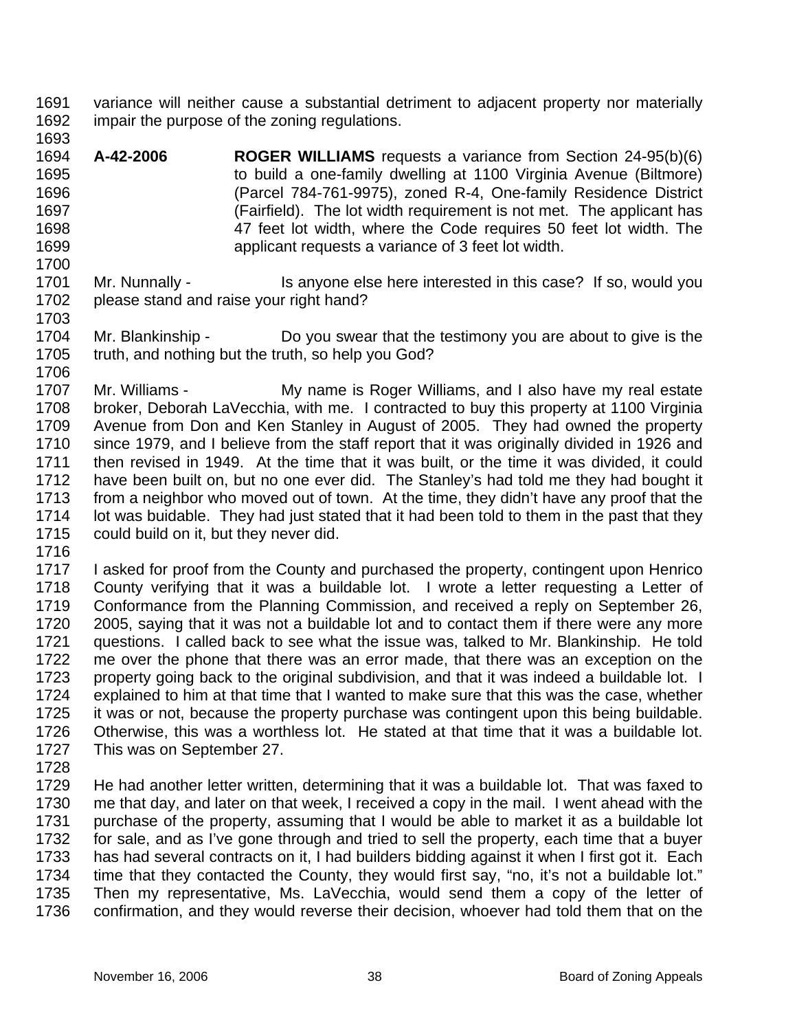variance will neither cause a substantial detriment to adjacent property nor materially impair the purpose of the zoning regulations.

**A-42-2006** **ROGER WILLIAMS** requests a variance from Section 24-95(b)(6) to build a one-family dwelling at 1100 Virginia Avenue (Biltmore) (Parcel 784-761-9975), zoned R-4, One-family Residence District (Fairfield). The lot width requirement is not met. The applicant has 47 feet lot width, where the Code requires 50 feet lot width. The applicant requests a variance of 3 feet lot width.

Mr. Nunnally - Is anyone else here interested in this case? If so, would you please stand and raise your right hand?

Mr. Blankinship - Do you swear that the testimony you are about to give is the truth, and nothing but the truth, so help you God?

Mr. Williams - My name is Roger Williams, and I also have my real estate broker, Deborah LaVecchia, with me. I contracted to buy this property at 1100 Virginia Avenue from Don and Ken Stanley in August of 2005. They had owned the property since 1979, and I believe from the staff report that it was originally divided in 1926 and then revised in 1949. At the time that it was built, or the time it was divided, it could have been built on, but no one ever did. The Stanley's had told me they had bought it from a neighbor who moved out of town. At the time, they didn't have any proof that the lot was buidable. They had just stated that it had been told to them in the past that they could build on it, but they never did.

I asked for proof from the County and purchased the property, contingent upon Henrico County verifying that it was a buildable lot. I wrote a letter requesting a Letter of Conformance from the Planning Commission, and received a reply on September 26, 2005, saying that it was not a buildable lot and to contact them if there were any more questions. I called back to see what the issue was, talked to Mr. Blankinship. He told me over the phone that there was an error made, that there was an exception on the property going back to the original subdivision, and that it was indeed a buildable lot. I explained to him at that time that I wanted to make sure that this was the case, whether it was or not, because the property purchase was contingent upon this being buildable. Otherwise, this was a worthless lot. He stated at that time that it was a buildable lot. This was on September 27.

He had another letter written, determining that it was a buildable lot. That was faxed to me that day, and later on that week, I received a copy in the mail. I went ahead with the purchase of the property, assuming that I would be able to market it as a buildable lot for sale, and as I've gone through and tried to sell the property, each time that a buyer has had several contracts on it, I had builders bidding against it when I first got it. Each time that they contacted the County, they would first say, "no, it's not a buildable lot." Then my representative, Ms. LaVecchia, would send them a copy of the letter of confirmation, and they would reverse their decision, whoever had told them that on the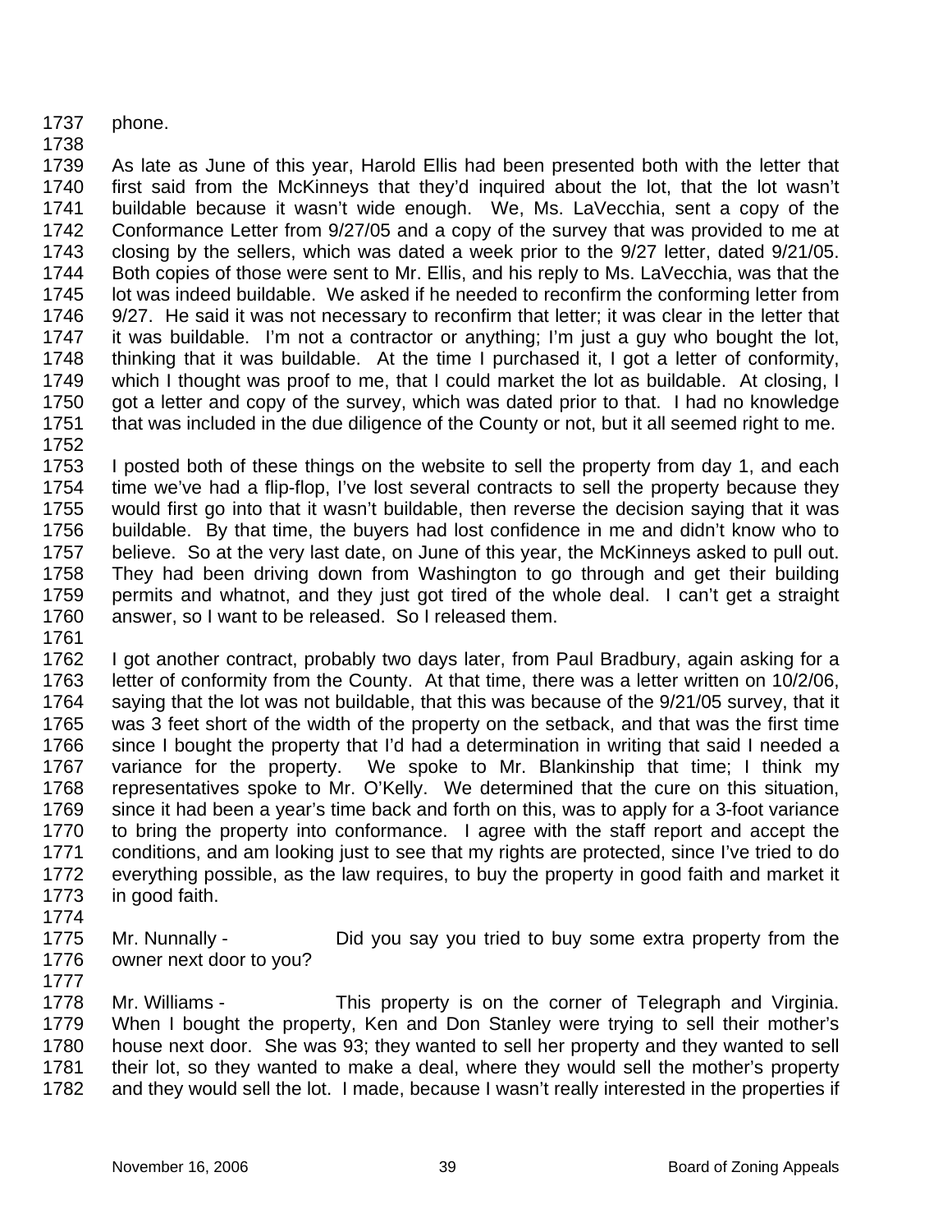phone.

As late as June of this year, Harold Ellis had been presented both with the letter that first said from the McKinneys that they'd inquired about the lot, that the lot wasn't buildable because it wasn't wide enough. We, Ms. LaVecchia, sent a copy of the Conformance Letter from 9/27/05 and a copy of the survey that was provided to me at closing by the sellers, which was dated a week prior to the 9/27 letter, dated 9/21/05. Both copies of those were sent to Mr. Ellis, and his reply to Ms. LaVecchia, was that the lot was indeed buildable. We asked if he needed to reconfirm the conforming letter from 9/27. He said it was not necessary to reconfirm that letter; it was clear in the letter that it was buildable. I'm not a contractor or anything; I'm just a guy who bought the lot, thinking that it was buildable. At the time I purchased it, I got a letter of conformity, which I thought was proof to me, that I could market the lot as buildable. At closing, I got a letter and copy of the survey, which was dated prior to that. I had no knowledge that was included in the due diligence of the County or not, but it all seemed right to me.

I posted both of these things on the website to sell the property from day 1, and each time we've had a flip-flop, I've lost several contracts to sell the property because they would first go into that it wasn't buildable, then reverse the decision saying that it was buildable. By that time, the buyers had lost confidence in me and didn't know who to believe. So at the very last date, on June of this year, the McKinneys asked to pull out. They had been driving down from Washington to go through and get their building permits and whatnot, and they just got tired of the whole deal. I can't get a straight answer, so I want to be released. So I released them.

I got another contract, probably two days later, from Paul Bradbury, again asking for a letter of conformity from the County. At that time, there was a letter written on 10/2/06, saying that the lot was not buildable, that this was because of the 9/21/05 survey, that it was 3 feet short of the width of the property on the setback, and that was the first time since I bought the property that I'd had a determination in writing that said I needed a variance for the property. We spoke to Mr. Blankinship that time; I think my representatives spoke to Mr. O'Kelly. We determined that the cure on this situation, since it had been a year's time back and forth on this, was to apply for a 3-foot variance to bring the property into conformance. I agree with the staff report and accept the conditions, and am looking just to see that my rights are protected, since I've tried to do everything possible, as the law requires, to buy the property in good faith and market it in good faith.

Mr. Nunnally - Did you say you tried to buy some extra property from the owner next door to you?

Mr. Williams - This property is on the corner of Telegraph and Virginia. When I bought the property, Ken and Don Stanley were trying to sell their mother's house next door. She was 93; they wanted to sell her property and they wanted to sell their lot, so they wanted to make a deal, where they would sell the mother's property and they would sell the lot. I made, because I wasn't really interested in the properties if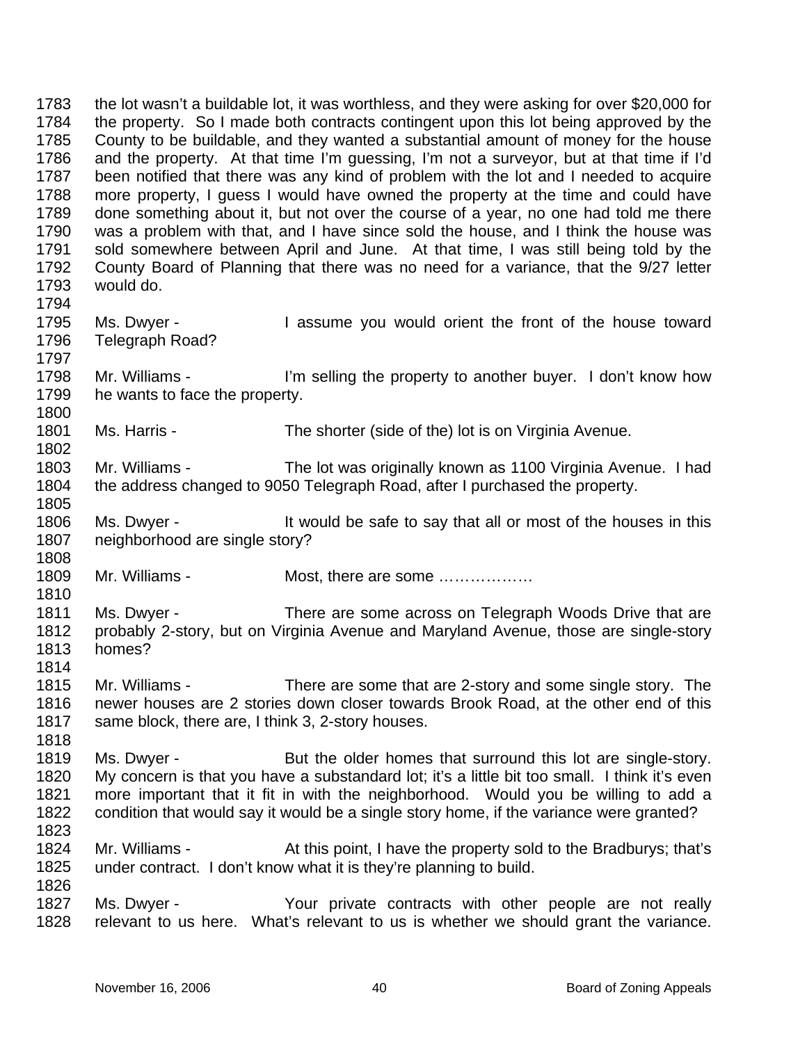the lot wasn't a buildable lot, it was worthless, and they were asking for over $20,000 for the property. So I made both contracts contingent upon this lot being approved by the County to be buildable, and they wanted a substantial amount of money for the house and the property. At that time I'm guessing, I'm not a surveyor, but at that time if I'd been notified that there was any kind of problem with the lot and I needed to acquire more property, I guess I would have owned the property at the time and could have done something about it, but not over the course of a year, no one had told me there was a problem with that, and I have since sold the house, and I think the house was sold somewhere between April and June. At that time, I was still being told by the County Board of Planning that there was no need for a variance, that the 9/27 letter would do.

Ms. Dwyer - I assume you would orient the front of the house toward Telegraph Road?

Mr. Williams - I'm selling the property to another buyer. I don't know how he wants to face the property.

Ms. Harris - The shorter (side of the) lot is on Virginia Avenue.

Mr. Williams - The lot was originally known as 1100 Virginia Avenue. I had the address changed to 9050 Telegraph Road, after I purchased the property.

Ms. Dwyer - It would be safe to say that all or most of the houses in this neighborhood are single story?

Mr. Williams - Most, there are some ………………

Ms. Dwyer - There are some across on Telegraph Woods Drive that are probably 2-story, but on Virginia Avenue and Maryland Avenue, those are single-story homes?

Mr. Williams - There are some that are 2-story and some single story. The newer houses are 2 stories down closer towards Brook Road, at the other end of this same block, there are, I think 3, 2-story houses.

Ms. Dwyer - But the older homes that surround this lot are single-story. My concern is that you have a substandard lot; it's a little bit too small. I think it's even more important that it fit in with the neighborhood. Would you be willing to add a condition that would say it would be a single story home, if the variance were granted?

Mr. Williams - At this point, I have the property sold to the Bradburys; that's under contract. I don't know what it is they're planning to build.

Ms. Dwyer - Your private contracts with other people are not really relevant to us here. What's relevant to us is whether we should grant the variance.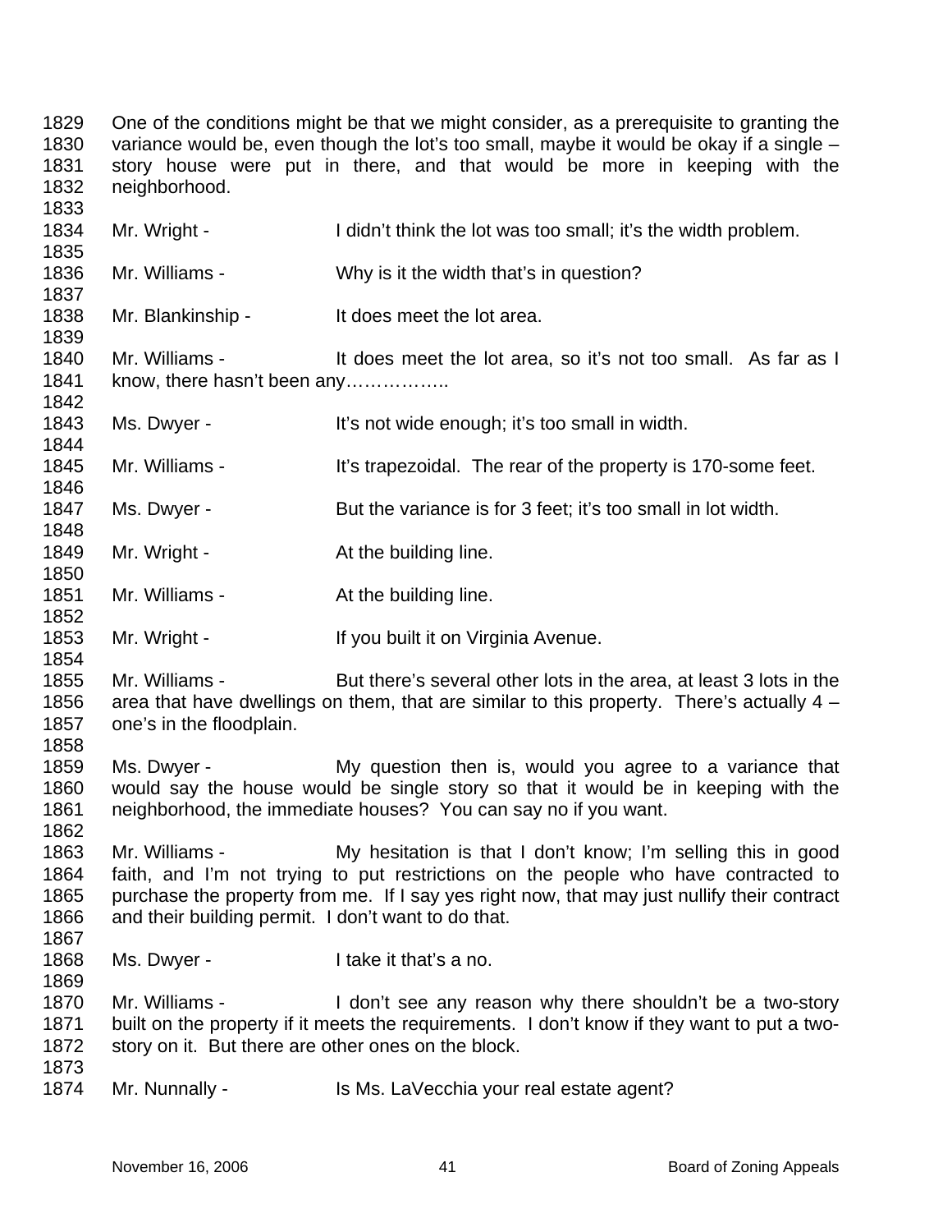One of the conditions might be that we might consider, as a prerequisite to granting the variance would be, even though the lot's too small, maybe it would be okay if a single – story house were put in there, and that would be more in keeping with the neighborhood.

Mr. Wright - I didn't think the lot was too small; it's the width problem.

Mr. Williams - Why is it the width that's in question?

Mr. Blankinship - It does meet the lot area.

Mr. Williams - It does meet the lot area, so it's not too small. As far as I know, there hasn't been any……………..

Ms. Dwyer - It's not wide enough; it's too small in width.

Mr. Williams - It's trapezoidal. The rear of the property is 170-some feet.

Ms. Dwyer - But the variance is for 3 feet; it's too small in lot width.

Mr. Wright - At the building line.

Mr. Williams - At the building line.

Mr. Wright - If you built it on Virginia Avenue.

Mr. Williams - But there's several other lots in the area, at least 3 lots in the area that have dwellings on them, that are similar to this property. There's actually 4 – one's in the floodplain.

Ms. Dwyer - My question then is, would you agree to a variance that would say the house would be single story so that it would be in keeping with the neighborhood, the immediate houses? You can say no if you want.

Mr. Williams - My hesitation is that I don't know; I'm selling this in good faith, and I'm not trying to put restrictions on the people who have contracted to purchase the property from me. If I say yes right now, that may just nullify their contract and their building permit. I don't want to do that.

Ms. Dwyer - I take it that's a no.

Mr. Williams - I don't see any reason why there shouldn't be a two-story built on the property if it meets the requirements. I don't know if they want to put a two-story on it. But there are other ones on the block.

Mr. Nunnally - Is Ms. LaVecchia your real estate agent?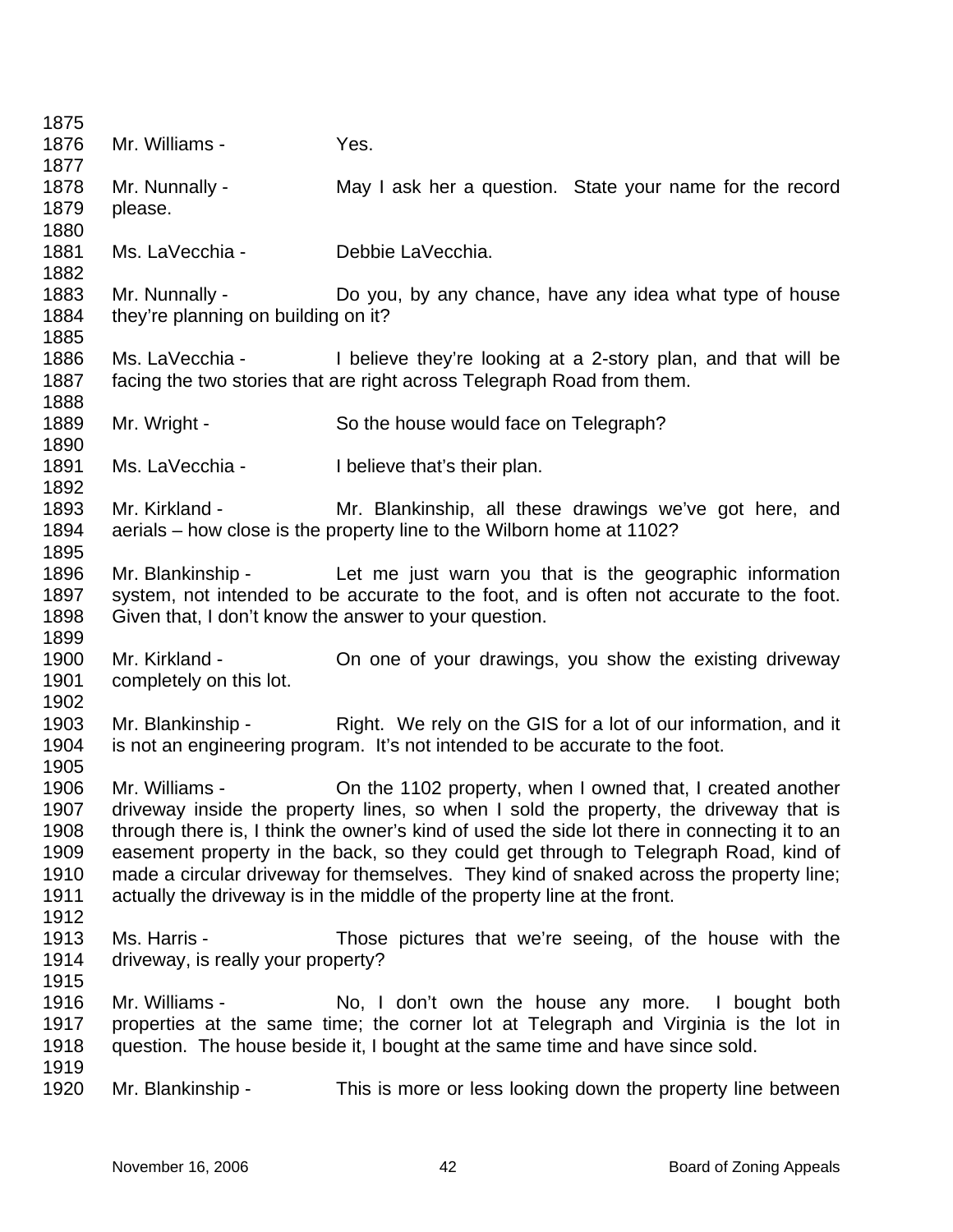1875

1876 Mr. Williams - Yes.

1877

1878 Mr. Nunnally - May I ask her a question. State your name for the record
1879 please.

1880

1881 Ms. LaVecchia - Debbie LaVecchia.

1882

1883 Mr. Nunnally - Do you, by any chance, have any idea what type of house
1884 they're planning on building on it?

1885

1886 Ms. LaVecchia - I believe they're looking at a 2-story plan, and that will be
1887 facing the two stories that are right across Telegraph Road from them.

1888

1889 Mr. Wright - So the house would face on Telegraph?

1890

1891 Ms. LaVecchia - I believe that's their plan.

1892

1893 Mr. Kirkland - Mr. Blankinship, all these drawings we've got here, and
1894 aerials – how close is the property line to the Wilborn home at 1102?

1895

1896 Mr. Blankinship - Let me just warn you that is the geographic information
1897 system, not intended to be accurate to the foot, and is often not accurate to the foot.
1898 Given that, I don't know the answer to your question.

1899

1900 Mr. Kirkland - On one of your drawings, you show the existing driveway
1901 completely on this lot.

1902

1903 Mr. Blankinship - Right. We rely on the GIS for a lot of our information, and it
1904 is not an engineering program. It's not intended to be accurate to the foot.

1905

1906 Mr. Williams - On the 1102 property, when I owned that, I created another
1907 driveway inside the property lines, so when I sold the property, the driveway that is
1908 through there is, I think the owner's kind of used the side lot there in connecting it to an
1909 easement property in the back, so they could get through to Telegraph Road, kind of
1910 made a circular driveway for themselves. They kind of snaked across the property line;
1911 actually the driveway is in the middle of the property line at the front.

1912

1913 Ms. Harris - Those pictures that we're seeing, of the house with the
1914 driveway, is really your property?

1915

1916 Mr. Williams - No, I don't own the house any more. I bought both
1917 properties at the same time; the corner lot at Telegraph and Virginia is the lot in
1918 question. The house beside it, I bought at the same time and have since sold.

1919

1920 Mr. Blankinship - This is more or less looking down the property line between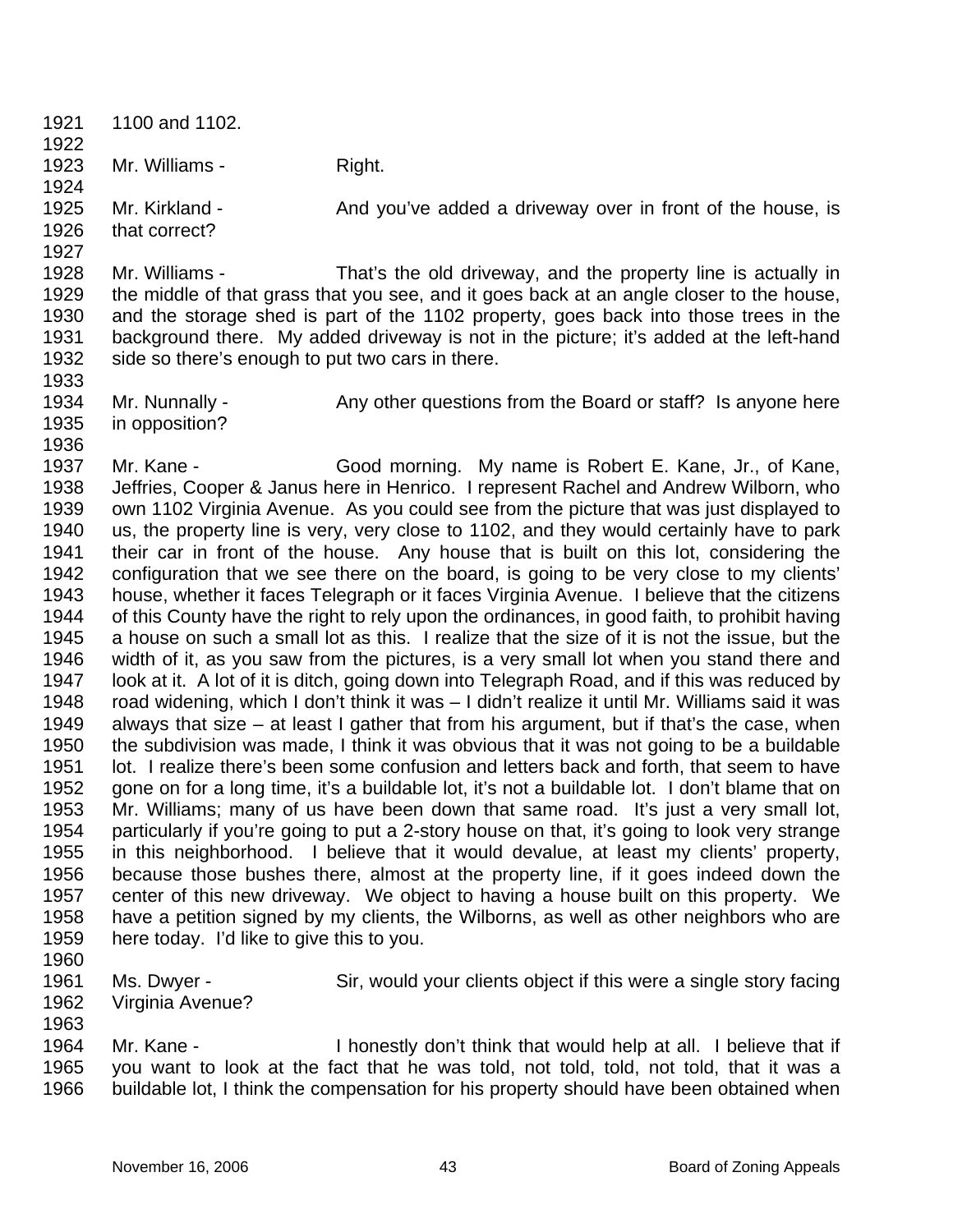1100 and 1102.

Mr. Williams - Right.

Mr. Kirkland - And you've added a driveway over in front of the house, is that correct?

Mr. Williams - That's the old driveway, and the property line is actually in the middle of that grass that you see, and it goes back at an angle closer to the house, and the storage shed is part of the 1102 property, goes back into those trees in the background there. My added driveway is not in the picture; it's added at the left-hand side so there's enough to put two cars in there.

Mr. Nunnally - Any other questions from the Board or staff? Is anyone here in opposition?

Mr. Kane - Good morning. My name is Robert E. Kane, Jr., of Kane, Jeffries, Cooper & Janus here in Henrico. I represent Rachel and Andrew Wilborn, who own 1102 Virginia Avenue. As you could see from the picture that was just displayed to us, the property line is very, very close to 1102, and they would certainly have to park their car in front of the house. Any house that is built on this lot, considering the configuration that we see there on the board, is going to be very close to my clients' house, whether it faces Telegraph or it faces Virginia Avenue. I believe that the citizens of this County have the right to rely upon the ordinances, in good faith, to prohibit having a house on such a small lot as this. I realize that the size of it is not the issue, but the width of it, as you saw from the pictures, is a very small lot when you stand there and look at it. A lot of it is ditch, going down into Telegraph Road, and if this was reduced by road widening, which I don't think it was – I didn't realize it until Mr. Williams said it was always that size – at least I gather that from his argument, but if that's the case, when the subdivision was made, I think it was obvious that it was not going to be a buildable lot. I realize there's been some confusion and letters back and forth, that seem to have gone on for a long time, it's a buildable lot, it's not a buildable lot. I don't blame that on Mr. Williams; many of us have been down that same road. It's just a very small lot, particularly if you're going to put a 2-story house on that, it's going to look very strange in this neighborhood. I believe that it would devalue, at least my clients' property, because those bushes there, almost at the property line, if it goes indeed down the center of this new driveway. We object to having a house built on this property. We have a petition signed by my clients, the Wilborns, as well as other neighbors who are here today. I'd like to give this to you.

Ms. Dwyer - Sir, would your clients object if this were a single story facing Virginia Avenue?

Mr. Kane - I honestly don't think that would help at all. I believe that if you want to look at the fact that he was told, not told, told, not told, that it was a buildable lot, I think the compensation for his property should have been obtained when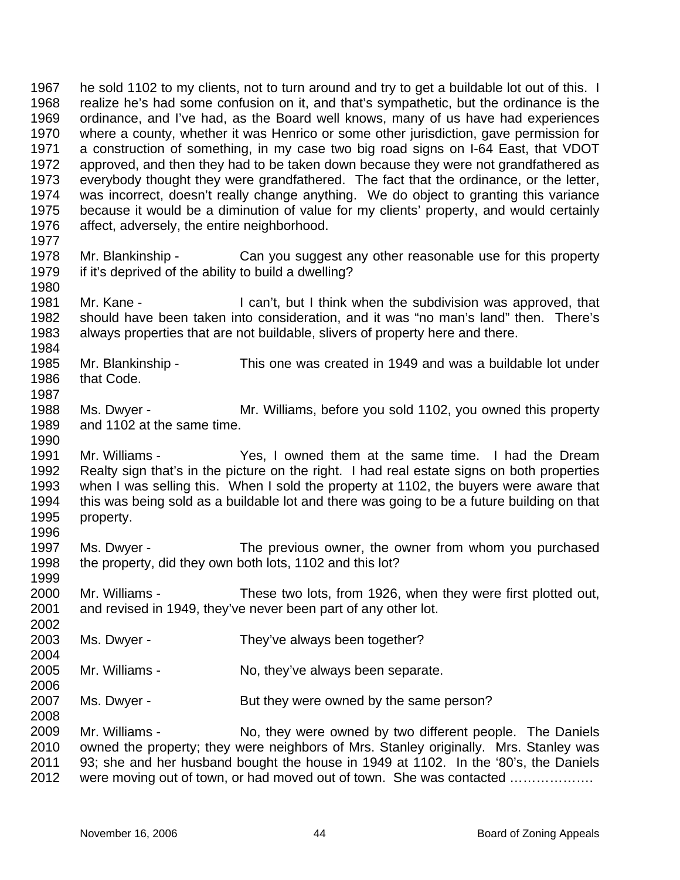he sold 1102 to my clients, not to turn around and try to get a buildable lot out of this. I realize he's had some confusion on it, and that's sympathetic, but the ordinance is the ordinance, and I've had, as the Board well knows, many of us have had experiences where a county, whether it was Henrico or some other jurisdiction, gave permission for a construction of something, in my case two big road signs on I-64 East, that VDOT approved, and then they had to be taken down because they were not grandfathered as everybody thought they were grandfathered. The fact that the ordinance, or the letter, was incorrect, doesn't really change anything. We do object to granting this variance because it would be a diminution of value for my clients' property, and would certainly affect, adversely, the entire neighborhood.

Mr. Blankinship - Can you suggest any other reasonable use for this property if it's deprived of the ability to build a dwelling?

Mr. Kane - I can't, but I think when the subdivision was approved, that should have been taken into consideration, and it was "no man's land" then. There's always properties that are not buildable, slivers of property here and there.

Mr. Blankinship - This one was created in 1949 and was a buildable lot under that Code.

Ms. Dwyer - Mr. Williams, before you sold 1102, you owned this property and 1102 at the same time.

Mr. Williams - Yes, I owned them at the same time. I had the Dream Realty sign that's in the picture on the right. I had real estate signs on both properties when I was selling this. When I sold the property at 1102, the buyers were aware that this was being sold as a buildable lot and there was going to be a future building on that property.

Ms. Dwyer - The previous owner, the owner from whom you purchased the property, did they own both lots, 1102 and this lot?

Mr. Williams - These two lots, from 1926, when they were first plotted out, and revised in 1949, they've never been part of any other lot.

Ms. Dwyer - They've always been together?

Mr. Williams - No, they've always been separate.

Ms. Dwyer - But they were owned by the same person?

Mr. Williams - No, they were owned by two different people. The Daniels owned the property; they were neighbors of Mrs. Stanley originally. Mrs. Stanley was 93; she and her husband bought the house in 1949 at 1102. In the '80's, the Daniels were moving out of town, or had moved out of town. She was contacted ……………….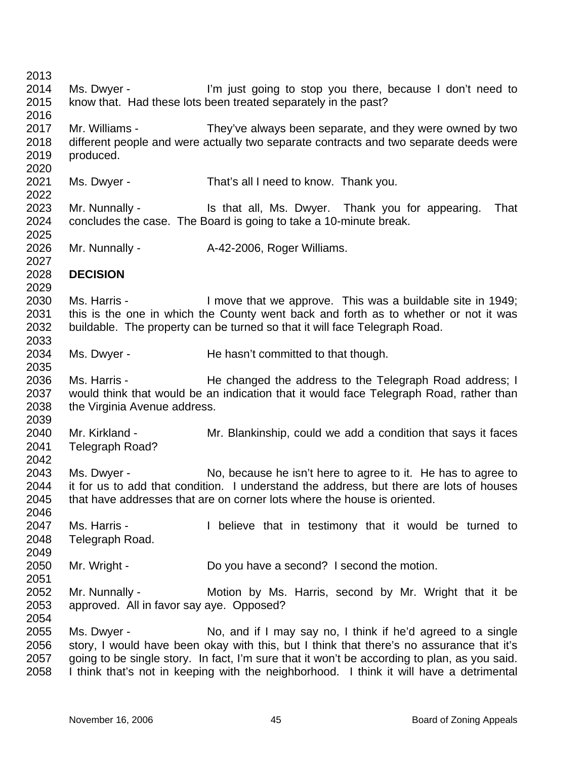Ms. Dwyer - I'm just going to stop you there, because I don't need to know that. Had these lots been treated separately in the past?

Mr. Williams - They've always been separate, and they were owned by two different people and were actually two separate contracts and two separate deeds were produced.

Ms. Dwyer - That's all I need to know. Thank you.

Mr. Nunnally - Is that all, Ms. Dwyer. Thank you for appearing. That concludes the case. The Board is going to take a 10-minute break.

Mr. Nunnally - A-42-2006, Roger Williams.

**DECISION**

Ms. Harris - I move that we approve. This was a buildable site in 1949; this is the one in which the County went back and forth as to whether or not it was buildable. The property can be turned so that it will face Telegraph Road.

Ms. Dwyer - He hasn't committed to that though.

Ms. Harris - He changed the address to the Telegraph Road address; I would think that would be an indication that it would face Telegraph Road, rather than the Virginia Avenue address.

Mr. Kirkland - Mr. Blankinship, could we add a condition that says it faces Telegraph Road?

Ms. Dwyer - No, because he isn't here to agree to it. He has to agree to it for us to add that condition. I understand the address, but there are lots of houses that have addresses that are on corner lots where the house is oriented.

Ms. Harris - I believe that in testimony that it would be turned to Telegraph Road.

Mr. Wright - Do you have a second? I second the motion.

Mr. Nunnally - Motion by Ms. Harris, second by Mr. Wright that it be approved. All in favor say aye. Opposed?

Ms. Dwyer - No, and if I may say no, I think if he'd agreed to a single story, I would have been okay with this, but I think that there's no assurance that it's going to be single story. In fact, I'm sure that it won't be according to plan, as you said. I think that's not in keeping with the neighborhood. I think it will have a detrimental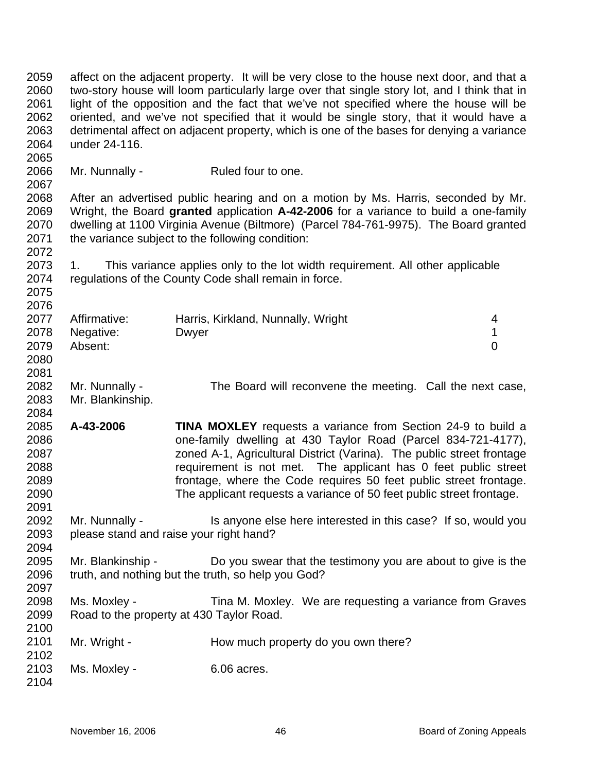affect on the adjacent property. It will be very close to the house next door, and that a two-story house will loom particularly large over that single story lot, and I think that in light of the opposition and the fact that we've not specified where the house will be oriented, and we've not specified that it would be single story, that it would have a detrimental affect on adjacent property, which is one of the bases for denying a variance under 24-116.

Mr. Nunnally - Ruled four to one.

After an advertised public hearing and on a motion by Ms. Harris, seconded by Mr. Wright, the Board **granted** application **A-42-2006** for a variance to build a one-family dwelling at 1100 Virginia Avenue (Biltmore) (Parcel 784-761-9975). The Board granted the variance subject to the following condition:

1. This variance applies only to the lot width requirement. All other applicable regulations of the County Code shall remain in force.

| | | |
|---|---|---|
| Affirmative: | Harris, Kirkland, Nunnally, Wright | 4 |
| Negative: | Dwyer | 1 |
| Absent: | | 0 |

Mr. Nunnally - The Board will reconvene the meeting. Call the next case, Mr. Blankinship.

**A-43-2006** **TINA MOXLEY** requests a variance from Section 24-9 to build a one-family dwelling at 430 Taylor Road (Parcel 834-721-4177), zoned A-1, Agricultural District (Varina). The public street frontage requirement is not met. The applicant has 0 feet public street frontage, where the Code requires 50 feet public street frontage. The applicant requests a variance of 50 feet public street frontage.

Mr. Nunnally - Is anyone else here interested in this case? If so, would you please stand and raise your right hand?

Mr. Blankinship - Do you swear that the testimony you are about to give is the truth, and nothing but the truth, so help you God?

Ms. Moxley - Tina M. Moxley. We are requesting a variance from Graves Road to the property at 430 Taylor Road.

Mr. Wright - How much property do you own there?

Ms. Moxley - 6.06 acres.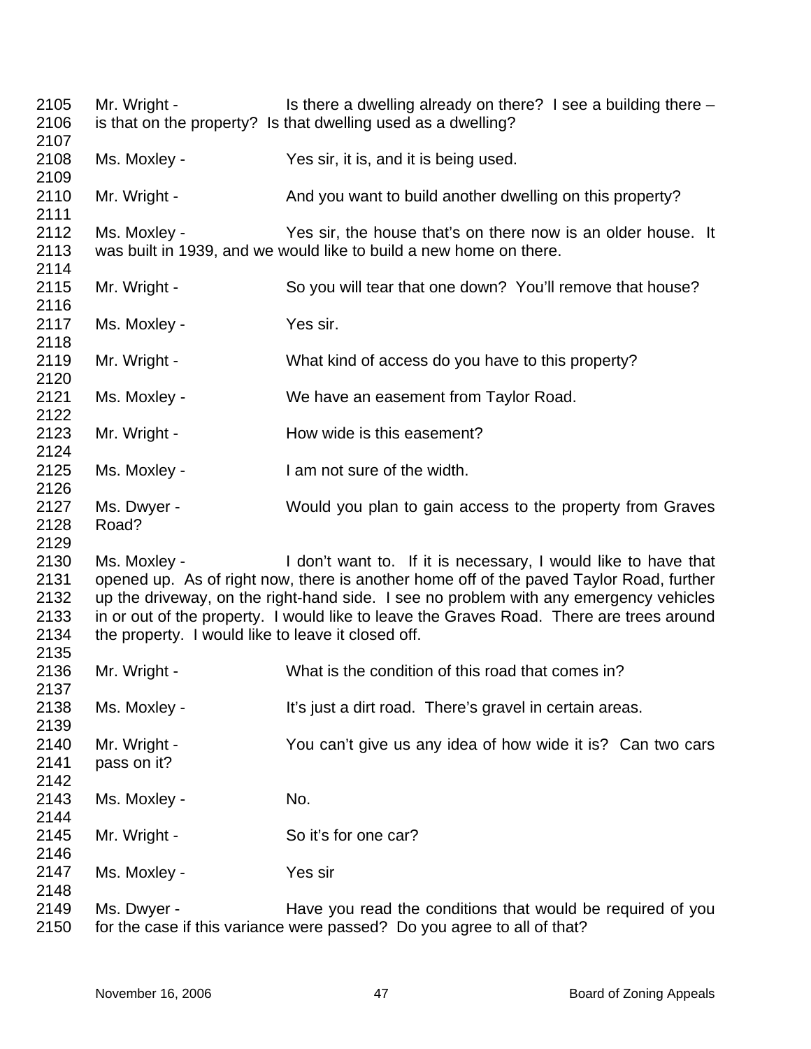2105 Mr. Wright - Is there a dwelling already on there? I see a building there –
2106 is that on the property? Is that dwelling used as a dwelling?
2107
2108 Ms. Moxley - Yes sir, it is, and it is being used.
2109
2110 Mr. Wright - And you want to build another dwelling on this property?
2111
2112 Ms. Moxley - Yes sir, the house that's on there now is an older house. It
2113 was built in 1939, and we would like to build a new home on there.
2114
2115 Mr. Wright - So you will tear that one down? You'll remove that house?
2116
2117 Ms. Moxley - Yes sir.
2118
2119 Mr. Wright - What kind of access do you have to this property?
2120
2121 Ms. Moxley - We have an easement from Taylor Road.
2122
2123 Mr. Wright - How wide is this easement?
2124
2125 Ms. Moxley - I am not sure of the width.
2126
2127 Ms. Dwyer - Would you plan to gain access to the property from Graves
2128 Road?
2129
2130 Ms. Moxley - I don't want to. If it is necessary, I would like to have that
2131 opened up. As of right now, there is another home off of the paved Taylor Road, further
2132 up the driveway, on the right-hand side. I see no problem with any emergency vehicles
2133 in or out of the property. I would like to leave the Graves Road. There are trees around
2134 the property. I would like to leave it closed off.
2135
2136 Mr. Wright - What is the condition of this road that comes in?
2137
2138 Ms. Moxley - It's just a dirt road. There's gravel in certain areas.
2139
2140 Mr. Wright - You can't give us any idea of how wide it is? Can two cars
2141 pass on it?
2142
2143 Ms. Moxley - No.
2144
2145 Mr. Wright - So it's for one car?
2146
2147 Ms. Moxley - Yes sir
2148
2149 Ms. Dwyer - Have you read the conditions that would be required of you
2150 for the case if this variance were passed? Do you agree to all of that?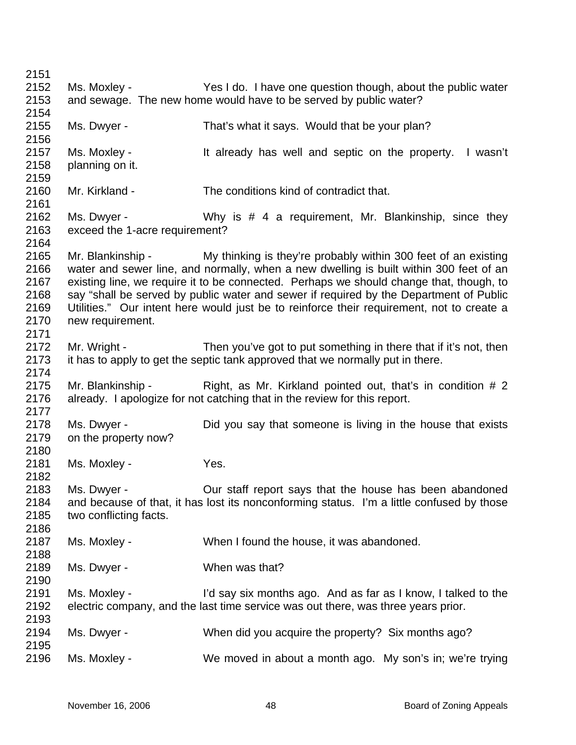2151

2152 Ms. Moxley - Yes I do. I have one question though, about the public water
2153 and sewage. The new home would have to be served by public water?

2154

2155 Ms. Dwyer - That's what it says. Would that be your plan?

2156

2157 Ms. Moxley - It already has well and septic on the property. I wasn't
2158 planning on it.

2159

2160 Mr. Kirkland - The conditions kind of contradict that.

2161

2162 Ms. Dwyer - Why is # 4 a requirement, Mr. Blankinship, since they
2163 exceed the 1-acre requirement?

2164

2165 Mr. Blankinship - My thinking is they're probably within 300 feet of an existing
2166 water and sewer line, and normally, when a new dwelling is built within 300 feet of an
2167 existing line, we require it to be connected. Perhaps we should change that, though, to
2168 say "shall be served by public water and sewer if required by the Department of Public
2169 Utilities." Our intent here would just be to reinforce their requirement, not to create a
2170 new requirement.

2171

2172 Mr. Wright - Then you've got to put something in there that if it's not, then
2173 it has to apply to get the septic tank approved that we normally put in there.

2174

2175 Mr. Blankinship - Right, as Mr. Kirkland pointed out, that's in condition # 2
2176 already. I apologize for not catching that in the review for this report.

2177

2178 Ms. Dwyer - Did you say that someone is living in the house that exists
2179 on the property now?

2180

2181 Ms. Moxley - Yes.

2182

2183 Ms. Dwyer - Our staff report says that the house has been abandoned
2184 and because of that, it has lost its nonconforming status. I'm a little confused by those
2185 two conflicting facts.

2186

2187 Ms. Moxley - When I found the house, it was abandoned.

2188

2189 Ms. Dwyer - When was that?

2190

2191 Ms. Moxley - I'd say six months ago. And as far as I know, I talked to the
2192 electric company, and the last time service was out there, was three years prior.

2193

2194 Ms. Dwyer - When did you acquire the property? Six months ago?

2195

2196 Ms. Moxley - We moved in about a month ago. My son's in; we're trying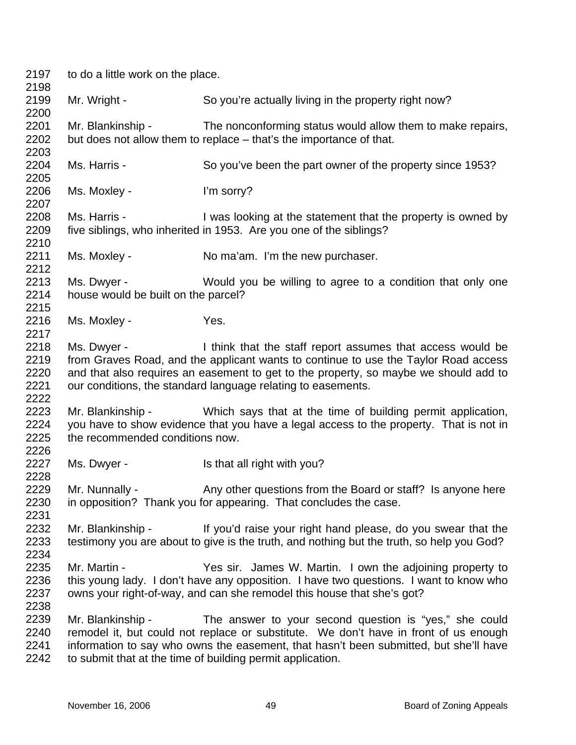2197 to do a little work on the place.

2199 Mr. Wright - So you're actually living in the property right now?

2201 Mr. Blankinship - The nonconforming status would allow them to make repairs,
2202 but does not allow them to replace – that's the importance of that.

2204 Ms. Harris - So you've been the part owner of the property since 1953?

2206 Ms. Moxley - I'm sorry?

2208 Ms. Harris - I was looking at the statement that the property is owned by
2209 five siblings, who inherited in 1953. Are you one of the siblings?

2211 Ms. Moxley - No ma'am. I'm the new purchaser.

2213 Ms. Dwyer - Would you be willing to agree to a condition that only one
2214 house would be built on the parcel?

2216 Ms. Moxley - Yes.

2218 Ms. Dwyer - I think that the staff report assumes that access would be
2219 from Graves Road, and the applicant wants to continue to use the Taylor Road access
2220 and that also requires an easement to get to the property, so maybe we should add to
2221 our conditions, the standard language relating to easements.

2223 Mr. Blankinship - Which says that at the time of building permit application,
2224 you have to show evidence that you have a legal access to the property. That is not in
2225 the recommended conditions now.

2227 Ms. Dwyer - Is that all right with you?

2229 Mr. Nunnally - Any other questions from the Board or staff? Is anyone here
2230 in opposition? Thank you for appearing. That concludes the case.

2232 Mr. Blankinship - If you'd raise your right hand please, do you swear that the
2233 testimony you are about to give is the truth, and nothing but the truth, so help you God?

2235 Mr. Martin - Yes sir. James W. Martin. I own the adjoining property to
2236 this young lady. I don't have any opposition. I have two questions. I want to know who
2237 owns your right-of-way, and can she remodel this house that she's got?

2239 Mr. Blankinship - The answer to your second question is "yes," she could
2240 remodel it, but could not replace or substitute. We don't have in front of us enough
2241 information to say who owns the easement, that hasn't been submitted, but she'll have
2242 to submit that at the time of building permit application.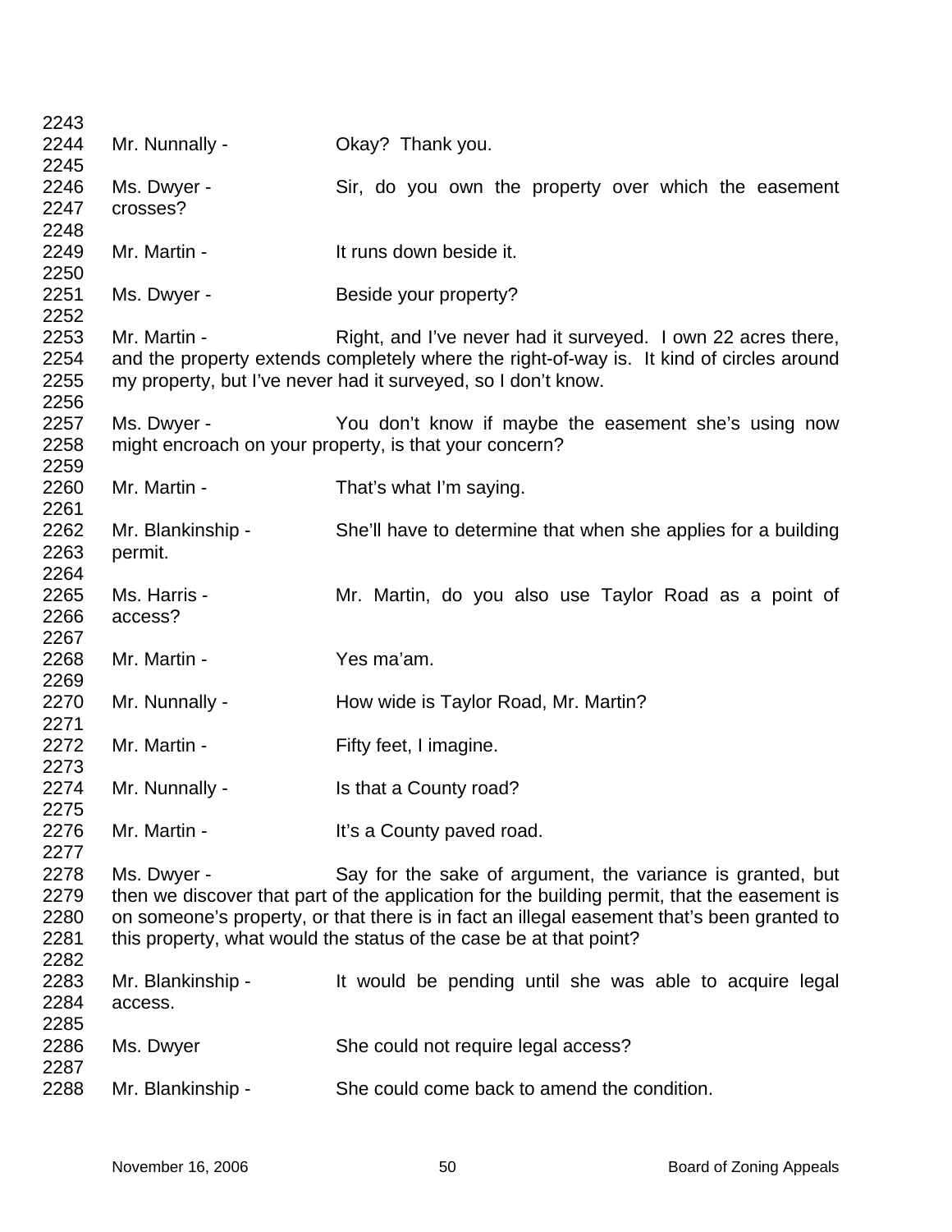2243

2244 Mr. Nunnally - Okay? Thank you.

2245

2246 Ms. Dwyer - Sir, do you own the property over which the easement
2247 crosses?

2248

2249 Mr. Martin - It runs down beside it.

2250

2251 Ms. Dwyer - Beside your property?

2252

2253 Mr. Martin - Right, and I've never had it surveyed. I own 22 acres there,
2254 and the property extends completely where the right-of-way is. It kind of circles around
2255 my property, but I've never had it surveyed, so I don't know.

2256

2257 Ms. Dwyer - You don't know if maybe the easement she's using now
2258 might encroach on your property, is that your concern?

2259

2260 Mr. Martin - That's what I'm saying.

2261

2262 Mr. Blankinship - She'll have to determine that when she applies for a building
2263 permit.

2264

2265 Ms. Harris - Mr. Martin, do you also use Taylor Road as a point of
2266 access?

2267

2268 Mr. Martin - Yes ma'am.

2269

2270 Mr. Nunnally - How wide is Taylor Road, Mr. Martin?

2271

2272 Mr. Martin - Fifty feet, I imagine.

2273

2274 Mr. Nunnally - Is that a County road?

2275

2276 Mr. Martin - It's a County paved road.

2277

2278 Ms. Dwyer - Say for the sake of argument, the variance is granted, but
2279 then we discover that part of the application for the building permit, that the easement is
2280 on someone's property, or that there is in fact an illegal easement that's been granted to
2281 this property, what would the status of the case be at that point?

2282

2283 Mr. Blankinship - It would be pending until she was able to acquire legal
2284 access.

2285

2286 Ms. Dwyer She could not require legal access?

2287

2288 Mr. Blankinship - She could come back to amend the condition.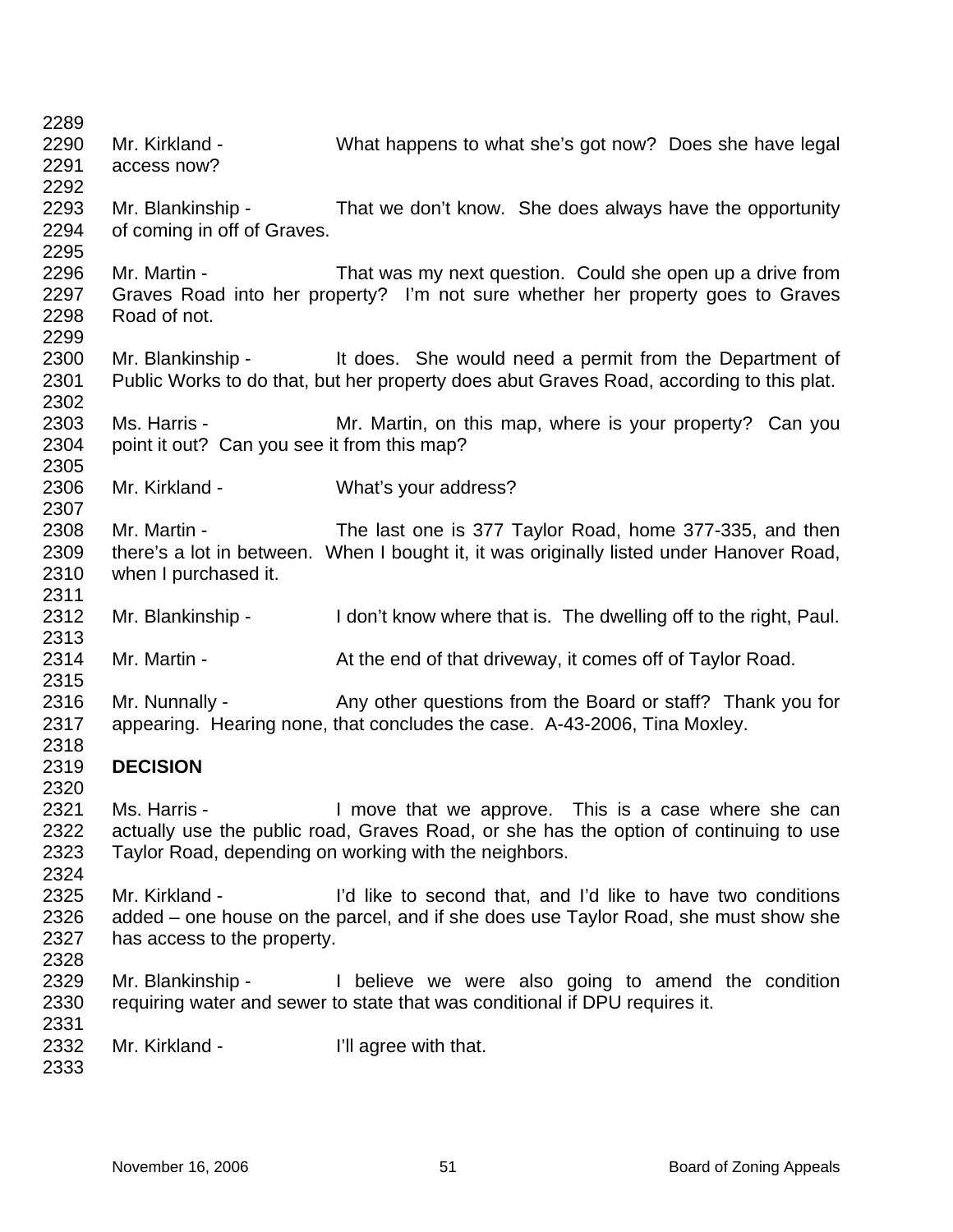Mr. Kirkland - What happens to what she's got now? Does she have legal access now?

Mr. Blankinship - That we don't know. She does always have the opportunity of coming in off of Graves.

Mr. Martin - That was my next question. Could she open up a drive from Graves Road into her property? I'm not sure whether her property goes to Graves Road of not.

Mr. Blankinship - It does. She would need a permit from the Department of Public Works to do that, but her property does abut Graves Road, according to this plat.

Ms. Harris - Mr. Martin, on this map, where is your property? Can you point it out? Can you see it from this map?

Mr. Kirkland - What's your address?

Mr. Martin - The last one is 377 Taylor Road, home 377-335, and then there's a lot in between. When I bought it, it was originally listed under Hanover Road, when I purchased it.

Mr. Blankinship - I don't know where that is. The dwelling off to the right, Paul.

Mr. Martin - At the end of that driveway, it comes off of Taylor Road.

Mr. Nunnally - Any other questions from the Board or staff? Thank you for appearing. Hearing none, that concludes the case. A-43-2006, Tina Moxley.

**DECISION**

Ms. Harris - I move that we approve. This is a case where she can actually use the public road, Graves Road, or she has the option of continuing to use Taylor Road, depending on working with the neighbors.

Mr. Kirkland - I'd like to second that, and I'd like to have two conditions added – one house on the parcel, and if she does use Taylor Road, she must show she has access to the property.

Mr. Blankinship - I believe we were also going to amend the condition requiring water and sewer to state that was conditional if DPU requires it.

Mr. Kirkland - I'll agree with that.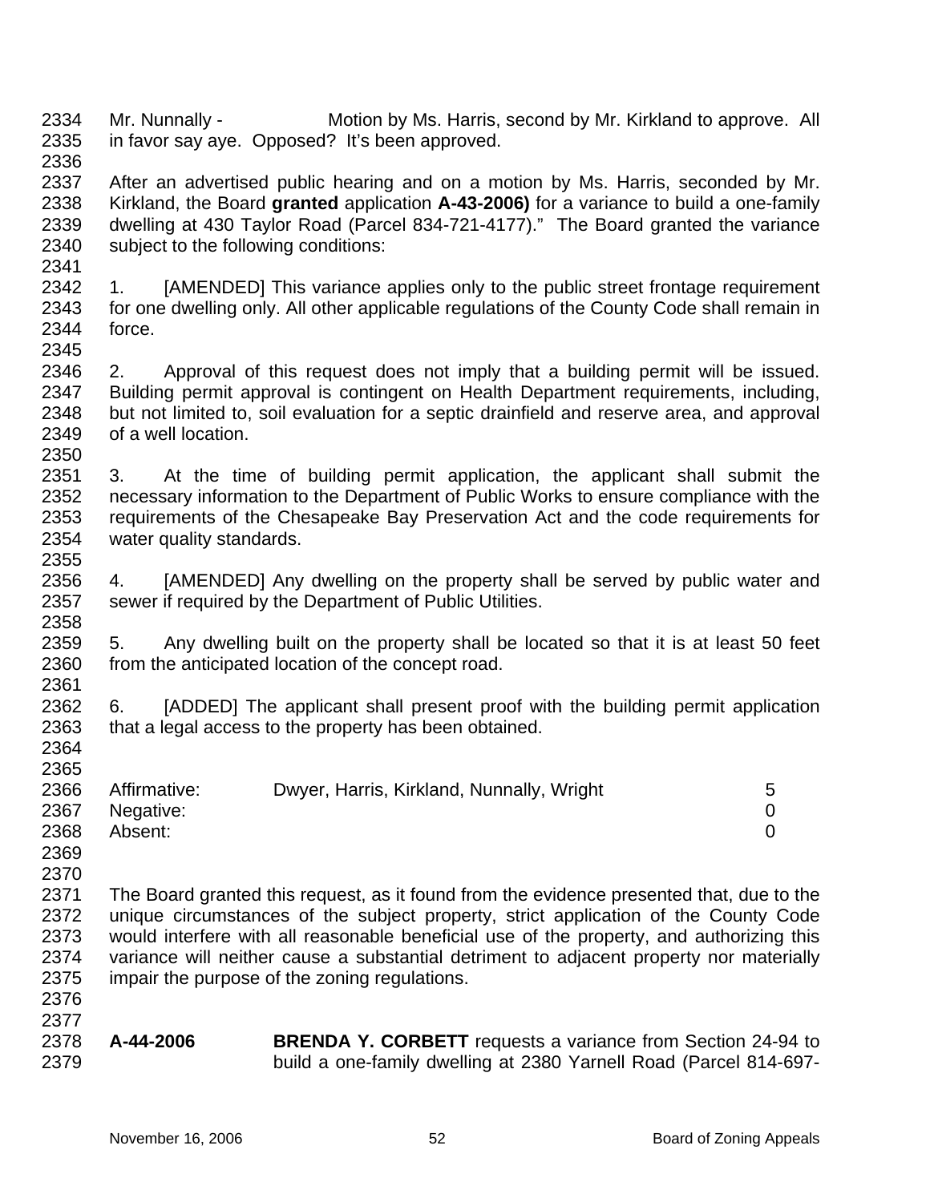Mr. Nunnally - Motion by Ms. Harris, second by Mr. Kirkland to approve. All in favor say aye. Opposed? It's been approved.

After an advertised public hearing and on a motion by Ms. Harris, seconded by Mr. Kirkland, the Board **granted** application **A-43-2006)** for a variance to build a one-family dwelling at 430 Taylor Road (Parcel 834-721-4177)." The Board granted the variance subject to the following conditions:

1. [AMENDED] This variance applies only to the public street frontage requirement for one dwelling only. All other applicable regulations of the County Code shall remain in force.

2. Approval of this request does not imply that a building permit will be issued. Building permit approval is contingent on Health Department requirements, including, but not limited to, soil evaluation for a septic drainfield and reserve area, and approval of a well location.

3. At the time of building permit application, the applicant shall submit the necessary information to the Department of Public Works to ensure compliance with the requirements of the Chesapeake Bay Preservation Act and the code requirements for water quality standards.

4. [AMENDED] Any dwelling on the property shall be served by public water and sewer if required by the Department of Public Utilities.

5. Any dwelling built on the property shall be located so that it is at least 50 feet from the anticipated location of the concept road.

6. [ADDED] The applicant shall present proof with the building permit application that a legal access to the property has been obtained.

| | | |
|---|---|---|
| Affirmative: | Dwyer, Harris, Kirkland, Nunnally, Wright | 5 |
| Negative: | | 0 |
| Absent: | | 0 |

The Board granted this request, as it found from the evidence presented that, due to the unique circumstances of the subject property, strict application of the County Code would interfere with all reasonable beneficial use of the property, and authorizing this variance will neither cause a substantial detriment to adjacent property nor materially impair the purpose of the zoning regulations.

**A-44-2006** **BRENDA Y. CORBETT** requests a variance from Section 24-94 to build a one-family dwelling at 2380 Yarnell Road (Parcel 814-697-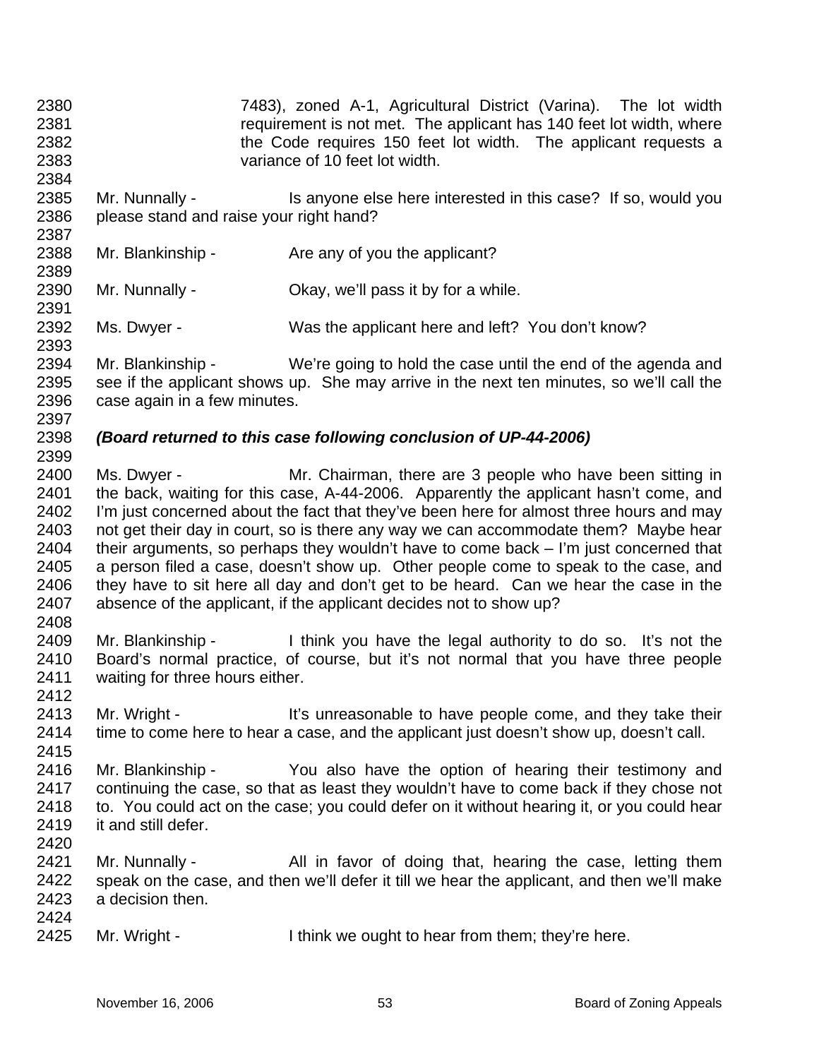7483), zoned A-1, Agricultural District (Varina). The lot width requirement is not met. The applicant has 140 feet lot width, where the Code requires 150 feet lot width. The applicant requests a variance of 10 feet lot width.

Mr. Nunnally - Is anyone else here interested in this case? If so, would you please stand and raise your right hand?

Mr. Blankinship - Are any of you the applicant?

Mr. Nunnally - Okay, we'll pass it by for a while.

Ms. Dwyer - Was the applicant here and left? You don't know?

Mr. Blankinship - We're going to hold the case until the end of the agenda and see if the applicant shows up. She may arrive in the next ten minutes, so we'll call the case again in a few minutes.

***(Board returned to this case following conclusion of UP-44-2006)***

Ms. Dwyer - Mr. Chairman, there are 3 people who have been sitting in the back, waiting for this case, A-44-2006. Apparently the applicant hasn't come, and I'm just concerned about the fact that they've been here for almost three hours and may not get their day in court, so is there any way we can accommodate them? Maybe hear their arguments, so perhaps they wouldn't have to come back – I'm just concerned that a person filed a case, doesn't show up. Other people come to speak to the case, and they have to sit here all day and don't get to be heard. Can we hear the case in the absence of the applicant, if the applicant decides not to show up?

Mr. Blankinship - I think you have the legal authority to do so. It's not the Board's normal practice, of course, but it's not normal that you have three people waiting for three hours either.

Mr. Wright - It's unreasonable to have people come, and they take their time to come here to hear a case, and the applicant just doesn't show up, doesn't call.

Mr. Blankinship - You also have the option of hearing their testimony and continuing the case, so that as least they wouldn't have to come back if they chose not to. You could act on the case; you could defer on it without hearing it, or you could hear it and still defer.

Mr. Nunnally - All in favor of doing that, hearing the case, letting them speak on the case, and then we'll defer it till we hear the applicant, and then we'll make a decision then.

Mr. Wright - I think we ought to hear from them; they're here.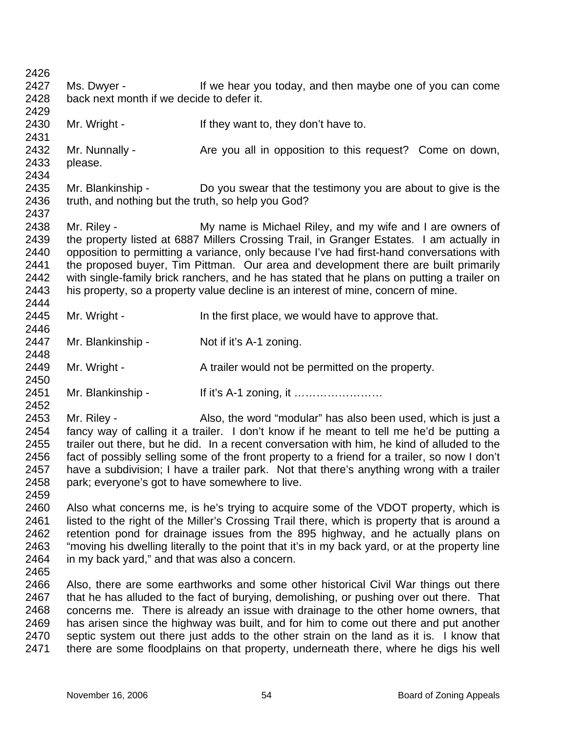Ms. Dwyer - If we hear you today, and then maybe one of you can come back next month if we decide to defer it.

Mr. Wright - If they want to, they don't have to.

Mr. Nunnally - Are you all in opposition to this request? Come on down, please.

Mr. Blankinship - Do you swear that the testimony you are about to give is the truth, and nothing but the truth, so help you God?

Mr. Riley - My name is Michael Riley, and my wife and I are owners of the property listed at 6887 Millers Crossing Trail, in Granger Estates. I am actually in opposition to permitting a variance, only because I've had first-hand conversations with the proposed buyer, Tim Pittman. Our area and development there are built primarily with single-family brick ranchers, and he has stated that he plans on putting a trailer on his property, so a property value decline is an interest of mine, concern of mine.

Mr. Wright - In the first place, we would have to approve that.

Mr. Blankinship - Not if it's A-1 zoning.

Mr. Wright - A trailer would not be permitted on the property.

Mr. Blankinship - If it's A-1 zoning, it ……………………

Mr. Riley - Also, the word "modular" has also been used, which is just a fancy way of calling it a trailer. I don't know if he meant to tell me he'd be putting a trailer out there, but he did. In a recent conversation with him, he kind of alluded to the fact of possibly selling some of the front property to a friend for a trailer, so now I don't have a subdivision; I have a trailer park. Not that there's anything wrong with a trailer park; everyone's got to have somewhere to live.

Also what concerns me, is he's trying to acquire some of the VDOT property, which is listed to the right of the Miller's Crossing Trail there, which is property that is around a retention pond for drainage issues from the 895 highway, and he actually plans on "moving his dwelling literally to the point that it's in my back yard, or at the property line in my back yard," and that was also a concern.

Also, there are some earthworks and some other historical Civil War things out there that he has alluded to the fact of burying, demolishing, or pushing over out there. That concerns me. There is already an issue with drainage to the other home owners, that has arisen since the highway was built, and for him to come out there and put another septic system out there just adds to the other strain on the land as it is. I know that there are some floodplains on that property, underneath there, where he digs his well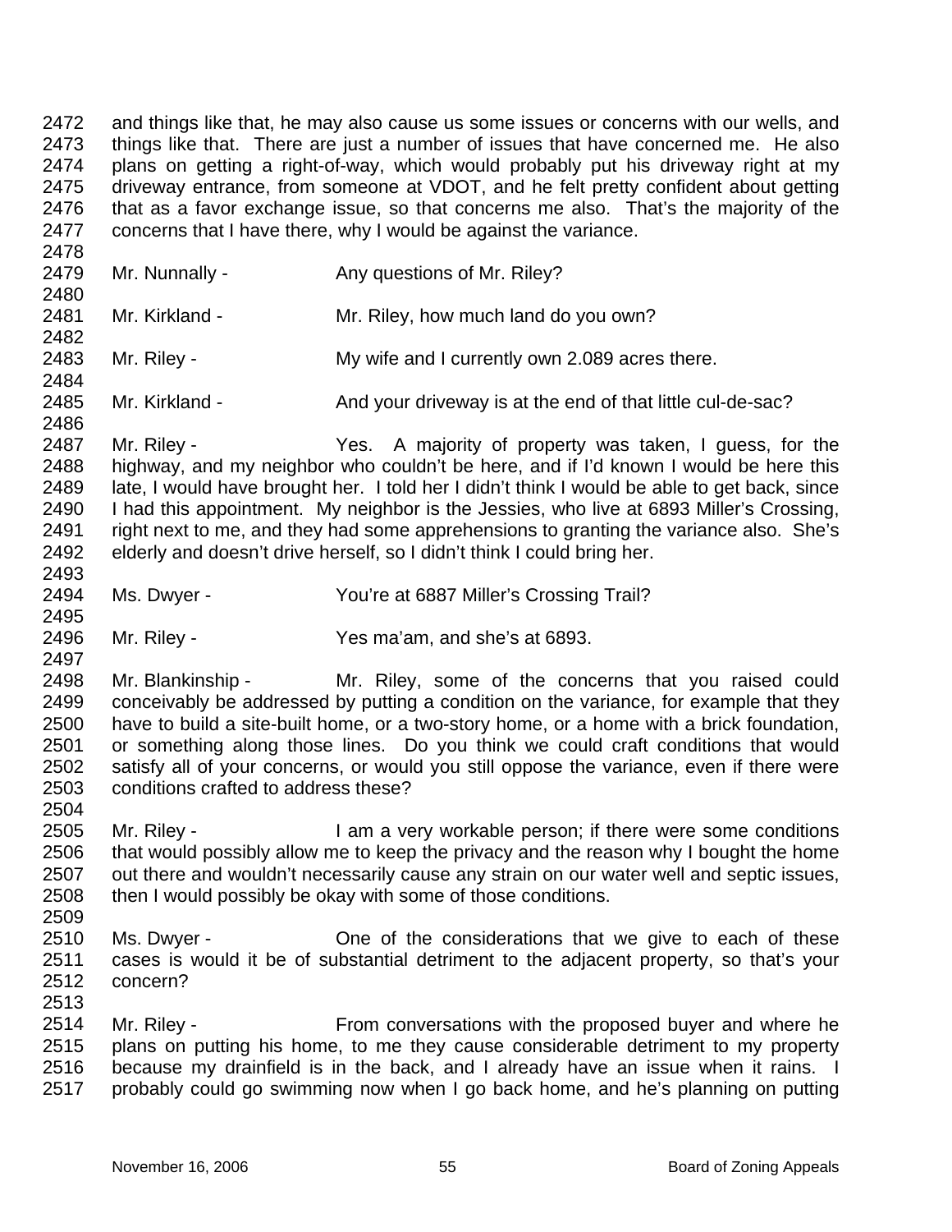and things like that, he may also cause us some issues or concerns with our wells, and things like that. There are just a number of issues that have concerned me. He also plans on getting a right-of-way, which would probably put his driveway right at my driveway entrance, from someone at VDOT, and he felt pretty confident about getting that as a favor exchange issue, so that concerns me also. That's the majority of the concerns that I have there, why I would be against the variance.

Mr. Nunnally - Any questions of Mr. Riley?

Mr. Kirkland - Mr. Riley, how much land do you own?

Mr. Riley - My wife and I currently own 2.089 acres there.

Mr. Kirkland - And your driveway is at the end of that little cul-de-sac?

Mr. Riley - Yes. A majority of property was taken, I guess, for the highway, and my neighbor who couldn't be here, and if I'd known I would be here this late, I would have brought her. I told her I didn't think I would be able to get back, since I had this appointment. My neighbor is the Jessies, who live at 6893 Miller's Crossing, right next to me, and they had some apprehensions to granting the variance also. She's elderly and doesn't drive herself, so I didn't think I could bring her.

Ms. Dwyer - You're at 6887 Miller's Crossing Trail?

Mr. Riley - Yes ma'am, and she's at 6893.

Mr. Blankinship - Mr. Riley, some of the concerns that you raised could conceivably be addressed by putting a condition on the variance, for example that they have to build a site-built home, or a two-story home, or a home with a brick foundation, or something along those lines. Do you think we could craft conditions that would satisfy all of your concerns, or would you still oppose the variance, even if there were conditions crafted to address these?

Mr. Riley - I am a very workable person; if there were some conditions that would possibly allow me to keep the privacy and the reason why I bought the home out there and wouldn't necessarily cause any strain on our water well and septic issues, then I would possibly be okay with some of those conditions.

Ms. Dwyer - One of the considerations that we give to each of these cases is would it be of substantial detriment to the adjacent property, so that's your concern?

Mr. Riley - From conversations with the proposed buyer and where he plans on putting his home, to me they cause considerable detriment to my property because my drainfield is in the back, and I already have an issue when it rains. I probably could go swimming now when I go back home, and he's planning on putting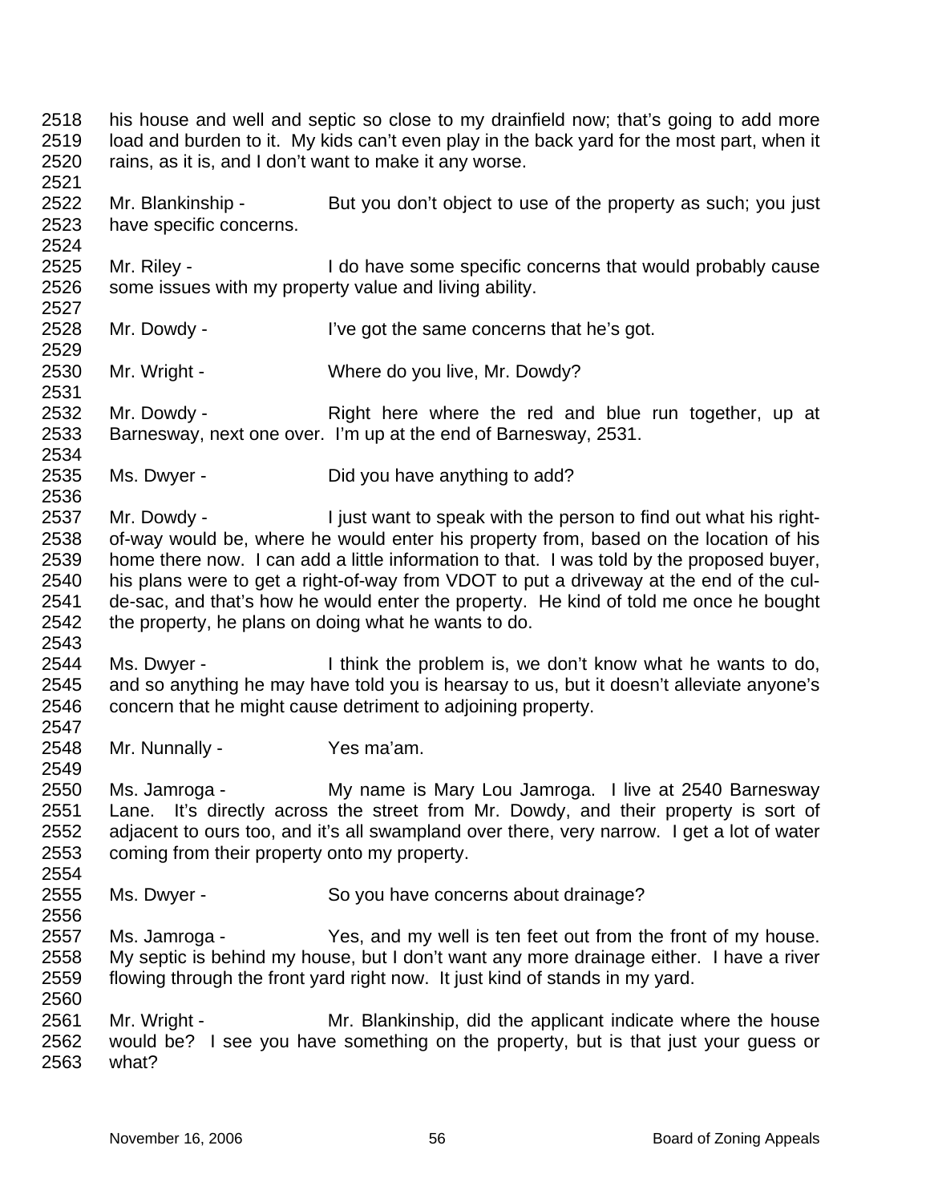2518 his house and well and septic so close to my drainfield now; that's going to add more
2519 load and burden to it. My kids can't even play in the back yard for the most part, when it
2520 rains, as it is, and I don't want to make it any worse.
2521
2522 Mr. Blankinship - But you don't object to use of the property as such; you just
2523 have specific concerns.
2524
2525 Mr. Riley - I do have some specific concerns that would probably cause
2526 some issues with my property value and living ability.
2527
2528 Mr. Dowdy - I've got the same concerns that he's got.
2529
2530 Mr. Wright - Where do you live, Mr. Dowdy?
2531
2532 Mr. Dowdy - Right here where the red and blue run together, up at
2533 Barnesway, next one over. I'm up at the end of Barnesway, 2531.
2534
2535 Ms. Dwyer - Did you have anything to add?
2536
2537 Mr. Dowdy - I just want to speak with the person to find out what his right-
2538 of-way would be, where he would enter his property from, based on the location of his
2539 home there now. I can add a little information to that. I was told by the proposed buyer,
2540 his plans were to get a right-of-way from VDOT to put a driveway at the end of the cul-
2541 de-sac, and that's how he would enter the property. He kind of told me once he bought
2542 the property, he plans on doing what he wants to do.
2543
2544 Ms. Dwyer - I think the problem is, we don't know what he wants to do,
2545 and so anything he may have told you is hearsay to us, but it doesn't alleviate anyone's
2546 concern that he might cause detriment to adjoining property.
2547
2548 Mr. Nunnally - Yes ma'am.
2549
2550 Ms. Jamroga - My name is Mary Lou Jamroga. I live at 2540 Barnesway
2551 Lane. It's directly across the street from Mr. Dowdy, and their property is sort of
2552 adjacent to ours too, and it's all swampland over there, very narrow. I get a lot of water
2553 coming from their property onto my property.
2554
2555 Ms. Dwyer - So you have concerns about drainage?
2556
2557 Ms. Jamroga - Yes, and my well is ten feet out from the front of my house.
2558 My septic is behind my house, but I don't want any more drainage either. I have a river
2559 flowing through the front yard right now. It just kind of stands in my yard.
2560
2561 Mr. Wright - Mr. Blankinship, did the applicant indicate where the house
2562 would be? I see you have something on the property, but is that just your guess or
2563 what?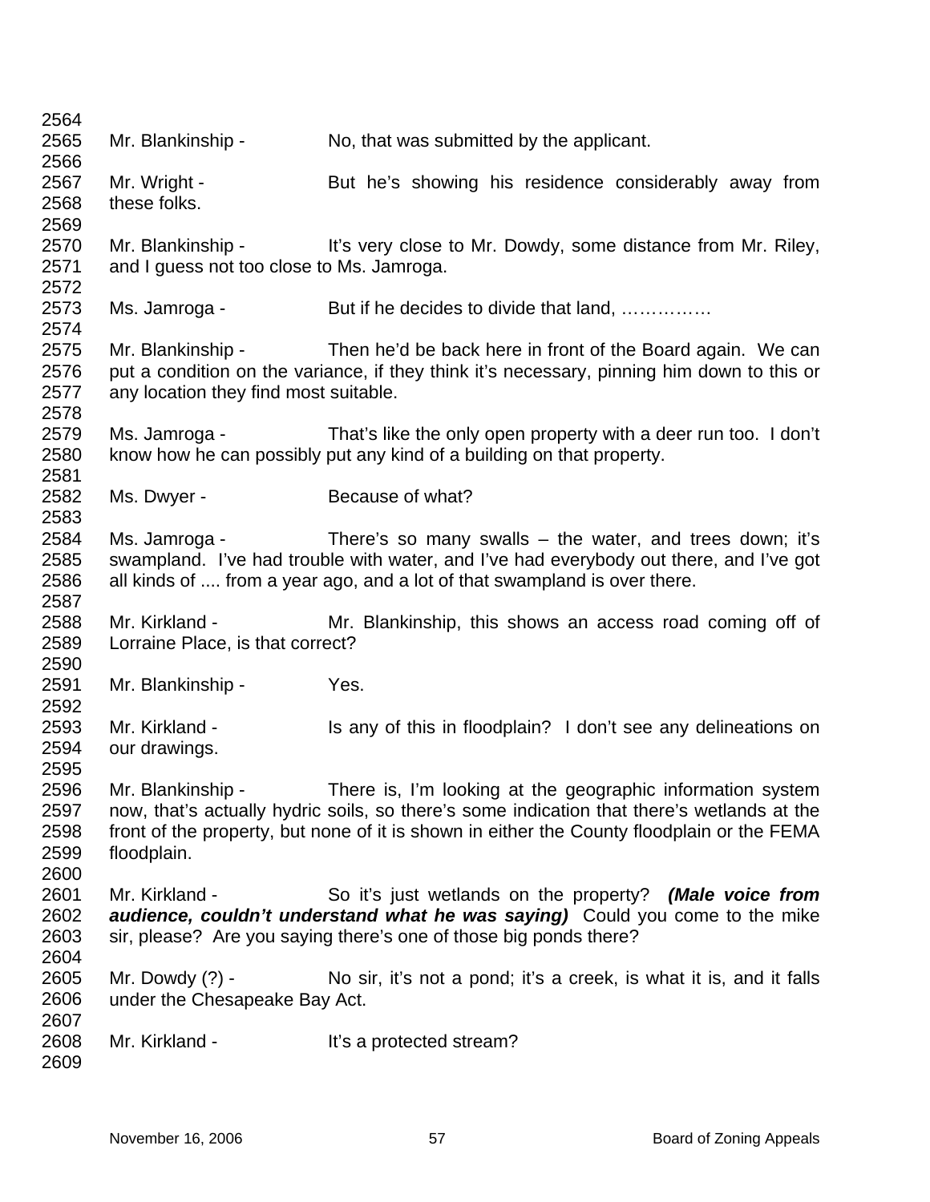Mr. Blankinship - No, that was submitted by the applicant.

Mr. Wright - But he's showing his residence considerably away from these folks.

Mr. Blankinship - It's very close to Mr. Dowdy, some distance from Mr. Riley, and I guess not too close to Ms. Jamroga.

Ms. Jamroga - But if he decides to divide that land, ……………

Mr. Blankinship - Then he'd be back here in front of the Board again. We can put a condition on the variance, if they think it's necessary, pinning him down to this or any location they find most suitable.

Ms. Jamroga - That's like the only open property with a deer run too. I don't know how he can possibly put any kind of a building on that property.

Ms. Dwyer - Because of what?

Ms. Jamroga - There's so many swalls – the water, and trees down; it's swampland. I've had trouble with water, and I've had everybody out there, and I've got all kinds of .... from a year ago, and a lot of that swampland is over there.

Mr. Kirkland - Mr. Blankinship, this shows an access road coming off of Lorraine Place, is that correct?

Mr. Blankinship - Yes.

Mr. Kirkland - Is any of this in floodplain? I don't see any delineations on our drawings.

Mr. Blankinship - There is, I'm looking at the geographic information system now, that's actually hydric soils, so there's some indication that there's wetlands at the front of the property, but none of it is shown in either the County floodplain or the FEMA floodplain.

Mr. Kirkland - So it's just wetlands on the property? ***(Male voice from audience, couldn't understand what he was saying)*** Could you come to the mike sir, please? Are you saying there's one of those big ponds there?

Mr. Dowdy (?) - No sir, it's not a pond; it's a creek, is what it is, and it falls under the Chesapeake Bay Act.

Mr. Kirkland - It's a protected stream?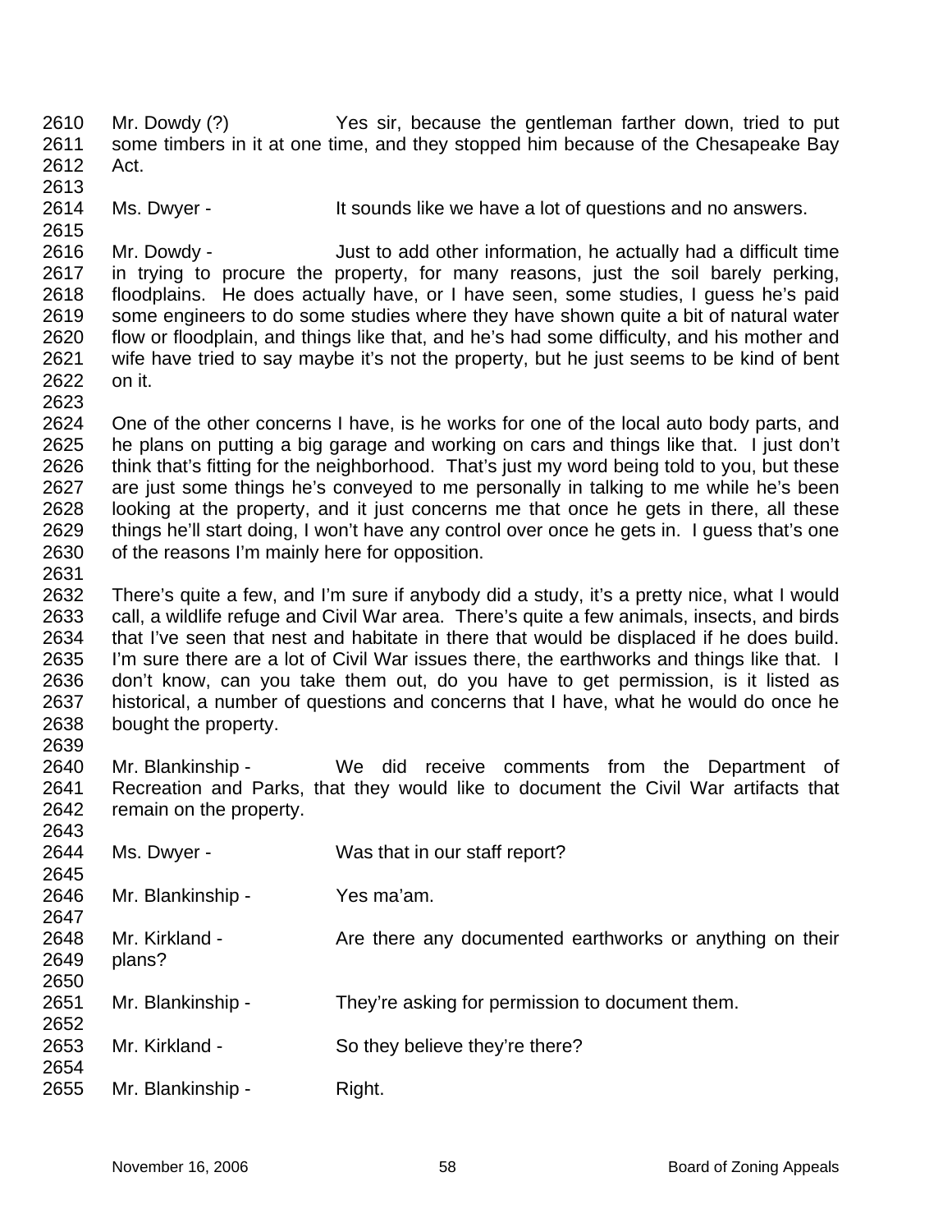2610 Mr. Dowdy (?) Yes sir, because the gentleman farther down, tried to put
2611 some timbers in it at one time, and they stopped him because of the Chesapeake Bay
2612 Act.
2613
2614 Ms. Dwyer - It sounds like we have a lot of questions and no answers.
2615
2616 Mr. Dowdy - Just to add other information, he actually had a difficult time
2617 in trying to procure the property, for many reasons, just the soil barely perking,
2618 floodplains. He does actually have, or I have seen, some studies, I guess he's paid
2619 some engineers to do some studies where they have shown quite a bit of natural water
2620 flow or floodplain, and things like that, and he's had some difficulty, and his mother and
2621 wife have tried to say maybe it's not the property, but he just seems to be kind of bent
2622 on it.
2623
2624 One of the other concerns I have, is he works for one of the local auto body parts, and
2625 he plans on putting a big garage and working on cars and things like that. I just don't
2626 think that's fitting for the neighborhood. That's just my word being told to you, but these
2627 are just some things he's conveyed to me personally in talking to me while he's been
2628 looking at the property, and it just concerns me that once he gets in there, all these
2629 things he'll start doing, I won't have any control over once he gets in. I guess that's one
2630 of the reasons I'm mainly here for opposition.
2631
2632 There's quite a few, and I'm sure if anybody did a study, it's a pretty nice, what I would
2633 call, a wildlife refuge and Civil War area. There's quite a few animals, insects, and birds
2634 that I've seen that nest and habitate in there that would be displaced if he does build.
2635 I'm sure there are a lot of Civil War issues there, the earthworks and things like that. I
2636 don't know, can you take them out, do you have to get permission, is it listed as
2637 historical, a number of questions and concerns that I have, what he would do once he
2638 bought the property.
2639
2640 Mr. Blankinship - We did receive comments from the Department of
2641 Recreation and Parks, that they would like to document the Civil War artifacts that
2642 remain on the property.
2643
2644 Ms. Dwyer - Was that in our staff report?
2645
2646 Mr. Blankinship - Yes ma'am.
2647
2648 Mr. Kirkland - Are there any documented earthworks or anything on their
2649 plans?
2650
2651 Mr. Blankinship - They're asking for permission to document them.
2652
2653 Mr. Kirkland - So they believe they're there?
2654
2655 Mr. Blankinship - Right.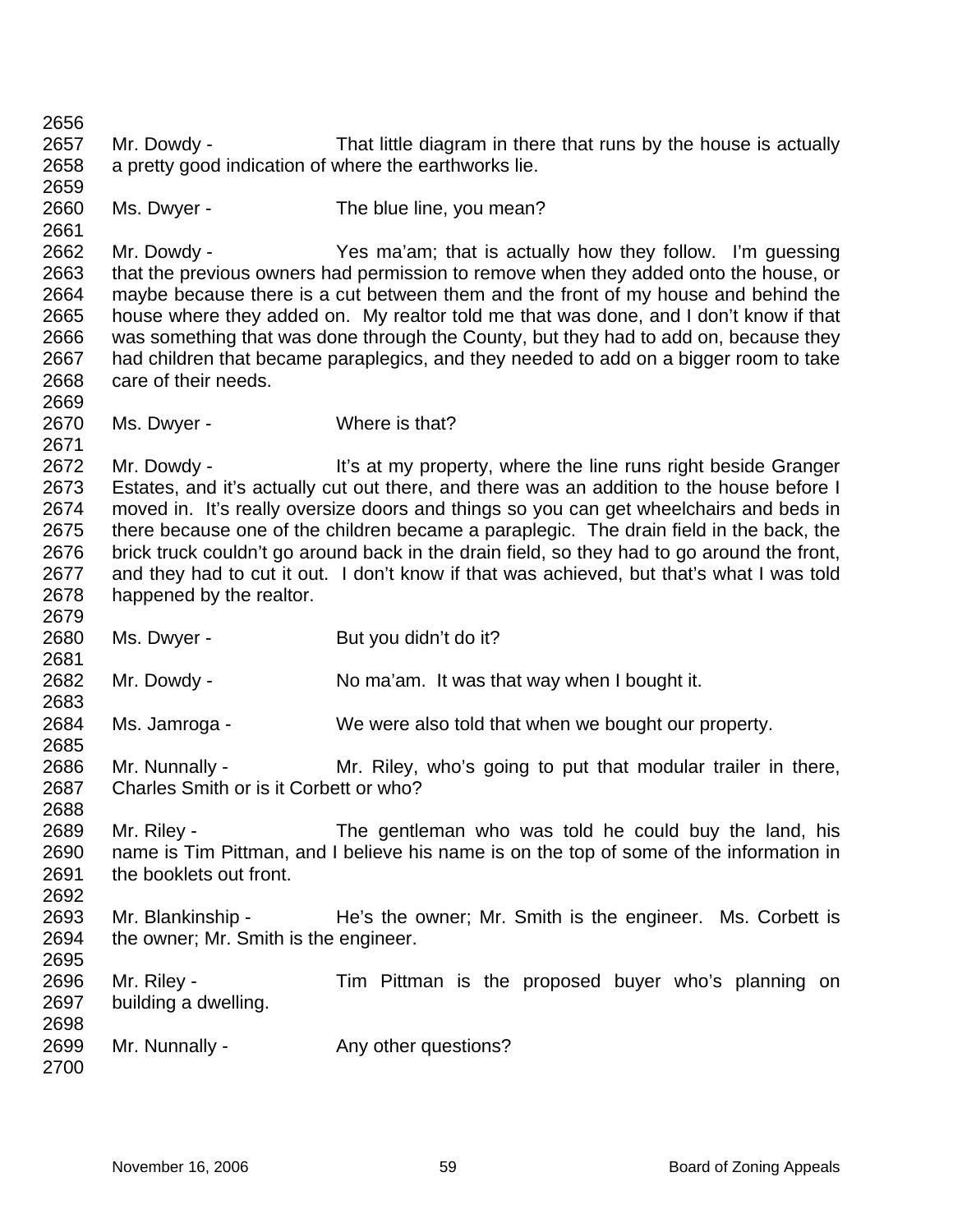Mr. Dowdy - That little diagram in there that runs by the house is actually a pretty good indication of where the earthworks lie.

Ms. Dwyer - The blue line, you mean?

Mr. Dowdy - Yes ma'am; that is actually how they follow. I'm guessing that the previous owners had permission to remove when they added onto the house, or maybe because there is a cut between them and the front of my house and behind the house where they added on. My realtor told me that was done, and I don't know if that was something that was done through the County, but they had to add on, because they had children that became paraplegics, and they needed to add on a bigger room to take care of their needs.

Ms. Dwyer - Where is that?

Mr. Dowdy - It's at my property, where the line runs right beside Granger Estates, and it's actually cut out there, and there was an addition to the house before I moved in. It's really oversize doors and things so you can get wheelchairs and beds in there because one of the children became a paraplegic. The drain field in the back, the brick truck couldn't go around back in the drain field, so they had to go around the front, and they had to cut it out. I don't know if that was achieved, but that's what I was told happened by the realtor.

Ms. Dwyer - But you didn't do it?

Mr. Dowdy - No ma'am. It was that way when I bought it.

Ms. Jamroga - We were also told that when we bought our property.

Mr. Nunnally - Mr. Riley, who's going to put that modular trailer in there, Charles Smith or is it Corbett or who?

Mr. Riley - The gentleman who was told he could buy the land, his name is Tim Pittman, and I believe his name is on the top of some of the information in the booklets out front.

Mr. Blankinship - He's the owner; Mr. Smith is the engineer. Ms. Corbett is the owner; Mr. Smith is the engineer.

Mr. Riley - Tim Pittman is the proposed buyer who's planning on building a dwelling.

Mr. Nunnally - Any other questions?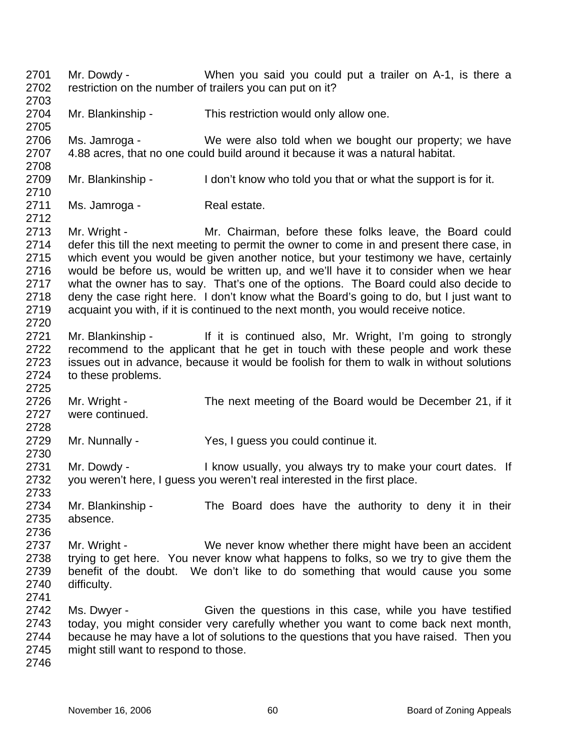2701 Mr. Dowdy - When you said you could put a trailer on A-1, is there a
2702 restriction on the number of trailers you can put on it?
2703
2704 Mr. Blankinship - This restriction would only allow one.
2705
2706 Ms. Jamroga - We were also told when we bought our property; we have
2707 4.88 acres, that no one could build around it because it was a natural habitat.
2708
2709 Mr. Blankinship - I don't know who told you that or what the support is for it.
2710
2711 Ms. Jamroga - Real estate.
2712
2713 Mr. Wright - Mr. Chairman, before these folks leave, the Board could
2714 defer this till the next meeting to permit the owner to come in and present there case, in
2715 which event you would be given another notice, but your testimony we have, certainly
2716 would be before us, would be written up, and we'll have it to consider when we hear
2717 what the owner has to say. That's one of the options. The Board could also decide to
2718 deny the case right here. I don't know what the Board's going to do, but I just want to
2719 acquaint you with, if it is continued to the next month, you would receive notice.
2720
2721 Mr. Blankinship - If it is continued also, Mr. Wright, I'm going to strongly
2722 recommend to the applicant that he get in touch with these people and work these
2723 issues out in advance, because it would be foolish for them to walk in without solutions
2724 to these problems.
2725
2726 Mr. Wright - The next meeting of the Board would be December 21, if it
2727 were continued.
2728
2729 Mr. Nunnally - Yes, I guess you could continue it.
2730
2731 Mr. Dowdy - I know usually, you always try to make your court dates. If
2732 you weren't here, I guess you weren't real interested in the first place.
2733
2734 Mr. Blankinship - The Board does have the authority to deny it in their
2735 absence.
2736
2737 Mr. Wright - We never know whether there might have been an accident
2738 trying to get here. You never know what happens to folks, so we try to give them the
2739 benefit of the doubt. We don't like to do something that would cause you some
2740 difficulty.
2741
2742 Ms. Dwyer - Given the questions in this case, while you have testified
2743 today, you might consider very carefully whether you want to come back next month,
2744 because he may have a lot of solutions to the questions that you have raised. Then you
2745 might still want to respond to those.
2746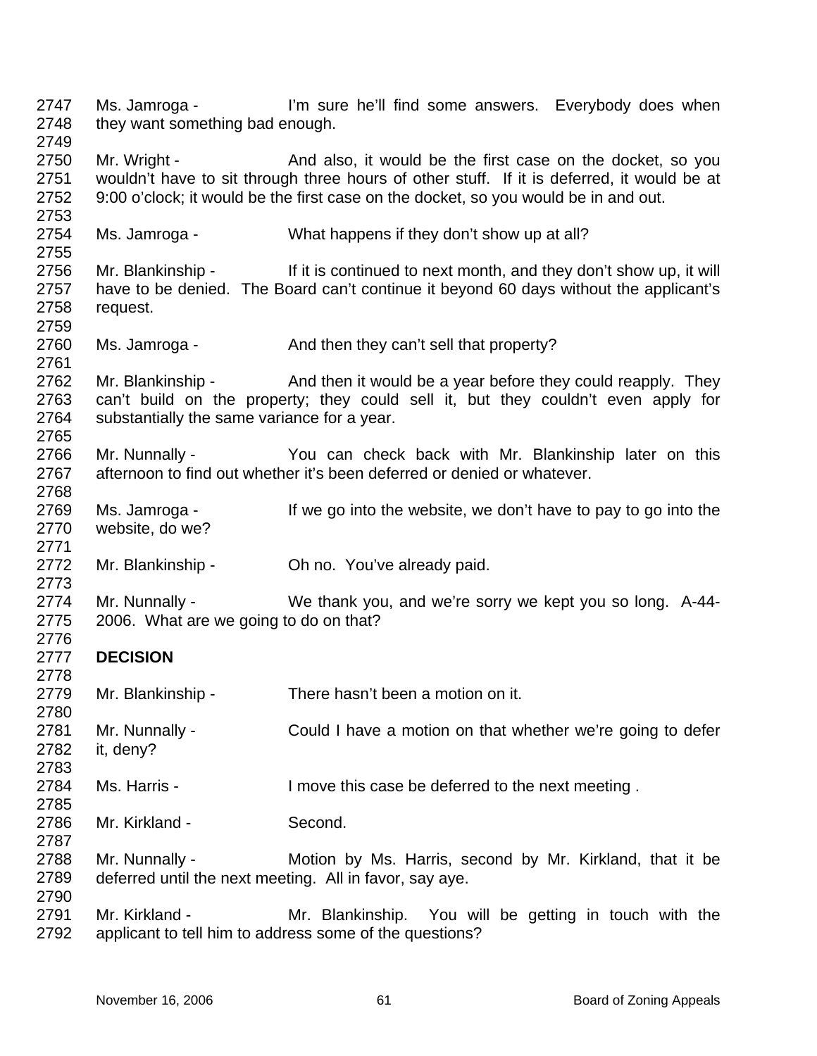Ms. Jamroga - I'm sure he'll find some answers. Everybody does when they want something bad enough.

Mr. Wright - And also, it would be the first case on the docket, so you wouldn't have to sit through three hours of other stuff. If it is deferred, it would be at 9:00 o'clock; it would be the first case on the docket, so you would be in and out.

Ms. Jamroga - What happens if they don't show up at all?

Mr. Blankinship - If it is continued to next month, and they don't show up, it will have to be denied. The Board can't continue it beyond 60 days without the applicant's request.

Ms. Jamroga - And then they can't sell that property?

Mr. Blankinship - And then it would be a year before they could reapply. They can't build on the property; they could sell it, but they couldn't even apply for substantially the same variance for a year.

Mr. Nunnally - You can check back with Mr. Blankinship later on this afternoon to find out whether it's been deferred or denied or whatever.

Ms. Jamroga - If we go into the website, we don't have to pay to go into the website, do we?

Mr. Blankinship - Oh no. You've already paid.

Mr. Nunnally - We thank you, and we're sorry we kept you so long. A-44-2006. What are we going to do on that?

**DECISION**

Mr. Blankinship - There hasn't been a motion on it.

Mr. Nunnally - Could I have a motion on that whether we're going to defer it, deny?

Ms. Harris - I move this case be deferred to the next meeting .

Mr. Kirkland - Second.

Mr. Nunnally - Motion by Ms. Harris, second by Mr. Kirkland, that it be deferred until the next meeting. All in favor, say aye.

Mr. Kirkland - Mr. Blankinship. You will be getting in touch with the applicant to tell him to address some of the questions?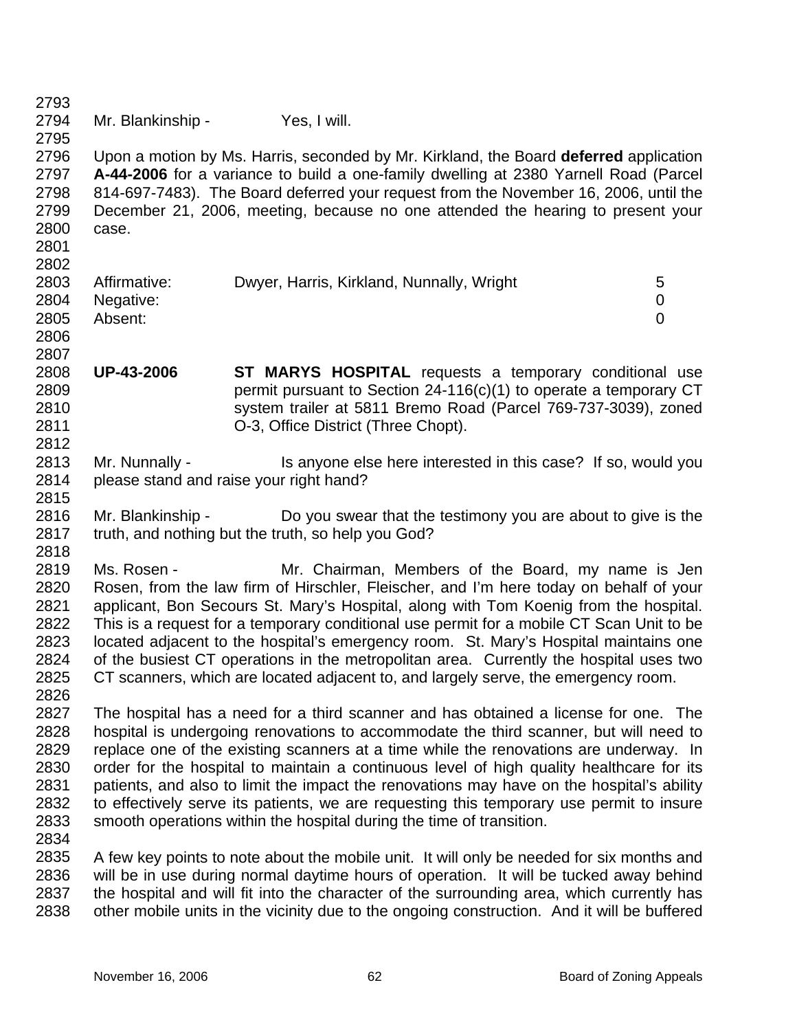Mr. Blankinship - Yes, I will.

Upon a motion by Ms. Harris, seconded by Mr. Kirkland, the Board **deferred** application **A-44-2006** for a variance to build a one-family dwelling at 2380 Yarnell Road (Parcel 814-697-7483). The Board deferred your request from the November 16, 2006, until the December 21, 2006, meeting, because no one attended the hearing to present your case.

| | | |
|---|---|---|
| Affirmative: | Dwyer, Harris, Kirkland, Nunnally, Wright | 5 |
| Negative: | | 0 |
| Absent: | | 0 |

**UP-43-2006** **ST MARYS HOSPITAL** requests a temporary conditional use permit pursuant to Section 24-116(c)(1) to operate a temporary CT system trailer at 5811 Bremo Road (Parcel 769-737-3039), zoned O-3, Office District (Three Chopt).

Mr. Nunnally - Is anyone else here interested in this case? If so, would you please stand and raise your right hand?

Mr. Blankinship - Do you swear that the testimony you are about to give is the truth, and nothing but the truth, so help you God?

Ms. Rosen - Mr. Chairman, Members of the Board, my name is Jen Rosen, from the law firm of Hirschler, Fleischer, and I'm here today on behalf of your applicant, Bon Secours St. Mary's Hospital, along with Tom Koenig from the hospital. This is a request for a temporary conditional use permit for a mobile CT Scan Unit to be located adjacent to the hospital's emergency room. St. Mary's Hospital maintains one of the busiest CT operations in the metropolitan area. Currently the hospital uses two CT scanners, which are located adjacent to, and largely serve, the emergency room.

The hospital has a need for a third scanner and has obtained a license for one. The hospital is undergoing renovations to accommodate the third scanner, but will need to replace one of the existing scanners at a time while the renovations are underway. In order for the hospital to maintain a continuous level of high quality healthcare for its patients, and also to limit the impact the renovations may have on the hospital's ability to effectively serve its patients, we are requesting this temporary use permit to insure smooth operations within the hospital during the time of transition.

A few key points to note about the mobile unit. It will only be needed for six months and will be in use during normal daytime hours of operation. It will be tucked away behind the hospital and will fit into the character of the surrounding area, which currently has other mobile units in the vicinity due to the ongoing construction. And it will be buffered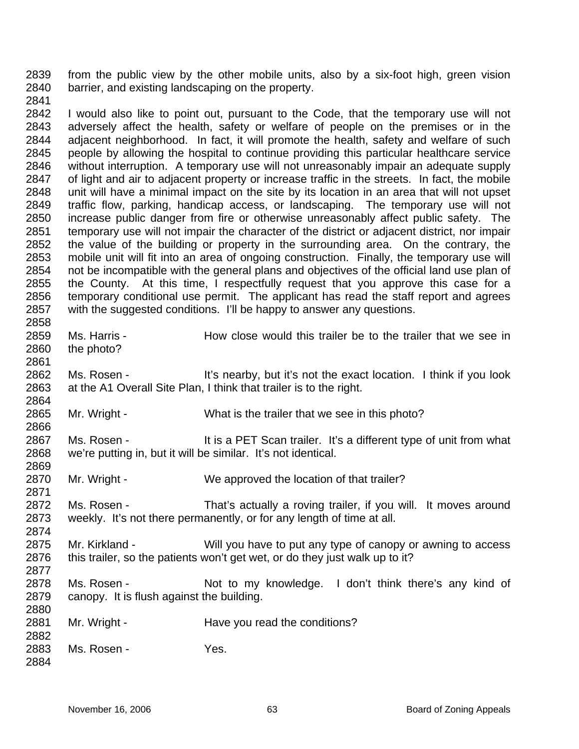from the public view by the other mobile units, also by a six-foot high, green vision barrier, and existing landscaping on the property.

I would also like to point out, pursuant to the Code, that the temporary use will not adversely affect the health, safety or welfare of people on the premises or in the adjacent neighborhood. In fact, it will promote the health, safety and welfare of such people by allowing the hospital to continue providing this particular healthcare service without interruption. A temporary use will not unreasonably impair an adequate supply of light and air to adjacent property or increase traffic in the streets. In fact, the mobile unit will have a minimal impact on the site by its location in an area that will not upset traffic flow, parking, handicap access, or landscaping. The temporary use will not increase public danger from fire or otherwise unreasonably affect public safety. The temporary use will not impair the character of the district or adjacent district, nor impair the value of the building or property in the surrounding area. On the contrary, the mobile unit will fit into an area of ongoing construction. Finally, the temporary use will not be incompatible with the general plans and objectives of the official land use plan of the County. At this time, I respectfully request that you approve this case for a temporary conditional use permit. The applicant has read the staff report and agrees with the suggested conditions. I'll be happy to answer any questions.

Ms. Harris - How close would this trailer be to the trailer that we see in the photo?

Ms. Rosen - It's nearby, but it's not the exact location. I think if you look at the A1 Overall Site Plan, I think that trailer is to the right.

Mr. Wright - What is the trailer that we see in this photo?

Ms. Rosen - It is a PET Scan trailer. It's a different type of unit from what we're putting in, but it will be similar. It's not identical.

Mr. Wright - We approved the location of that trailer?

Ms. Rosen - That's actually a roving trailer, if you will. It moves around weekly. It's not there permanently, or for any length of time at all.

Mr. Kirkland - Will you have to put any type of canopy or awning to access this trailer, so the patients won't get wet, or do they just walk up to it?

Ms. Rosen - Not to my knowledge. I don't think there's any kind of canopy. It is flush against the building.

Mr. Wright - Have you read the conditions?

Ms. Rosen - Yes.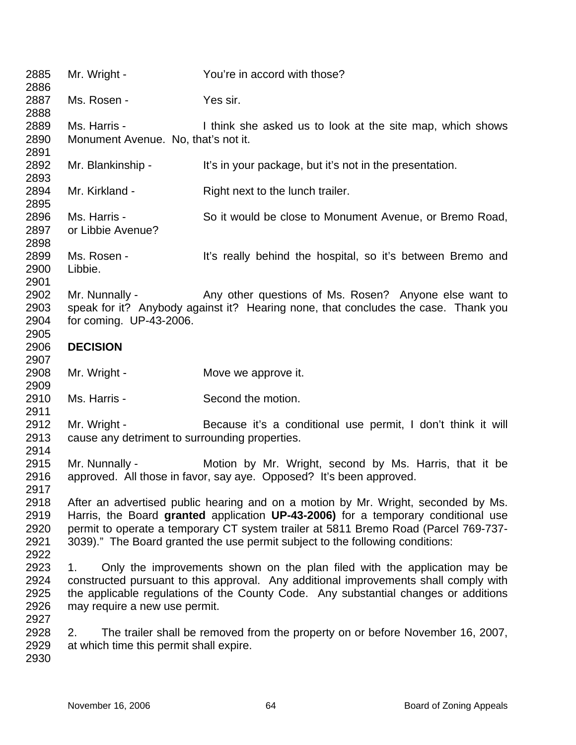Mr. Wright - You're in accord with those?

Ms. Rosen - Yes sir.

Ms. Harris - I think she asked us to look at the site map, which shows Monument Avenue. No, that's not it.

Mr. Blankinship - It's in your package, but it's not in the presentation.

Mr. Kirkland - Right next to the lunch trailer.

Ms. Harris - So it would be close to Monument Avenue, or Bremo Road, or Libbie Avenue?

Ms. Rosen - It's really behind the hospital, so it's between Bremo and Libbie.

Mr. Nunnally - Any other questions of Ms. Rosen? Anyone else want to speak for it? Anybody against it? Hearing none, that concludes the case. Thank you for coming. UP-43-2006.

**DECISION**

Mr. Wright - Move we approve it.

Ms. Harris - Second the motion.

Mr. Wright - Because it's a conditional use permit, I don't think it will cause any detriment to surrounding properties.

Mr. Nunnally - Motion by Mr. Wright, second by Ms. Harris, that it be approved. All those in favor, say aye. Opposed? It's been approved.

After an advertised public hearing and on a motion by Mr. Wright, seconded by Ms. Harris, the Board **granted** application **UP-43-2006)** for a temporary conditional use permit to operate a temporary CT system trailer at 5811 Bremo Road (Parcel 769-737-3039)." The Board granted the use permit subject to the following conditions:

1. Only the improvements shown on the plan filed with the application may be constructed pursuant to this approval. Any additional improvements shall comply with the applicable regulations of the County Code. Any substantial changes or additions may require a new use permit.

2. The trailer shall be removed from the property on or before November 16, 2007, at which time this permit shall expire.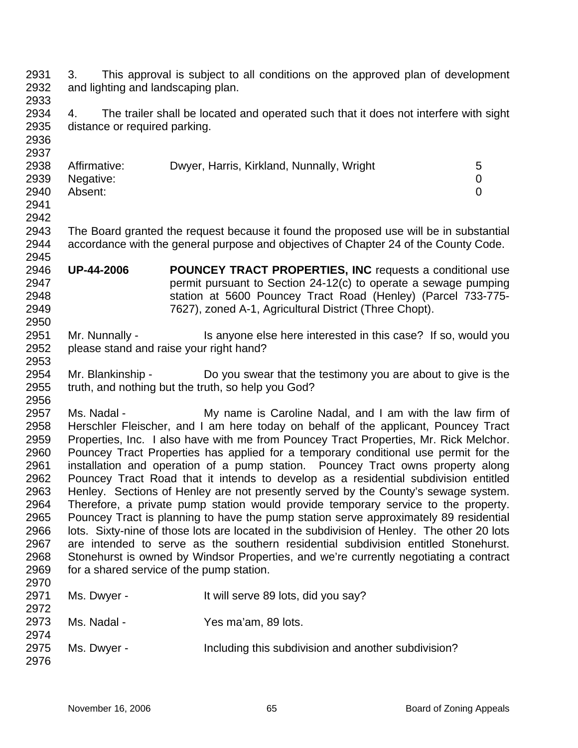3. This approval is subject to all conditions on the approved plan of development and lighting and landscaping plan.

4. The trailer shall be located and operated such that it does not interfere with sight distance or required parking.

| | | |
|---|---|---|
| Affirmative: | Dwyer, Harris, Kirkland, Nunnally, Wright | 5 |
| Negative: | | 0 |
| Absent: | | 0 |

The Board granted the request because it found the proposed use will be in substantial accordance with the general purpose and objectives of Chapter 24 of the County Code.

**UP-44-2006** **POUNCEY TRACT PROPERTIES, INC** requests a conditional use permit pursuant to Section 24-12(c) to operate a sewage pumping station at 5600 Pouncey Tract Road (Henley) (Parcel 733-775-7627), zoned A-1, Agricultural District (Three Chopt).

Mr. Nunnally - Is anyone else here interested in this case? If so, would you please stand and raise your right hand?

Mr. Blankinship - Do you swear that the testimony you are about to give is the truth, and nothing but the truth, so help you God?

Ms. Nadal - My name is Caroline Nadal, and I am with the law firm of Herschler Fleischer, and I am here today on behalf of the applicant, Pouncey Tract Properties, Inc. I also have with me from Pouncey Tract Properties, Mr. Rick Melchor. Pouncey Tract Properties has applied for a temporary conditional use permit for the installation and operation of a pump station. Pouncey Tract owns property along Pouncey Tract Road that it intends to develop as a residential subdivision entitled Henley. Sections of Henley are not presently served by the County's sewage system. Therefore, a private pump station would provide temporary service to the property. Pouncey Tract is planning to have the pump station serve approximately 89 residential lots. Sixty-nine of those lots are located in the subdivision of Henley. The other 20 lots are intended to serve as the southern residential subdivision entitled Stonehurst. Stonehurst is owned by Windsor Properties, and we're currently negotiating a contract for a shared service of the pump station.

Ms. Dwyer - It will serve 89 lots, did you say?

Ms. Nadal - Yes ma'am, 89 lots.

Ms. Dwyer - Including this subdivision and another subdivision?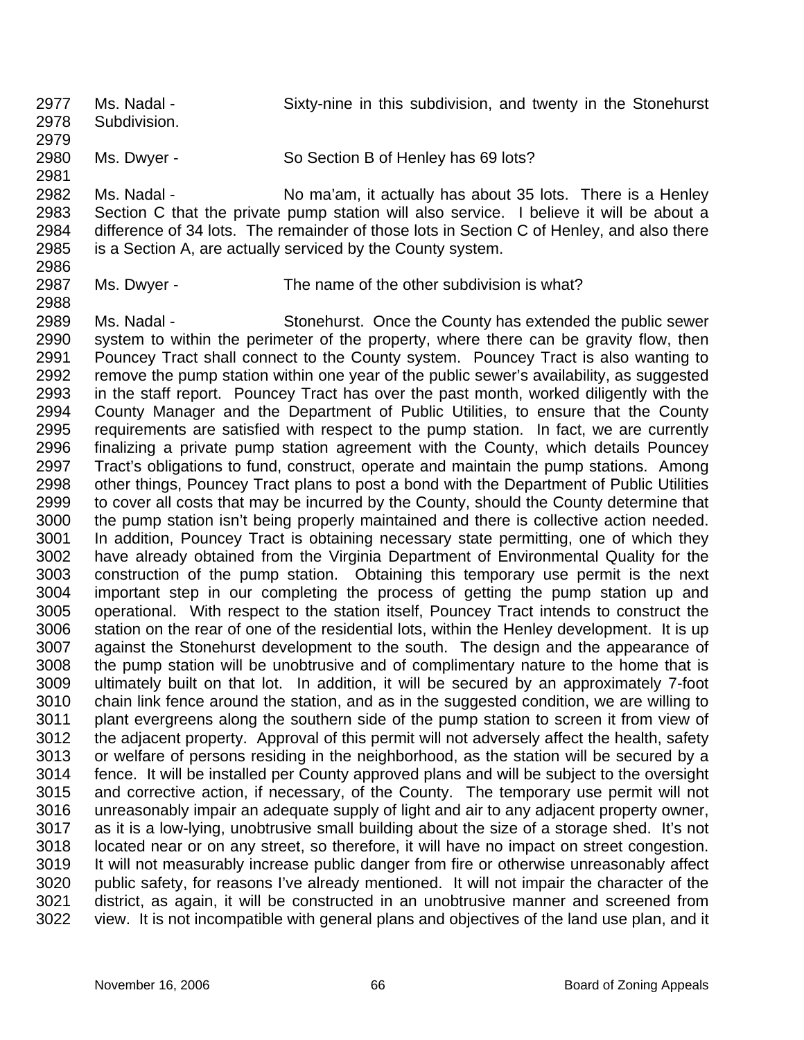Ms. Nadal - Sixty-nine in this subdivision, and twenty in the Stonehurst Subdivision.

Ms. Dwyer - So Section B of Henley has 69 lots?

Ms. Nadal - No ma'am, it actually has about 35 lots. There is a Henley Section C that the private pump station will also service. I believe it will be about a difference of 34 lots. The remainder of those lots in Section C of Henley, and also there is a Section A, are actually serviced by the County system.

Ms. Dwyer - The name of the other subdivision is what?

Ms. Nadal - Stonehurst. Once the County has extended the public sewer system to within the perimeter of the property, where there can be gravity flow, then Pouncey Tract shall connect to the County system. Pouncey Tract is also wanting to remove the pump station within one year of the public sewer's availability, as suggested in the staff report. Pouncey Tract has over the past month, worked diligently with the County Manager and the Department of Public Utilities, to ensure that the County requirements are satisfied with respect to the pump station. In fact, we are currently finalizing a private pump station agreement with the County, which details Pouncey Tract's obligations to fund, construct, operate and maintain the pump stations. Among other things, Pouncey Tract plans to post a bond with the Department of Public Utilities to cover all costs that may be incurred by the County, should the County determine that the pump station isn't being properly maintained and there is collective action needed. In addition, Pouncey Tract is obtaining necessary state permitting, one of which they have already obtained from the Virginia Department of Environmental Quality for the construction of the pump station. Obtaining this temporary use permit is the next important step in our completing the process of getting the pump station up and operational. With respect to the station itself, Pouncey Tract intends to construct the station on the rear of one of the residential lots, within the Henley development. It is up against the Stonehurst development to the south. The design and the appearance of the pump station will be unobtrusive and of complimentary nature to the home that is ultimately built on that lot. In addition, it will be secured by an approximately 7-foot chain link fence around the station, and as in the suggested condition, we are willing to plant evergreens along the southern side of the pump station to screen it from view of the adjacent property. Approval of this permit will not adversely affect the health, safety or welfare of persons residing in the neighborhood, as the station will be secured by a fence. It will be installed per County approved plans and will be subject to the oversight and corrective action, if necessary, of the County. The temporary use permit will not unreasonably impair an adequate supply of light and air to any adjacent property owner, as it is a low-lying, unobtrusive small building about the size of a storage shed. It's not located near or on any street, so therefore, it will have no impact on street congestion. It will not measurably increase public danger from fire or otherwise unreasonably affect public safety, for reasons I've already mentioned. It will not impair the character of the district, as again, it will be constructed in an unobtrusive manner and screened from view. It is not incompatible with general plans and objectives of the land use plan, and it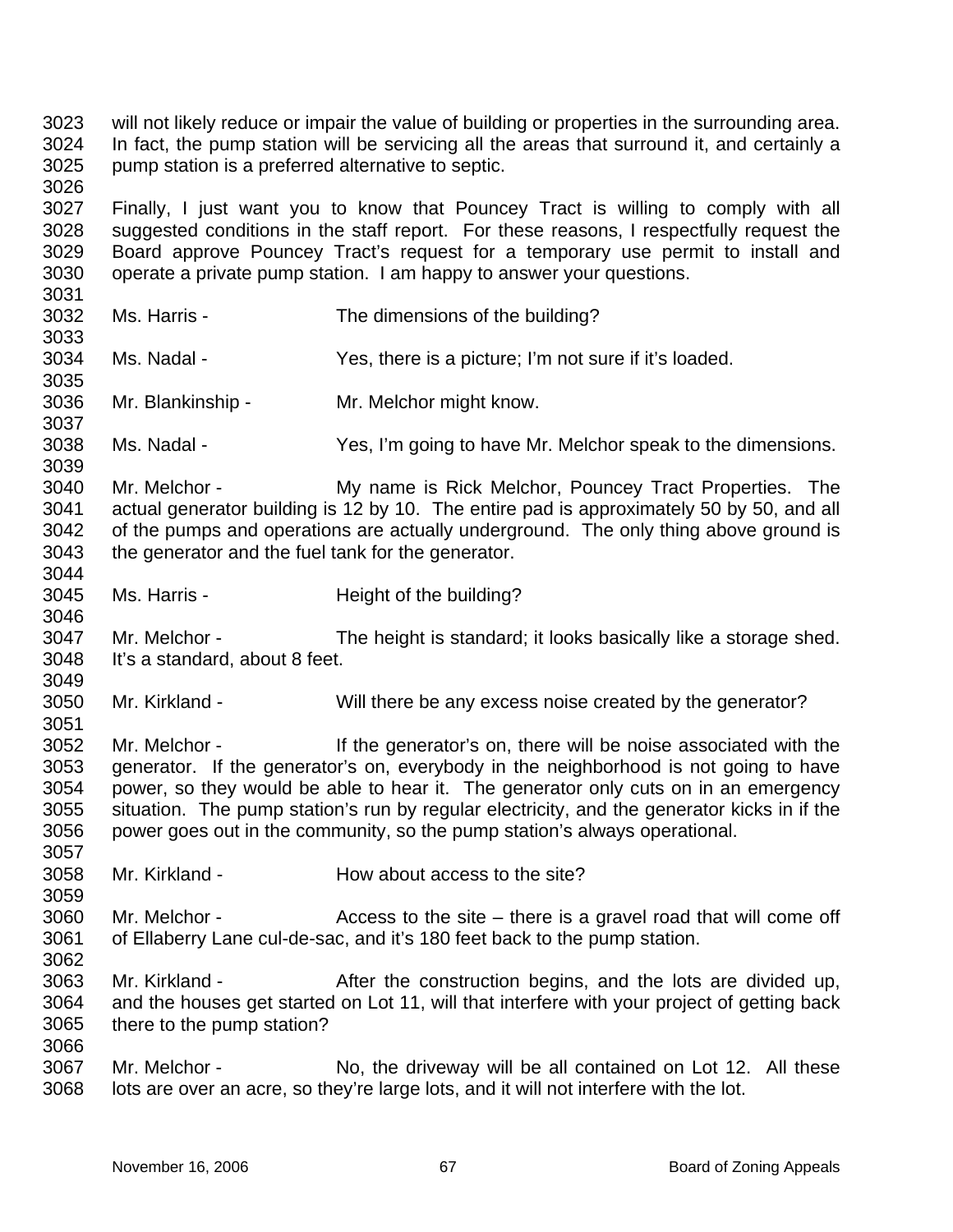will not likely reduce or impair the value of building or properties in the surrounding area. In fact, the pump station will be servicing all the areas that surround it, and certainly a pump station is a preferred alternative to septic.

Finally, I just want you to know that Pouncey Tract is willing to comply with all suggested conditions in the staff report. For these reasons, I respectfully request the Board approve Pouncey Tract's request for a temporary use permit to install and operate a private pump station. I am happy to answer your questions.

Ms. Harris - The dimensions of the building?

Ms. Nadal - Yes, there is a picture; I'm not sure if it's loaded.

Mr. Blankinship - Mr. Melchor might know.

Ms. Nadal - Yes, I'm going to have Mr. Melchor speak to the dimensions.

Mr. Melchor - My name is Rick Melchor, Pouncey Tract Properties. The actual generator building is 12 by 10. The entire pad is approximately 50 by 50, and all of the pumps and operations are actually underground. The only thing above ground is the generator and the fuel tank for the generator.

Ms. Harris - Height of the building?

Mr. Melchor - The height is standard; it looks basically like a storage shed. It's a standard, about 8 feet.

Mr. Kirkland - Will there be any excess noise created by the generator?

Mr. Melchor - If the generator's on, there will be noise associated with the generator. If the generator's on, everybody in the neighborhood is not going to have power, so they would be able to hear it. The generator only cuts on in an emergency situation. The pump station's run by regular electricity, and the generator kicks in if the power goes out in the community, so the pump station's always operational.

Mr. Kirkland - How about access to the site?

Mr. Melchor - Access to the site – there is a gravel road that will come off of Ellaberry Lane cul-de-sac, and it's 180 feet back to the pump station.

Mr. Kirkland - After the construction begins, and the lots are divided up, and the houses get started on Lot 11, will that interfere with your project of getting back there to the pump station?

Mr. Melchor - No, the driveway will be all contained on Lot 12. All these lots are over an acre, so they're large lots, and it will not interfere with the lot.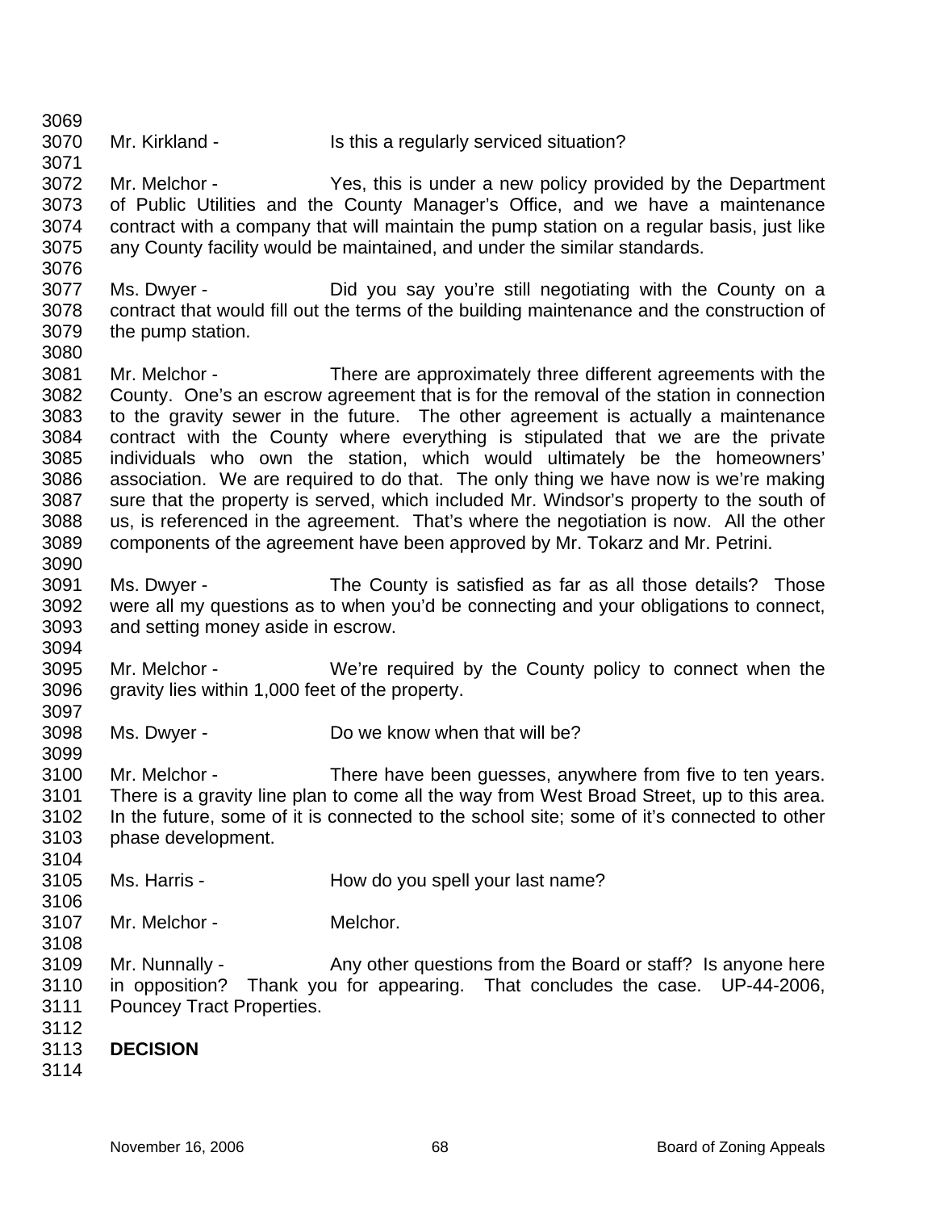Mr. Kirkland - Is this a regularly serviced situation?

Mr. Melchor - Yes, this is under a new policy provided by the Department of Public Utilities and the County Manager's Office, and we have a maintenance contract with a company that will maintain the pump station on a regular basis, just like any County facility would be maintained, and under the similar standards.

Ms. Dwyer - Did you say you're still negotiating with the County on a contract that would fill out the terms of the building maintenance and the construction of the pump station.

Mr. Melchor - There are approximately three different agreements with the County. One's an escrow agreement that is for the removal of the station in connection to the gravity sewer in the future. The other agreement is actually a maintenance contract with the County where everything is stipulated that we are the private individuals who own the station, which would ultimately be the homeowners' association. We are required to do that. The only thing we have now is we're making sure that the property is served, which included Mr. Windsor's property to the south of us, is referenced in the agreement. That's where the negotiation is now. All the other components of the agreement have been approved by Mr. Tokarz and Mr. Petrini.

Ms. Dwyer - The County is satisfied as far as all those details? Those were all my questions as to when you'd be connecting and your obligations to connect, and setting money aside in escrow.

Mr. Melchor - We're required by the County policy to connect when the gravity lies within 1,000 feet of the property.

Ms. Dwyer - Do we know when that will be?

Mr. Melchor - There have been guesses, anywhere from five to ten years. There is a gravity line plan to come all the way from West Broad Street, up to this area. In the future, some of it is connected to the school site; some of it's connected to other phase development.

Ms. Harris - How do you spell your last name?

Mr. Melchor - Melchor.

Mr. Nunnally - Any other questions from the Board or staff? Is anyone here in opposition? Thank you for appearing. That concludes the case. UP-44-2006, Pouncey Tract Properties.

**DECISION**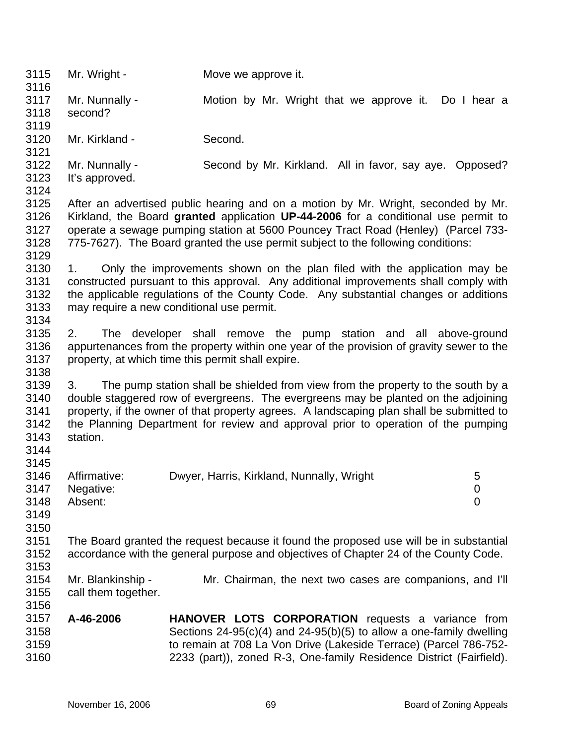Mr. Wright - Move we approve it.

Mr. Nunnally - Motion by Mr. Wright that we approve it. Do I hear a second?

Mr. Kirkland - Second.

Mr. Nunnally - Second by Mr. Kirkland. All in favor, say aye. Opposed? It's approved.

After an advertised public hearing and on a motion by Mr. Wright, seconded by Mr. Kirkland, the Board **granted** application **UP-44-2006** for a conditional use permit to operate a sewage pumping station at 5600 Pouncey Tract Road (Henley) (Parcel 733-775-7627). The Board granted the use permit subject to the following conditions:

1. Only the improvements shown on the plan filed with the application may be constructed pursuant to this approval. Any additional improvements shall comply with the applicable regulations of the County Code. Any substantial changes or additions may require a new conditional use permit.

2. The developer shall remove the pump station and all above-ground appurtenances from the property within one year of the provision of gravity sewer to the property, at which time this permit shall expire.

3. The pump station shall be shielded from view from the property to the south by a double staggered row of evergreens. The evergreens may be planted on the adjoining property, if the owner of that property agrees. A landscaping plan shall be submitted to the Planning Department for review and approval prior to operation of the pumping station.

| | | |
|---|---|---|
| Affirmative: | Dwyer, Harris, Kirkland, Nunnally, Wright | 5 |
| Negative: | | 0 |
| Absent: | | 0 |

The Board granted the request because it found the proposed use will be in substantial accordance with the general purpose and objectives of Chapter 24 of the County Code.

Mr. Blankinship - Mr. Chairman, the next two cases are companions, and I'll call them together.

**A-46-2006** **HANOVER LOTS CORPORATION** requests a variance from Sections 24-95(c)(4) and 24-95(b)(5) to allow a one-family dwelling to remain at 708 La Von Drive (Lakeside Terrace) (Parcel 786-752-2233 (part)), zoned R-3, One-family Residence District (Fairfield).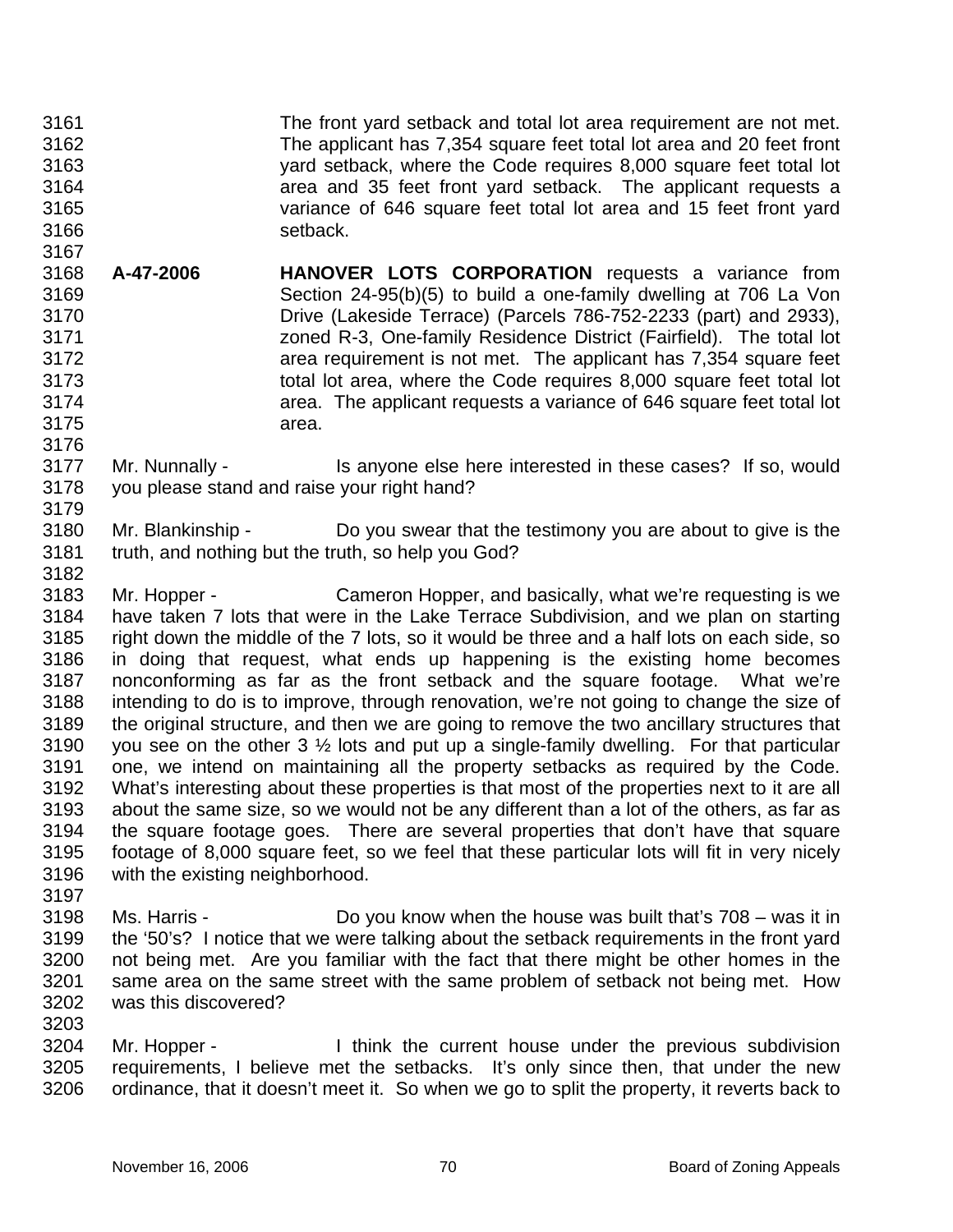3161 The front yard setback and total lot area requirement are not met.
3162 The applicant has 7,354 square feet total lot area and 20 feet front
3163 yard setback, where the Code requires 8,000 square feet total lot
3164 area and 35 feet front yard setback. The applicant requests a
3165 variance of 646 square feet total lot area and 15 feet front yard
3166 setback.
3167
3168 **A-47-2006** **HANOVER LOTS CORPORATION** requests a variance from
3169 Section 24-95(b)(5) to build a one-family dwelling at 706 La Von
3170 Drive (Lakeside Terrace) (Parcels 786-752-2233 (part) and 2933),
3171 zoned R-3, One-family Residence District (Fairfield). The total lot
3172 area requirement is not met. The applicant has 7,354 square feet
3173 total lot area, where the Code requires 8,000 square feet total lot
3174 area. The applicant requests a variance of 646 square feet total lot
3175 area.
3176
3177 Mr. Nunnally - Is anyone else here interested in these cases? If so, would
3178 you please stand and raise your right hand?
3179
3180 Mr. Blankinship - Do you swear that the testimony you are about to give is the
3181 truth, and nothing but the truth, so help you God?
3182
3183 Mr. Hopper - Cameron Hopper, and basically, what we're requesting is we
3184 have taken 7 lots that were in the Lake Terrace Subdivision, and we plan on starting
3185 right down the middle of the 7 lots, so it would be three and a half lots on each side, so
3186 in doing that request, what ends up happening is the existing home becomes
3187 nonconforming as far as the front setback and the square footage. What we're
3188 intending to do is to improve, through renovation, we're not going to change the size of
3189 the original structure, and then we are going to remove the two ancillary structures that
3190 you see on the other 3 ½ lots and put up a single-family dwelling. For that particular
3191 one, we intend on maintaining all the property setbacks as required by the Code.
3192 What's interesting about these properties is that most of the properties next to it are all
3193 about the same size, so we would not be any different than a lot of the others, as far as
3194 the square footage goes. There are several properties that don't have that square
3195 footage of 8,000 square feet, so we feel that these particular lots will fit in very nicely
3196 with the existing neighborhood.
3197
3198 Ms. Harris - Do you know when the house was built that's 708 – was it in
3199 the '50's? I notice that we were talking about the setback requirements in the front yard
3200 not being met. Are you familiar with the fact that there might be other homes in the
3201 same area on the same street with the same problem of setback not being met. How
3202 was this discovered?
3203
3204 Mr. Hopper - I think the current house under the previous subdivision
3205 requirements, I believe met the setbacks. It's only since then, that under the new
3206 ordinance, that it doesn't meet it. So when we go to split the property, it reverts back to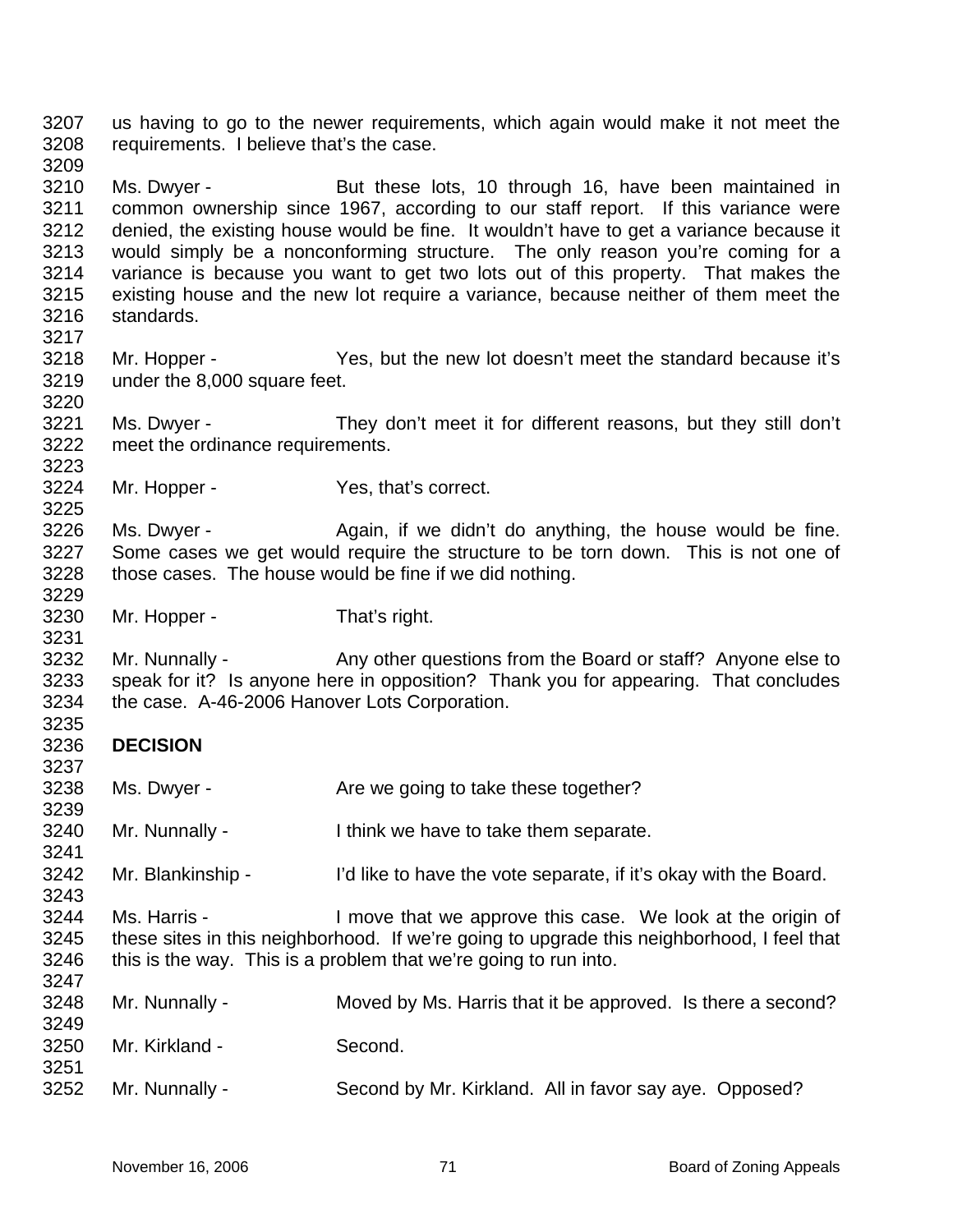us having to go to the newer requirements, which again would make it not meet the requirements. I believe that's the case.

Ms. Dwyer - But these lots, 10 through 16, have been maintained in common ownership since 1967, according to our staff report. If this variance were denied, the existing house would be fine. It wouldn't have to get a variance because it would simply be a nonconforming structure. The only reason you're coming for a variance is because you want to get two lots out of this property. That makes the existing house and the new lot require a variance, because neither of them meet the standards.

Mr. Hopper - Yes, but the new lot doesn't meet the standard because it's under the 8,000 square feet.

Ms. Dwyer - They don't meet it for different reasons, but they still don't meet the ordinance requirements.

Mr. Hopper - Yes, that's correct.

Ms. Dwyer - Again, if we didn't do anything, the house would be fine. Some cases we get would require the structure to be torn down. This is not one of those cases. The house would be fine if we did nothing.

Mr. Hopper - That's right.

Mr. Nunnally - Any other questions from the Board or staff? Anyone else to speak for it? Is anyone here in opposition? Thank you for appearing. That concludes the case. A-46-2006 Hanover Lots Corporation.

**DECISION**

Ms. Dwyer - Are we going to take these together?

Mr. Nunnally - I think we have to take them separate.

Mr. Blankinship - I'd like to have the vote separate, if it's okay with the Board.

Ms. Harris - I move that we approve this case. We look at the origin of these sites in this neighborhood. If we're going to upgrade this neighborhood, I feel that this is the way. This is a problem that we're going to run into.

Mr. Nunnally - Moved by Ms. Harris that it be approved. Is there a second?

Mr. Kirkland - Second.

Mr. Nunnally - Second by Mr. Kirkland. All in favor say aye. Opposed?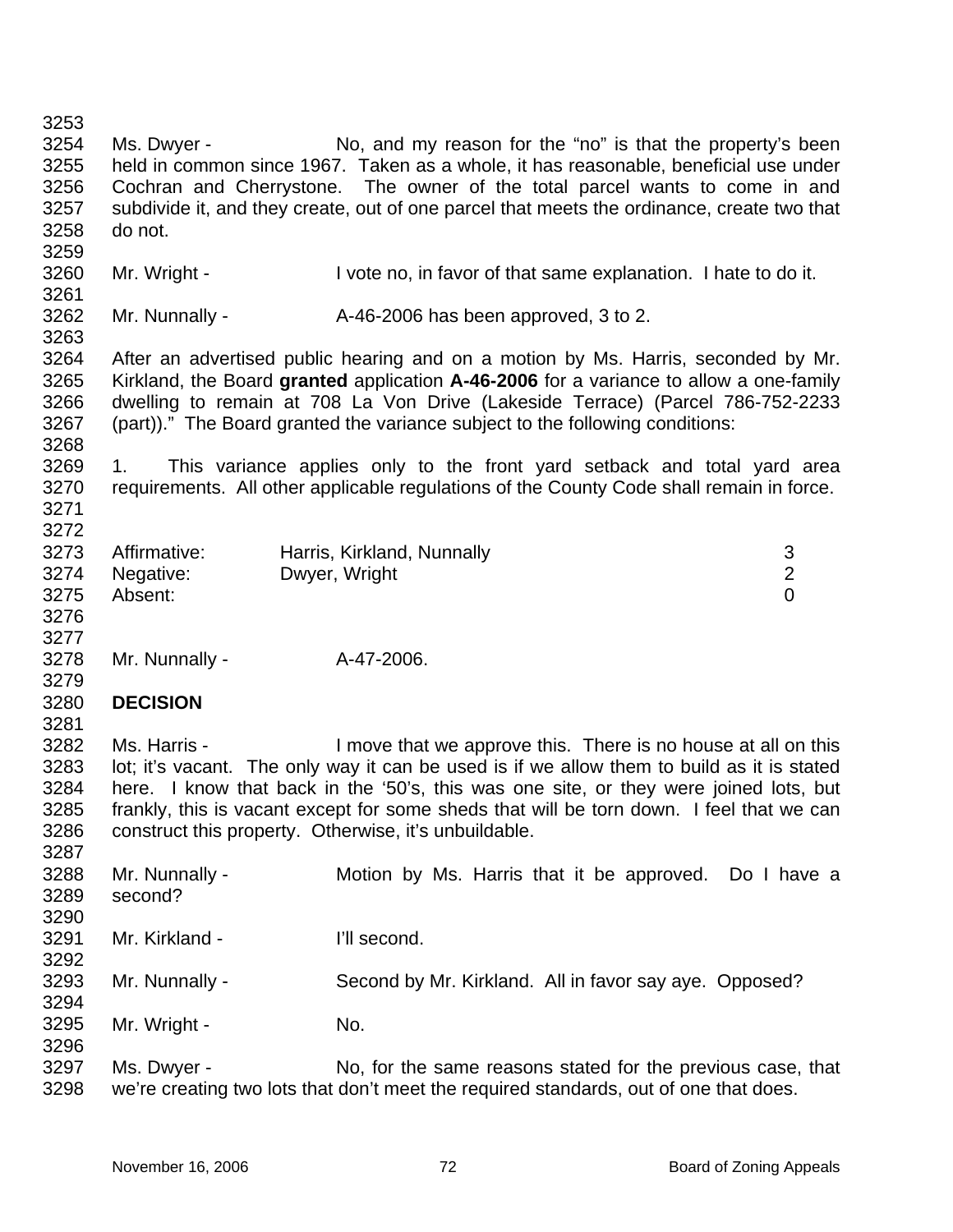Ms. Dwyer - No, and my reason for the "no" is that the property's been held in common since 1967. Taken as a whole, it has reasonable, beneficial use under Cochran and Cherrystone. The owner of the total parcel wants to come in and subdivide it, and they create, out of one parcel that meets the ordinance, create two that do not.

Mr. Wright - I vote no, in favor of that same explanation. I hate to do it.

Mr. Nunnally - A-46-2006 has been approved, 3 to 2.

After an advertised public hearing and on a motion by Ms. Harris, seconded by Mr. Kirkland, the Board **granted** application **A-46-2006** for a variance to allow a one-family dwelling to remain at 708 La Von Drive (Lakeside Terrace) (Parcel 786-752-2233 (part))." The Board granted the variance subject to the following conditions:

1. This variance applies only to the front yard setback and total yard area requirements. All other applicable regulations of the County Code shall remain in force.

| | | |
|---|---|---|
| Affirmative: | Harris, Kirkland, Nunnally | 3 |
| Negative: | Dwyer, Wright | 2 |
| Absent: | | 0 |

Mr. Nunnally - A-47-2006.

**DECISION**

Ms. Harris - I move that we approve this. There is no house at all on this lot; it's vacant. The only way it can be used is if we allow them to build as it is stated here. I know that back in the '50's, this was one site, or they were joined lots, but frankly, this is vacant except for some sheds that will be torn down. I feel that we can construct this property. Otherwise, it's unbuildable.

Mr. Nunnally - Motion by Ms. Harris that it be approved. Do I have a second?

Mr. Kirkland - I'll second.

Mr. Nunnally - Second by Mr. Kirkland. All in favor say aye. Opposed?

Mr. Wright - No.

Ms. Dwyer - No, for the same reasons stated for the previous case, that we're creating two lots that don't meet the required standards, out of one that does.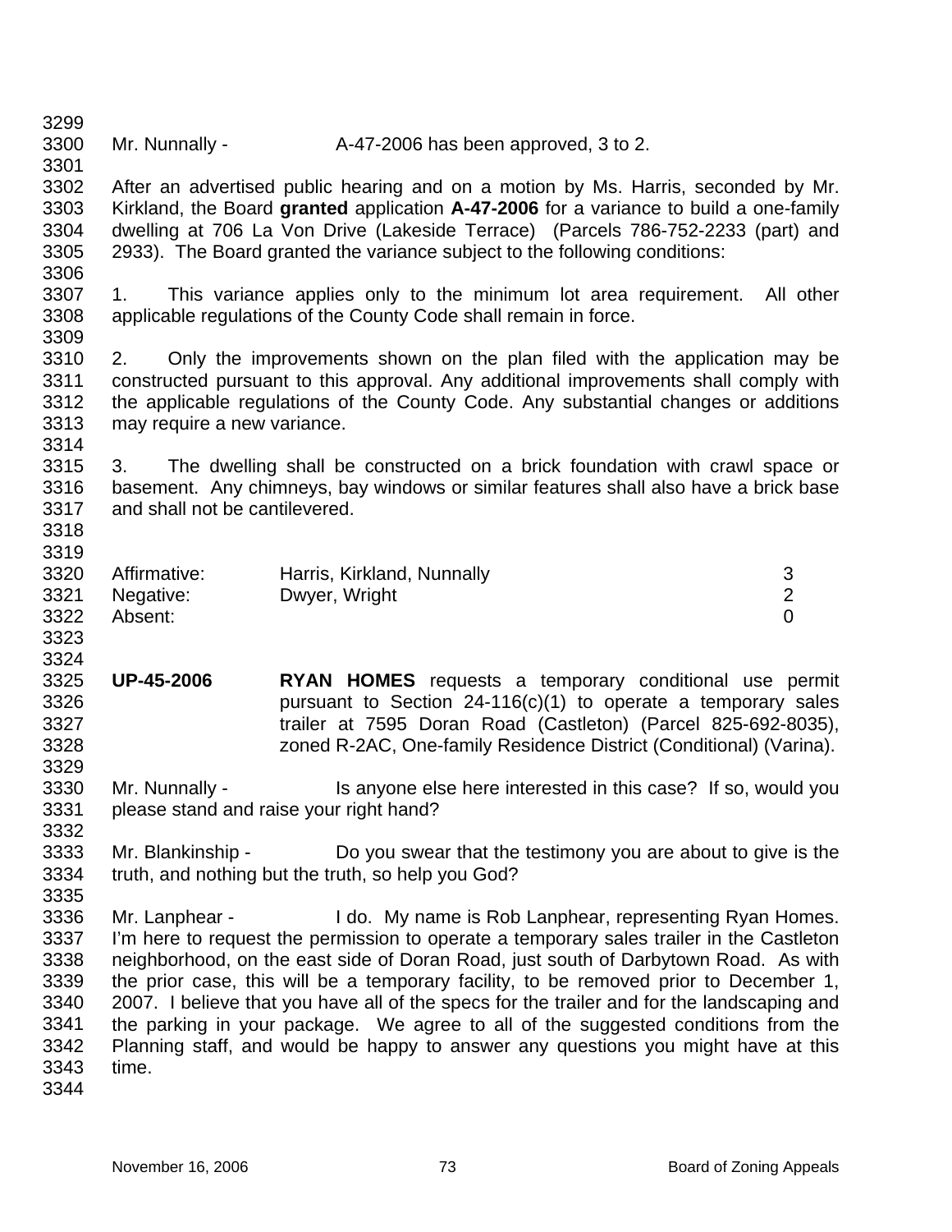Mr. Nunnally - A-47-2006 has been approved, 3 to 2.

After an advertised public hearing and on a motion by Ms. Harris, seconded by Mr. Kirkland, the Board **granted** application **A-47-2006** for a variance to build a one-family dwelling at 706 La Von Drive (Lakeside Terrace) (Parcels 786-752-2233 (part) and 2933). The Board granted the variance subject to the following conditions:

1. This variance applies only to the minimum lot area requirement. All other applicable regulations of the County Code shall remain in force.

2. Only the improvements shown on the plan filed with the application may be constructed pursuant to this approval. Any additional improvements shall comply with the applicable regulations of the County Code. Any substantial changes or additions may require a new variance.

3. The dwelling shall be constructed on a brick foundation with crawl space or basement. Any chimneys, bay windows or similar features shall also have a brick base and shall not be cantilevered.

| | | |
|---|---|---|
| Affirmative: | Harris, Kirkland, Nunnally | 3 |
| Negative: | Dwyer, Wright | 2 |
| Absent: | | 0 |

**UP-45-2006** **RYAN HOMES** requests a temporary conditional use permit pursuant to Section 24-116(c)(1) to operate a temporary sales trailer at 7595 Doran Road (Castleton) (Parcel 825-692-8035), zoned R-2AC, One-family Residence District (Conditional) (Varina).

Mr. Nunnally - Is anyone else here interested in this case? If so, would you please stand and raise your right hand?

Mr. Blankinship - Do you swear that the testimony you are about to give is the truth, and nothing but the truth, so help you God?

Mr. Lanphear - I do. My name is Rob Lanphear, representing Ryan Homes. I'm here to request the permission to operate a temporary sales trailer in the Castleton neighborhood, on the east side of Doran Road, just south of Darbytown Road. As with the prior case, this will be a temporary facility, to be removed prior to December 1, 2007. I believe that you have all of the specs for the trailer and for the landscaping and the parking in your package. We agree to all of the suggested conditions from the Planning staff, and would be happy to answer any questions you might have at this time.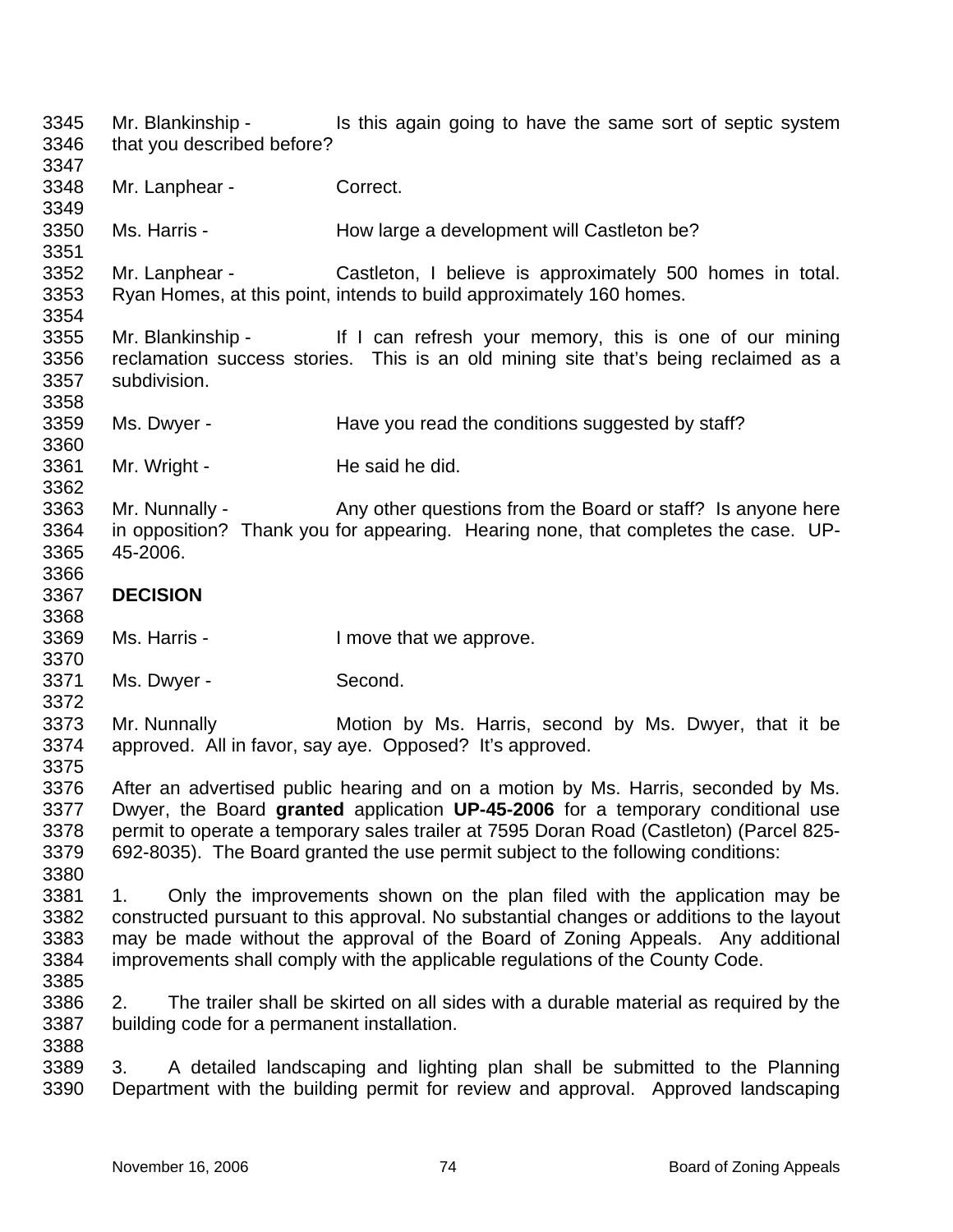Mr. Blankinship - Is this again going to have the same sort of septic system that you described before?

Mr. Lanphear - Correct.

Ms. Harris - How large a development will Castleton be?

Mr. Lanphear - Castleton, I believe is approximately 500 homes in total. Ryan Homes, at this point, intends to build approximately 160 homes.

Mr. Blankinship - If I can refresh your memory, this is one of our mining reclamation success stories. This is an old mining site that's being reclaimed as a subdivision.

Ms. Dwyer - Have you read the conditions suggested by staff?

Mr. Wright - He said he did.

Mr. Nunnally - Any other questions from the Board or staff? Is anyone here in opposition? Thank you for appearing. Hearing none, that completes the case. UP-45-2006.

**DECISION**

Ms. Harris - I move that we approve.

Ms. Dwyer - Second.

Mr. Nunnally Motion by Ms. Harris, second by Ms. Dwyer, that it be approved. All in favor, say aye. Opposed? It's approved.

After an advertised public hearing and on a motion by Ms. Harris, seconded by Ms. Dwyer, the Board **granted** application **UP-45-2006** for a temporary conditional use permit to operate a temporary sales trailer at 7595 Doran Road (Castleton) (Parcel 825-692-8035). The Board granted the use permit subject to the following conditions:

1. Only the improvements shown on the plan filed with the application may be constructed pursuant to this approval. No substantial changes or additions to the layout may be made without the approval of the Board of Zoning Appeals. Any additional improvements shall comply with the applicable regulations of the County Code.

2. The trailer shall be skirted on all sides with a durable material as required by the building code for a permanent installation.

3. A detailed landscaping and lighting plan shall be submitted to the Planning Department with the building permit for review and approval. Approved landscaping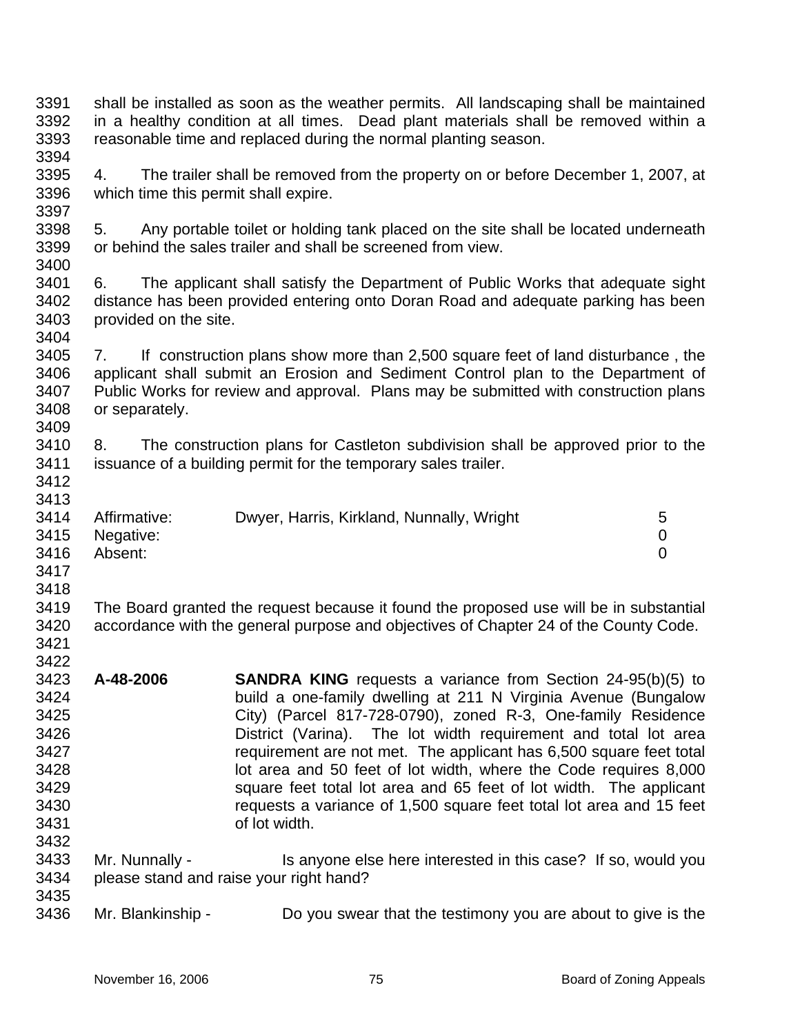shall be installed as soon as the weather permits. All landscaping shall be maintained in a healthy condition at all times. Dead plant materials shall be removed within a reasonable time and replaced during the normal planting season.

4. The trailer shall be removed from the property on or before December 1, 2007, at which time this permit shall expire.

5. Any portable toilet or holding tank placed on the site shall be located underneath or behind the sales trailer and shall be screened from view.

6. The applicant shall satisfy the Department of Public Works that adequate sight distance has been provided entering onto Doran Road and adequate parking has been provided on the site.

7. If construction plans show more than 2,500 square feet of land disturbance , the applicant shall submit an Erosion and Sediment Control plan to the Department of Public Works for review and approval. Plans may be submitted with construction plans or separately.

8. The construction plans for Castleton subdivision shall be approved prior to the issuance of a building permit for the temporary sales trailer.

| | | |
|---|---|---|
| Affirmative: | Dwyer, Harris, Kirkland, Nunnally, Wright | 5 |
| Negative: | | 0 |
| Absent: | | 0 |

The Board granted the request because it found the proposed use will be in substantial accordance with the general purpose and objectives of Chapter 24 of the County Code.

**A-48-2006** **SANDRA KING** requests a variance from Section 24-95(b)(5) to build a one-family dwelling at 211 N Virginia Avenue (Bungalow City) (Parcel 817-728-0790), zoned R-3, One-family Residence District (Varina). The lot width requirement and total lot area requirement are not met. The applicant has 6,500 square feet total lot area and 50 feet of lot width, where the Code requires 8,000 square feet total lot area and 65 feet of lot width. The applicant requests a variance of 1,500 square feet total lot area and 15 feet of lot width.

Mr. Nunnally - Is anyone else here interested in this case? If so, would you please stand and raise your right hand?

Mr. Blankinship - Do you swear that the testimony you are about to give is the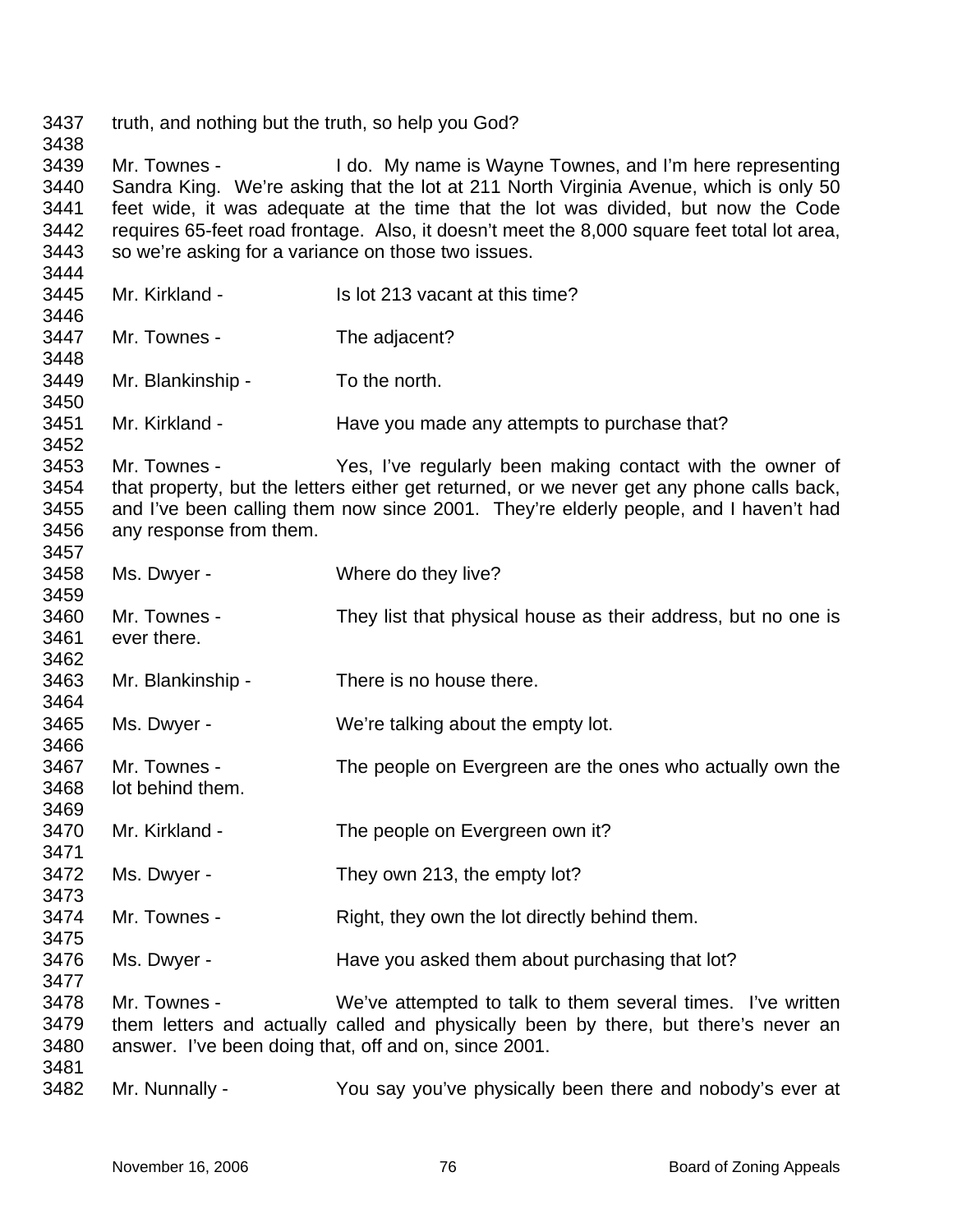truth, and nothing but the truth, so help you God?

Mr. Townes - I do. My name is Wayne Townes, and I'm here representing Sandra King. We're asking that the lot at 211 North Virginia Avenue, which is only 50 feet wide, it was adequate at the time that the lot was divided, but now the Code requires 65-feet road frontage. Also, it doesn't meet the 8,000 square feet total lot area, so we're asking for a variance on those two issues.

Mr. Kirkland - Is lot 213 vacant at this time?

Mr. Townes - The adjacent?

Mr. Blankinship - To the north.

Mr. Kirkland - Have you made any attempts to purchase that?

Mr. Townes - Yes, I've regularly been making contact with the owner of that property, but the letters either get returned, or we never get any phone calls back, and I've been calling them now since 2001. They're elderly people, and I haven't had any response from them.

Ms. Dwyer - Where do they live?

Mr. Townes - They list that physical house as their address, but no one is ever there.

Mr. Blankinship - There is no house there.

Ms. Dwyer - We're talking about the empty lot.

Mr. Townes - The people on Evergreen are the ones who actually own the lot behind them.

Mr. Kirkland - The people on Evergreen own it?

Ms. Dwyer - They own 213, the empty lot?

Mr. Townes - Right, they own the lot directly behind them.

Ms. Dwyer - Have you asked them about purchasing that lot?

Mr. Townes - We've attempted to talk to them several times. I've written them letters and actually called and physically been by there, but there's never an answer. I've been doing that, off and on, since 2001.

Mr. Nunnally - You say you've physically been there and nobody's ever at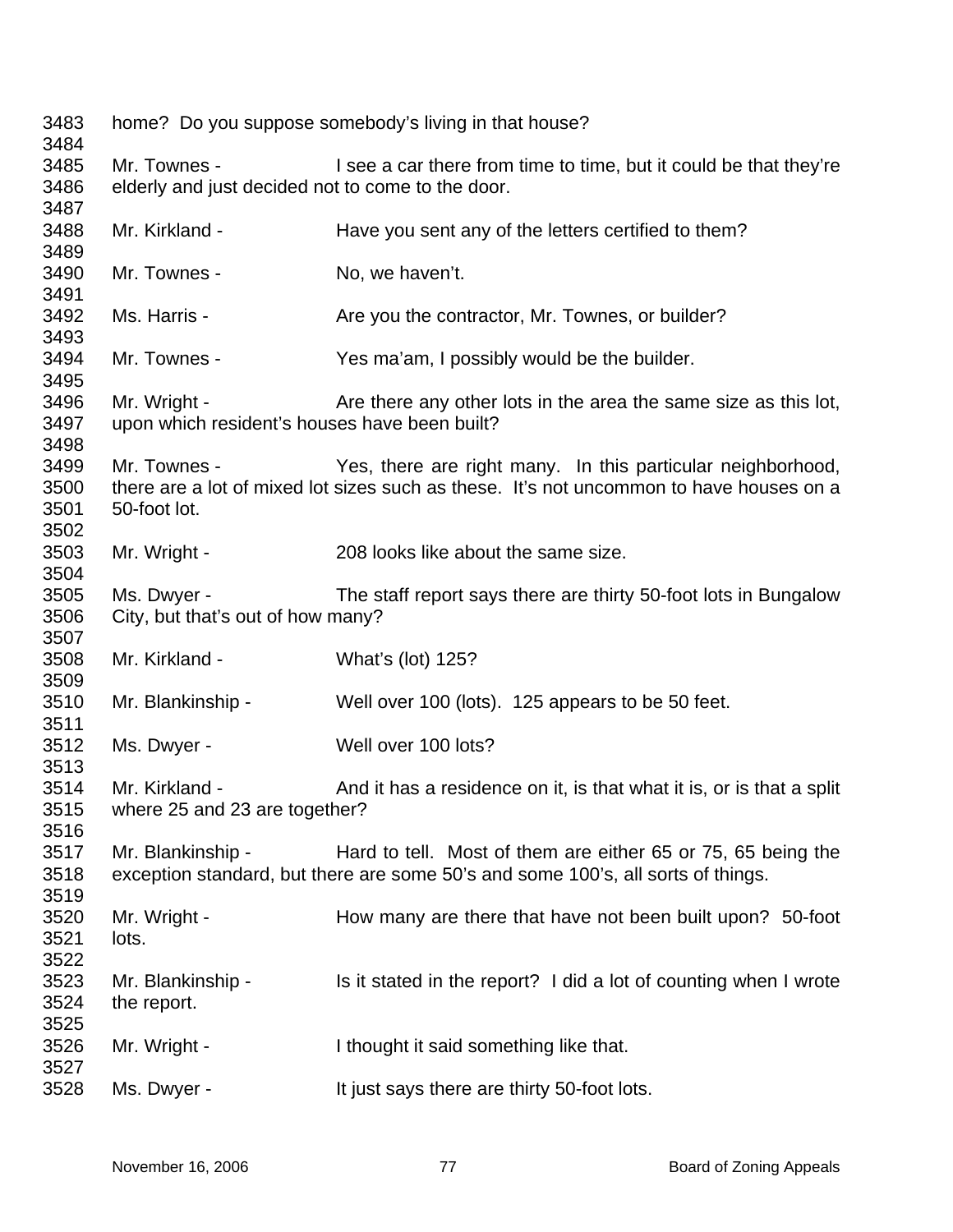home? Do you suppose somebody's living in that house?

Mr. Townes - I see a car there from time to time, but it could be that they're elderly and just decided not to come to the door.

Mr. Kirkland - Have you sent any of the letters certified to them?

Mr. Townes - No, we haven't.

Ms. Harris - Are you the contractor, Mr. Townes, or builder?

Mr. Townes - Yes ma'am, I possibly would be the builder.

Mr. Wright - Are there any other lots in the area the same size as this lot, upon which resident's houses have been built?

Mr. Townes - Yes, there are right many. In this particular neighborhood, there are a lot of mixed lot sizes such as these. It's not uncommon to have houses on a 50-foot lot.

Mr. Wright - 208 looks like about the same size.

Ms. Dwyer - The staff report says there are thirty 50-foot lots in Bungalow City, but that's out of how many?

Mr. Kirkland - What's (lot) 125?

Mr. Blankinship - Well over 100 (lots). 125 appears to be 50 feet.

Ms. Dwyer - Well over 100 lots?

Mr. Kirkland - And it has a residence on it, is that what it is, or is that a split where 25 and 23 are together?

Mr. Blankinship - Hard to tell. Most of them are either 65 or 75, 65 being the exception standard, but there are some 50's and some 100's, all sorts of things.

Mr. Wright - How many are there that have not been built upon? 50-foot lots.

Mr. Blankinship - Is it stated in the report? I did a lot of counting when I wrote the report.

Mr. Wright - I thought it said something like that.

Ms. Dwyer - It just says there are thirty 50-foot lots.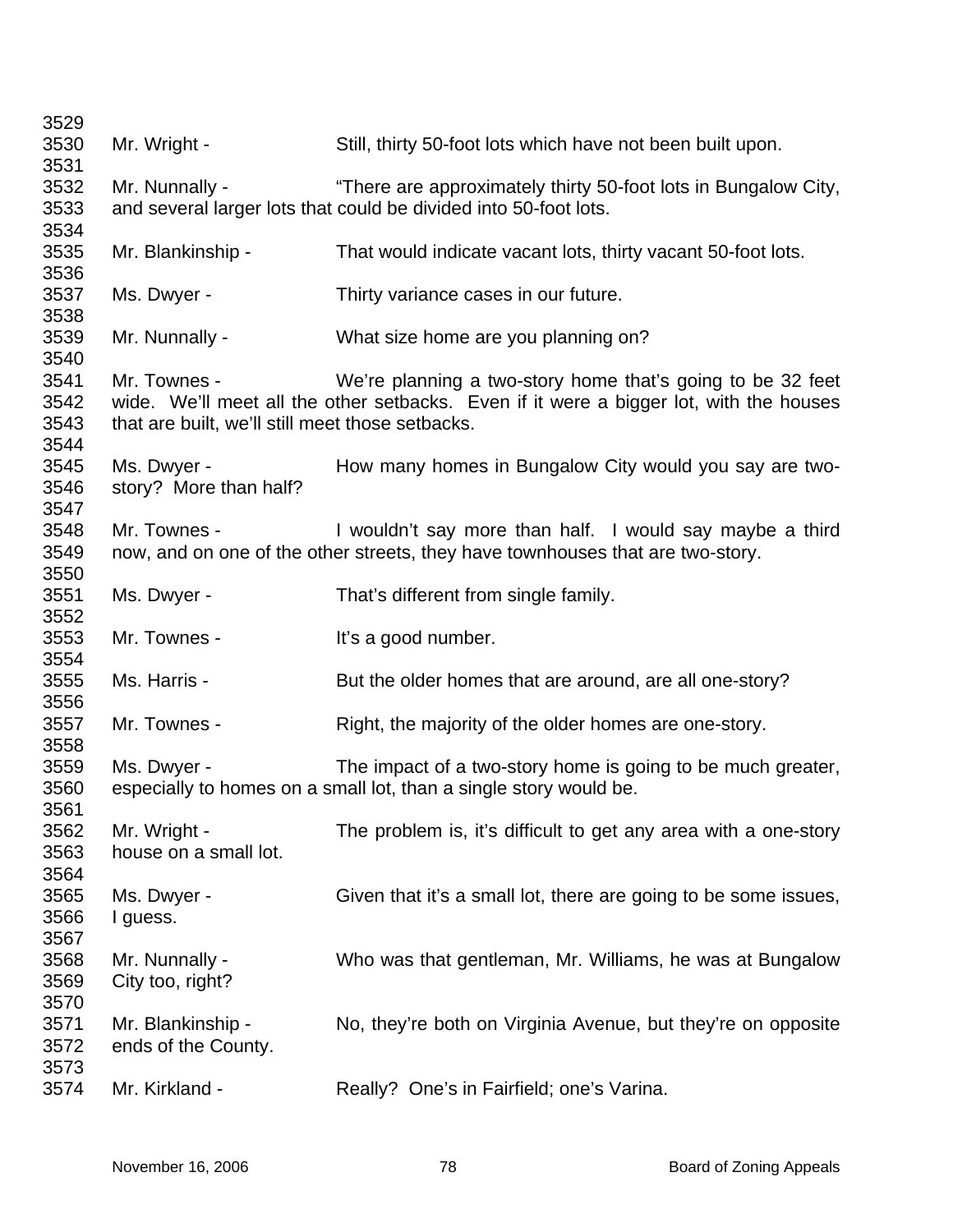3529
3530 Mr. Wright - Still, thirty 50-foot lots which have not been built upon.
3531
3532 Mr. Nunnally - "There are approximately thirty 50-foot lots in Bungalow City,
3533 and several larger lots that could be divided into 50-foot lots.
3534
3535 Mr. Blankinship - That would indicate vacant lots, thirty vacant 50-foot lots.
3536
3537 Ms. Dwyer - Thirty variance cases in our future.
3538
3539 Mr. Nunnally - What size home are you planning on?
3540
3541 Mr. Townes - We're planning a two-story home that's going to be 32 feet
3542 wide. We'll meet all the other setbacks. Even if it were a bigger lot, with the houses
3543 that are built, we'll still meet those setbacks.
3544
3545 Ms. Dwyer - How many homes in Bungalow City would you say are two-
3546 story? More than half?
3547
3548 Mr. Townes - I wouldn't say more than half. I would say maybe a third
3549 now, and on one of the other streets, they have townhouses that are two-story.
3550
3551 Ms. Dwyer - That's different from single family.
3552
3553 Mr. Townes - It's a good number.
3554
3555 Ms. Harris - But the older homes that are around, are all one-story?
3556
3557 Mr. Townes - Right, the majority of the older homes are one-story.
3558
3559 Ms. Dwyer - The impact of a two-story home is going to be much greater,
3560 especially to homes on a small lot, than a single story would be.
3561
3562 Mr. Wright - The problem is, it's difficult to get any area with a one-story
3563 house on a small lot.
3564
3565 Ms. Dwyer - Given that it's a small lot, there are going to be some issues,
3566 I guess.
3567
3568 Mr. Nunnally - Who was that gentleman, Mr. Williams, he was at Bungalow
3569 City too, right?
3570
3571 Mr. Blankinship - No, they're both on Virginia Avenue, but they're on opposite
3572 ends of the County.
3573
3574 Mr. Kirkland - Really? One's in Fairfield; one's Varina.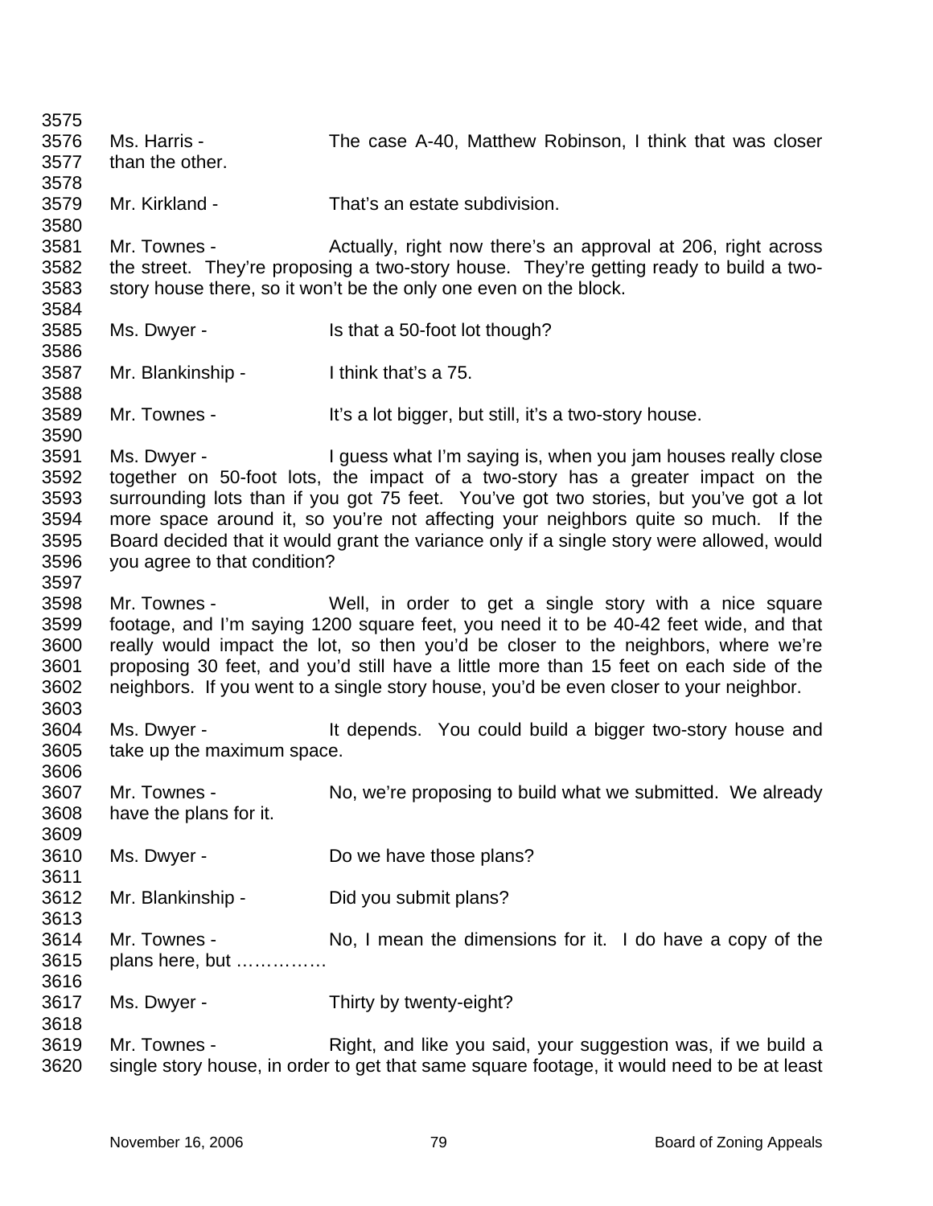Ms. Harris - The case A-40, Matthew Robinson, I think that was closer than the other.

Mr. Kirkland - That's an estate subdivision.

Mr. Townes - Actually, right now there's an approval at 206, right across the street. They're proposing a two-story house. They're getting ready to build a two-story house there, so it won't be the only one even on the block.

Ms. Dwyer - Is that a 50-foot lot though?

Mr. Blankinship - I think that's a 75.

Mr. Townes - It's a lot bigger, but still, it's a two-story house.

Ms. Dwyer - I guess what I'm saying is, when you jam houses really close together on 50-foot lots, the impact of a two-story has a greater impact on the surrounding lots than if you got 75 feet. You've got two stories, but you've got a lot more space around it, so you're not affecting your neighbors quite so much. If the Board decided that it would grant the variance only if a single story were allowed, would you agree to that condition?

Mr. Townes - Well, in order to get a single story with a nice square footage, and I'm saying 1200 square feet, you need it to be 40-42 feet wide, and that really would impact the lot, so then you'd be closer to the neighbors, where we're proposing 30 feet, and you'd still have a little more than 15 feet on each side of the neighbors. If you went to a single story house, you'd be even closer to your neighbor.

Ms. Dwyer - It depends. You could build a bigger two-story house and take up the maximum space.

Mr. Townes - No, we're proposing to build what we submitted. We already have the plans for it.

Ms. Dwyer - Do we have those plans?

Mr. Blankinship - Did you submit plans?

Mr. Townes - No, I mean the dimensions for it. I do have a copy of the plans here, but ……………

Ms. Dwyer - Thirty by twenty-eight?

Mr. Townes - Right, and like you said, your suggestion was, if we build a single story house, in order to get that same square footage, it would need to be at least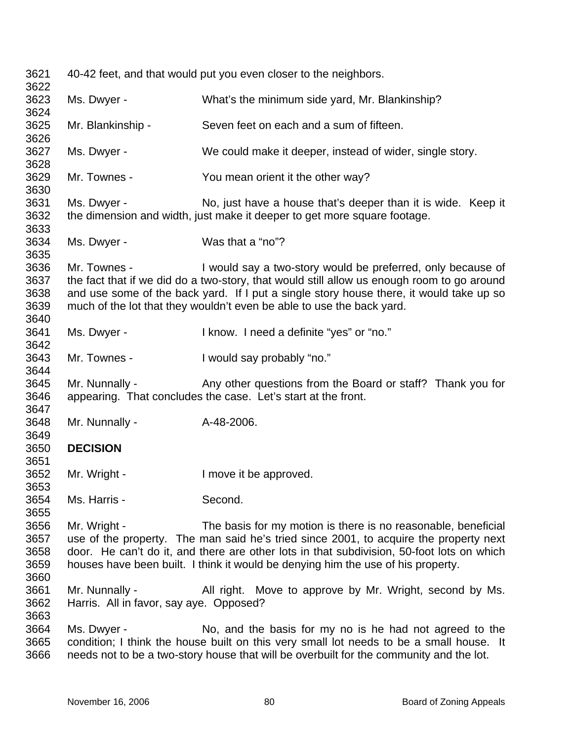40-42 feet, and that would put you even closer to the neighbors.

Ms. Dwyer - What's the minimum side yard, Mr. Blankinship?

Mr. Blankinship - Seven feet on each and a sum of fifteen.

Ms. Dwyer - We could make it deeper, instead of wider, single story.

Mr. Townes - You mean orient it the other way?

Ms. Dwyer - No, just have a house that's deeper than it is wide. Keep it the dimension and width, just make it deeper to get more square footage.

Ms. Dwyer - Was that a "no"?

Mr. Townes - I would say a two-story would be preferred, only because of the fact that if we did do a two-story, that would still allow us enough room to go around and use some of the back yard. If I put a single story house there, it would take up so much of the lot that they wouldn't even be able to use the back yard.

Ms. Dwyer - I know. I need a definite "yes" or "no."

Mr. Townes - I would say probably "no."

Mr. Nunnally - Any other questions from the Board or staff? Thank you for appearing. That concludes the case. Let's start at the front.

Mr. Nunnally - A-48-2006.

**DECISION**

Mr. Wright - I move it be approved.

Ms. Harris - Second.

Mr. Wright - The basis for my motion is there is no reasonable, beneficial use of the property. The man said he's tried since 2001, to acquire the property next door. He can't do it, and there are other lots in that subdivision, 50-foot lots on which houses have been built. I think it would be denying him the use of his property.

Mr. Nunnally - All right. Move to approve by Mr. Wright, second by Ms. Harris. All in favor, say aye. Opposed?

Ms. Dwyer - No, and the basis for my no is he had not agreed to the condition; I think the house built on this very small lot needs to be a small house. It needs not to be a two-story house that will be overbuilt for the community and the lot.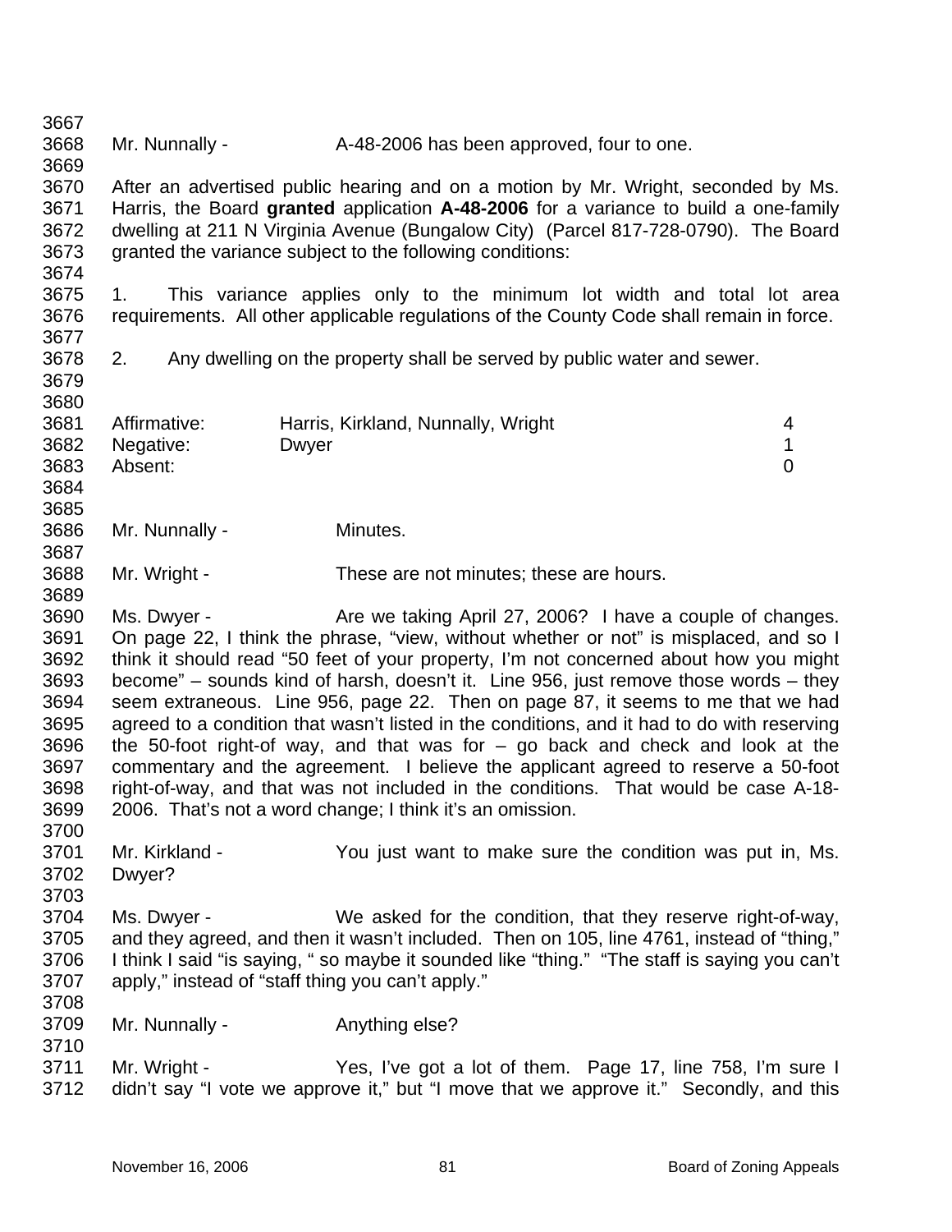Mr. Nunnally - A-48-2006 has been approved, four to one.

After an advertised public hearing and on a motion by Mr. Wright, seconded by Ms. Harris, the Board **granted** application **A-48-2006** for a variance to build a one-family dwelling at 211 N Virginia Avenue (Bungalow City) (Parcel 817-728-0790). The Board granted the variance subject to the following conditions:

1. This variance applies only to the minimum lot width and total lot area requirements. All other applicable regulations of the County Code shall remain in force.

2. Any dwelling on the property shall be served by public water and sewer.

| | | |
|---|---|---|
| Affirmative: | Harris, Kirkland, Nunnally, Wright | 4 |
| Negative: | Dwyer | 1 |
| Absent: | | 0 |

Mr. Nunnally - Minutes.

Mr. Wright - These are not minutes; these are hours.

Ms. Dwyer - Are we taking April 27, 2006? I have a couple of changes. On page 22, I think the phrase, "view, without whether or not" is misplaced, and so I think it should read "50 feet of your property, I'm not concerned about how you might become" – sounds kind of harsh, doesn't it. Line 956, just remove those words – they seem extraneous. Line 956, page 22. Then on page 87, it seems to me that we had agreed to a condition that wasn't listed in the conditions, and it had to do with reserving the 50-foot right-of way, and that was for – go back and check and look at the commentary and the agreement. I believe the applicant agreed to reserve a 50-foot right-of-way, and that was not included in the conditions. That would be case A-18-2006. That's not a word change; I think it's an omission.

Mr. Kirkland - You just want to make sure the condition was put in, Ms. Dwyer?

Ms. Dwyer - We asked for the condition, that they reserve right-of-way, and they agreed, and then it wasn't included. Then on 105, line 4761, instead of "thing," I think I said "is saying, " so maybe it sounded like "thing." "The staff is saying you can't apply," instead of "staff thing you can't apply."

Mr. Nunnally - Anything else?

Mr. Wright - Yes, I've got a lot of them. Page 17, line 758, I'm sure I didn't say "I vote we approve it," but "I move that we approve it." Secondly, and this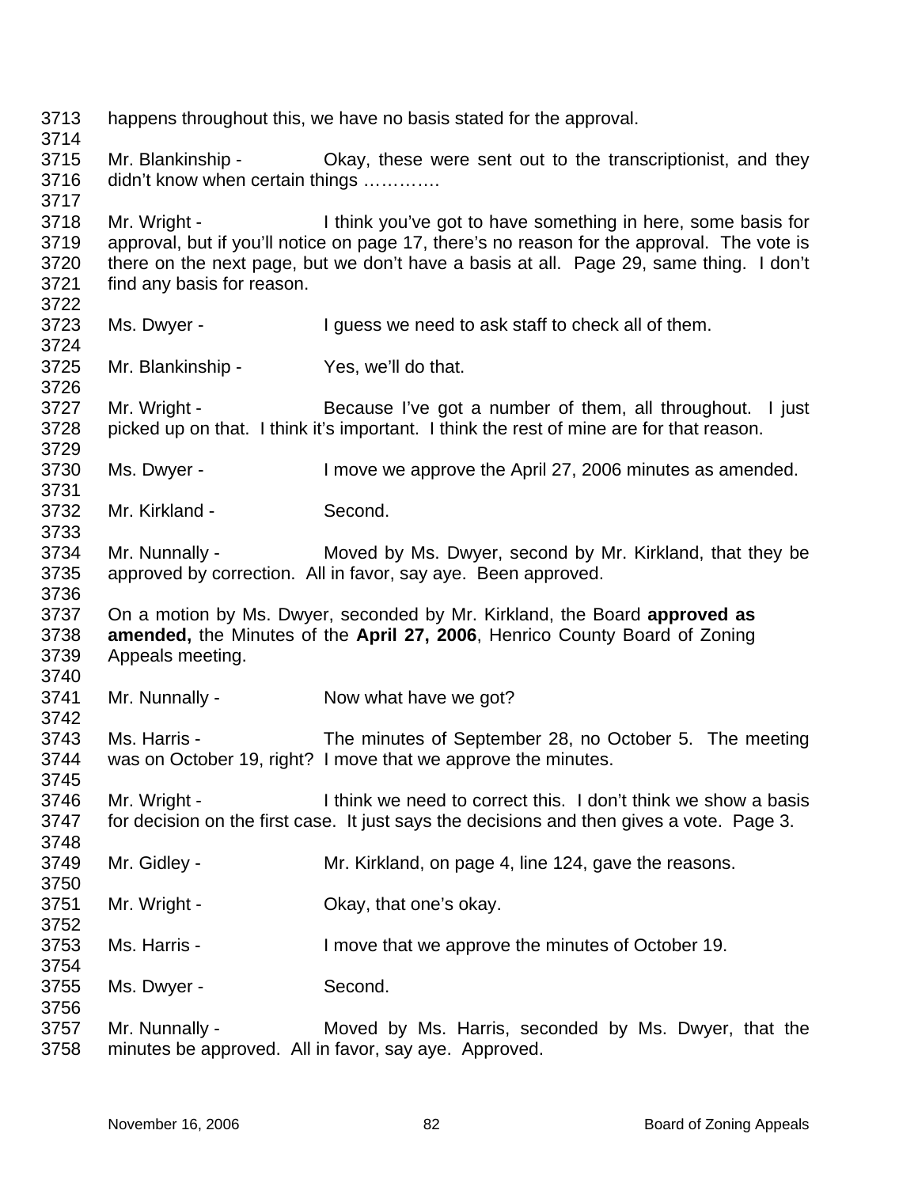happens throughout this, we have no basis stated for the approval.

Mr. Blankinship - Okay, these were sent out to the transcriptionist, and they didn't know when certain things ………….

Mr. Wright - I think you've got to have something in here, some basis for approval, but if you'll notice on page 17, there's no reason for the approval. The vote is there on the next page, but we don't have a basis at all. Page 29, same thing. I don't find any basis for reason.

Ms. Dwyer - I guess we need to ask staff to check all of them.

Mr. Blankinship - Yes, we'll do that.

Mr. Wright - Because I've got a number of them, all throughout. I just picked up on that. I think it's important. I think the rest of mine are for that reason.

Ms. Dwyer - I move we approve the April 27, 2006 minutes as amended.

Mr. Kirkland - Second.

Mr. Nunnally - Moved by Ms. Dwyer, second by Mr. Kirkland, that they be approved by correction. All in favor, say aye. Been approved.

On a motion by Ms. Dwyer, seconded by Mr. Kirkland, the Board **approved as amended,** the Minutes of the **April 27, 2006**, Henrico County Board of Zoning Appeals meeting.

Mr. Nunnally - Now what have we got?

Ms. Harris - The minutes of September 28, no October 5. The meeting was on October 19, right? I move that we approve the minutes.

Mr. Wright - I think we need to correct this. I don't think we show a basis for decision on the first case. It just says the decisions and then gives a vote. Page 3.

Mr. Gidley - Mr. Kirkland, on page 4, line 124, gave the reasons.

Mr. Wright - Okay, that one's okay.

Ms. Harris - I move that we approve the minutes of October 19.

Ms. Dwyer - Second.

Mr. Nunnally - Moved by Ms. Harris, seconded by Ms. Dwyer, that the minutes be approved. All in favor, say aye. Approved.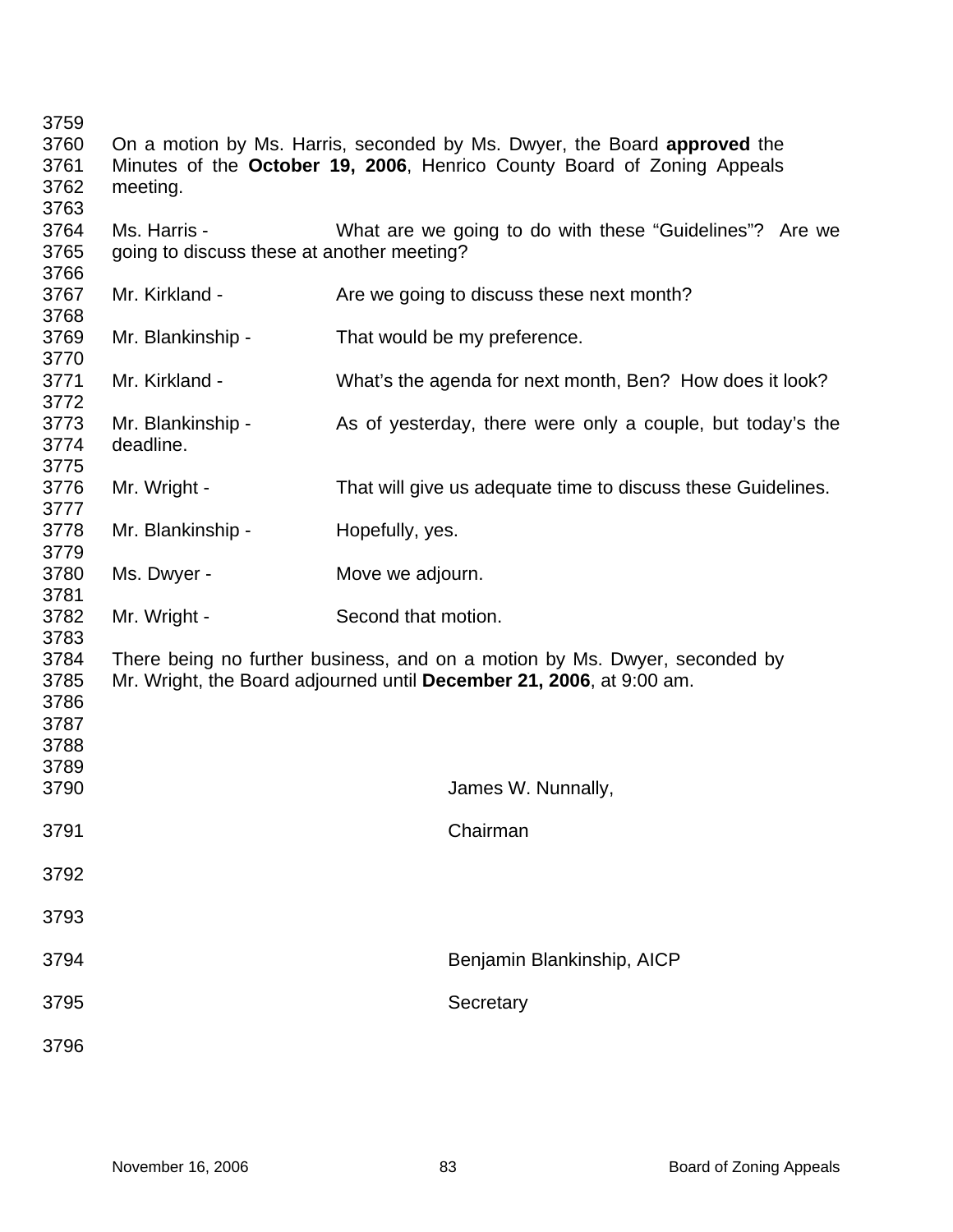On a motion by Ms. Harris, seconded by Ms. Dwyer, the Board **approved** the Minutes of the **October 19, 2006**, Henrico County Board of Zoning Appeals meeting.

Ms. Harris - What are we going to do with these “Guidelines”? Are we going to discuss these at another meeting?

Mr. Kirkland - Are we going to discuss these next month?

Mr. Blankinship - That would be my preference.

Mr. Kirkland - What’s the agenda for next month, Ben? How does it look?

Mr. Blankinship - As of yesterday, there were only a couple, but today’s the deadline.

Mr. Wright - That will give us adequate time to discuss these Guidelines.

Mr. Blankinship - Hopefully, yes.

Ms. Dwyer - Move we adjourn.

Mr. Wright - Second that motion.

There being no further business, and on a motion by Ms. Dwyer, seconded by Mr. Wright, the Board adjourned until **December 21, 2006**, at 9:00 am.

James W. Nunnally,

Chairman

Benjamin Blankinship, AICP

Secretary